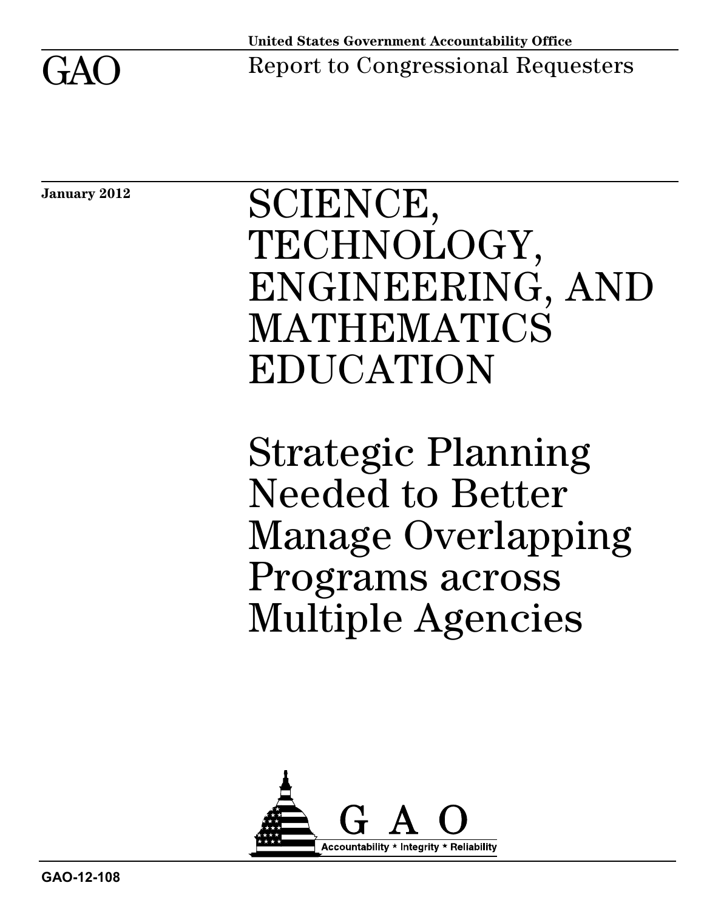United States Government Accountability Office

GAO

Report to Congressional Requesters

January 2012

# SCIENCE, TECHNOLOGY, ENGINEERING, AND MATHEMATICS EDUCATION

## Strategic Planning Needed to Better Manage Overlapping Programs across Multiple Agencies

GAO

Accountability * Integrity * Reliability

GAO-12-108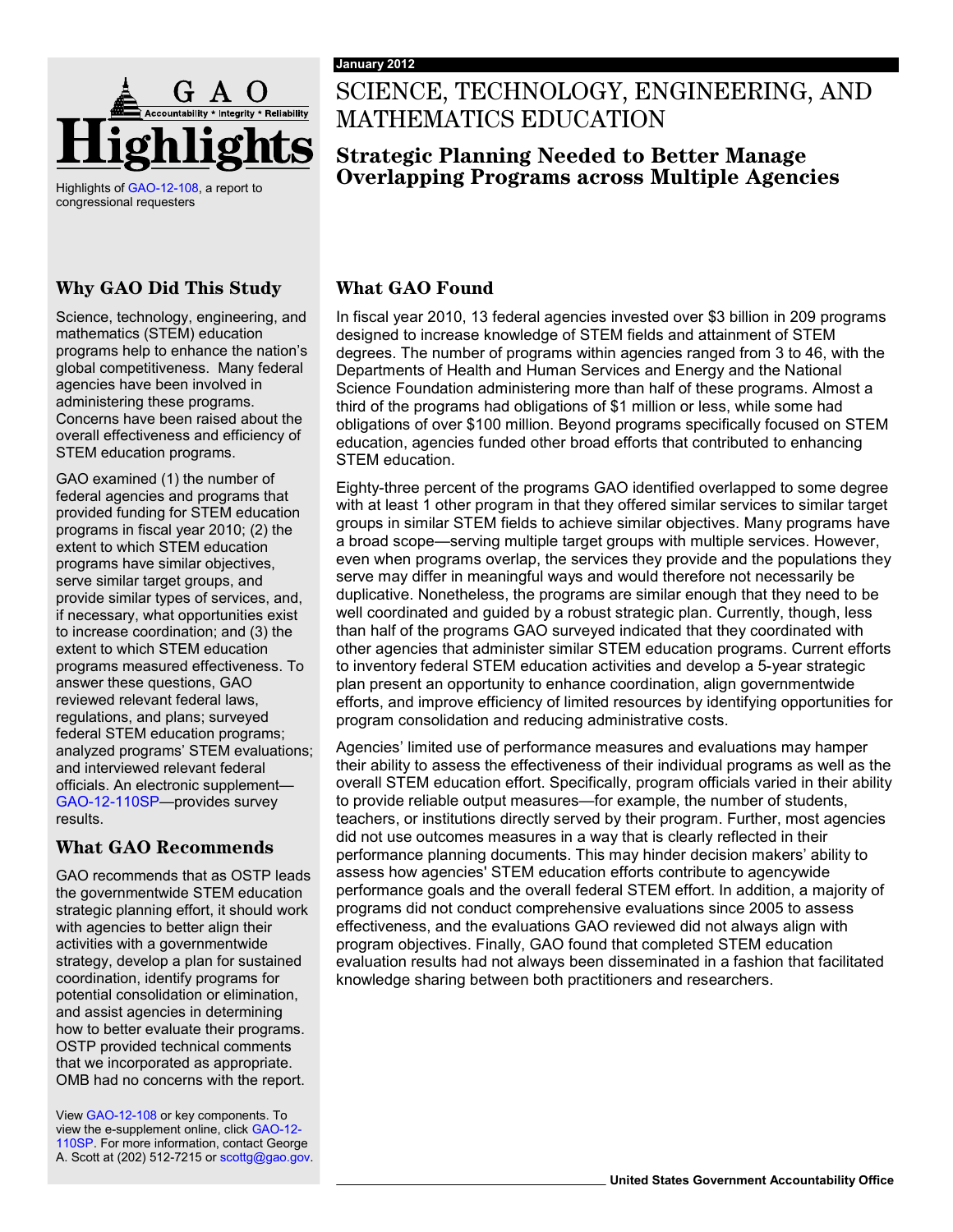# GAO Highlights

Highlights of GAO-12-108, a report to congressional requesters

January 2012

# SCIENCE, TECHNOLOGY, ENGINEERING, AND MATHEMATICS EDUCATION

## Strategic Planning Needed to Better Manage Overlapping Programs across Multiple Agencies

### Why GAO Did This Study

Science, technology, engineering, and mathematics (STEM) education programs help to enhance the nation's global competitiveness. Many federal agencies have been involved in administering these programs. Concerns have been raised about the overall effectiveness and efficiency of STEM education programs.

GAO examined (1) the number of federal agencies and programs that provided funding for STEM education programs in fiscal year 2010; (2) the extent to which STEM education programs have similar objectives, serve similar target groups, and provide similar types of services, and, if necessary, what opportunities exist to increase coordination; and (3) the extent to which STEM education programs measured effectiveness. To answer these questions, GAO reviewed relevant federal laws, regulations, and plans; surveyed federal STEM education programs; analyzed programs' STEM evaluations; and interviewed relevant federal officials. An electronic supplement—GAO-12-110SP—provides survey results.

### What GAO Recommends

GAO recommends that as OSTP leads the governmentwide STEM education strategic planning effort, it should work with agencies to better align their activities with a governmentwide strategy, develop a plan for sustained coordination, identify programs for potential consolidation or elimination, and assist agencies in determining how to better evaluate their programs. OSTP provided technical comments that we incorporated as appropriate. OMB had no concerns with the report.

View GAO-12-108 or key components. To view the e-supplement online, click GAO-12-110SP. For more information, contact George A. Scott at (202) 512-7215 or scottg@gao.gov.

### What GAO Found

In fiscal year 2010, 13 federal agencies invested over $3 billion in 209 programs designed to increase knowledge of STEM fields and attainment of STEM degrees. The number of programs within agencies ranged from 3 to 46, with the Departments of Health and Human Services and Energy and the National Science Foundation administering more than half of these programs. Almost a third of the programs had obligations of $1 million or less, while some had obligations of over $100 million. Beyond programs specifically focused on STEM education, agencies funded other broad efforts that contributed to enhancing STEM education.

Eighty-three percent of the programs GAO identified overlapped to some degree with at least 1 other program in that they offered similar services to similar target groups in similar STEM fields to achieve similar objectives. Many programs have a broad scope—serving multiple target groups with multiple services. However, even when programs overlap, the services they provide and the populations they serve may differ in meaningful ways and would therefore not necessarily be duplicative. Nonetheless, the programs are similar enough that they need to be well coordinated and guided by a robust strategic plan. Currently, though, less than half of the programs GAO surveyed indicated that they coordinated with other agencies that administer similar STEM education programs. Current efforts to inventory federal STEM education activities and develop a 5-year strategic plan present an opportunity to enhance coordination, align governmentwide efforts, and improve efficiency of limited resources by identifying opportunities for program consolidation and reducing administrative costs.

Agencies' limited use of performance measures and evaluations may hamper their ability to assess the effectiveness of their individual programs as well as the overall STEM education effort. Specifically, program officials varied in their ability to provide reliable output measures—for example, the number of students, teachers, or institutions directly served by their program. Further, most agencies did not use outcomes measures in a way that is clearly reflected in their performance planning documents. This may hinder decision makers' ability to assess how agencies' STEM education efforts contribute to agencywide performance goals and the overall federal STEM effort. In addition, a majority of programs did not conduct comprehensive evaluations since 2005 to assess effectiveness, and the evaluations GAO reviewed did not always align with program objectives. Finally, GAO found that completed STEM education evaluation results had not always been disseminated in a fashion that facilitated knowledge sharing between both practitioners and researchers.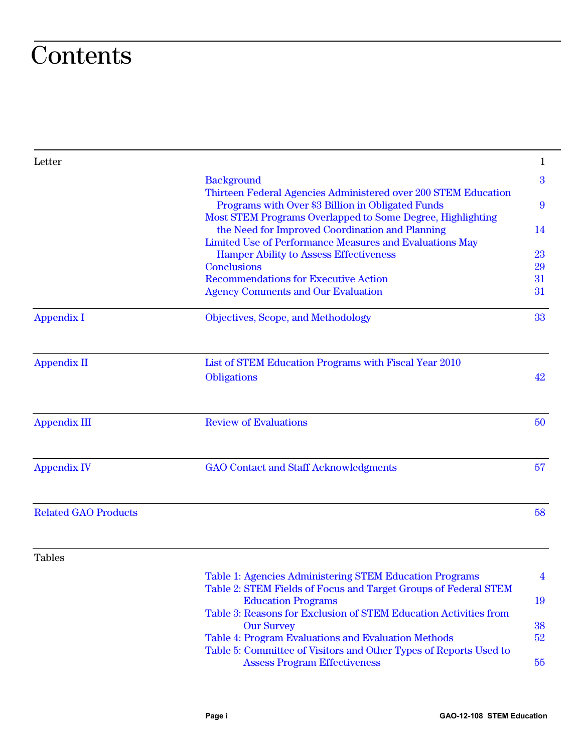# Contents

| | | |
|---|---|---|
| Letter | | 1 |
| | Background | 3 |
| | Thirteen Federal Agencies Administered over 200 STEM Education Programs with Over $3 Billion in Obligated Funds | 9 |
| | Most STEM Programs Overlapped to Some Degree, Highlighting the Need for Improved Coordination and Planning | 14 |
| | Limited Use of Performance Measures and Evaluations May Hamper Ability to Assess Effectiveness | 23 |
| | Conclusions | 29 |
| | Recommendations for Executive Action | 31 |
| | Agency Comments and Our Evaluation | 31 |
| Appendix I | Objectives, Scope, and Methodology | 33 |
| Appendix II | List of STEM Education Programs with Fiscal Year 2010 Obligations | 42 |
| Appendix III | Review of Evaluations | 50 |
| Appendix IV | GAO Contact and Staff Acknowledgments | 57 |
| Related GAO Products | | 58 |
| Tables | | |
| | Table 1: Agencies Administering STEM Education Programs | 4 |
| | Table 2: STEM Fields of Focus and Target Groups of Federal STEM Education Programs | 19 |
| | Table 3: Reasons for Exclusion of STEM Education Activities from Our Survey | 38 |
| | Table 4: Program Evaluations and Evaluation Methods | 52 |
| | Table 5: Committee of Visitors and Other Types of Reports Used to Assess Program Effectiveness | 55 |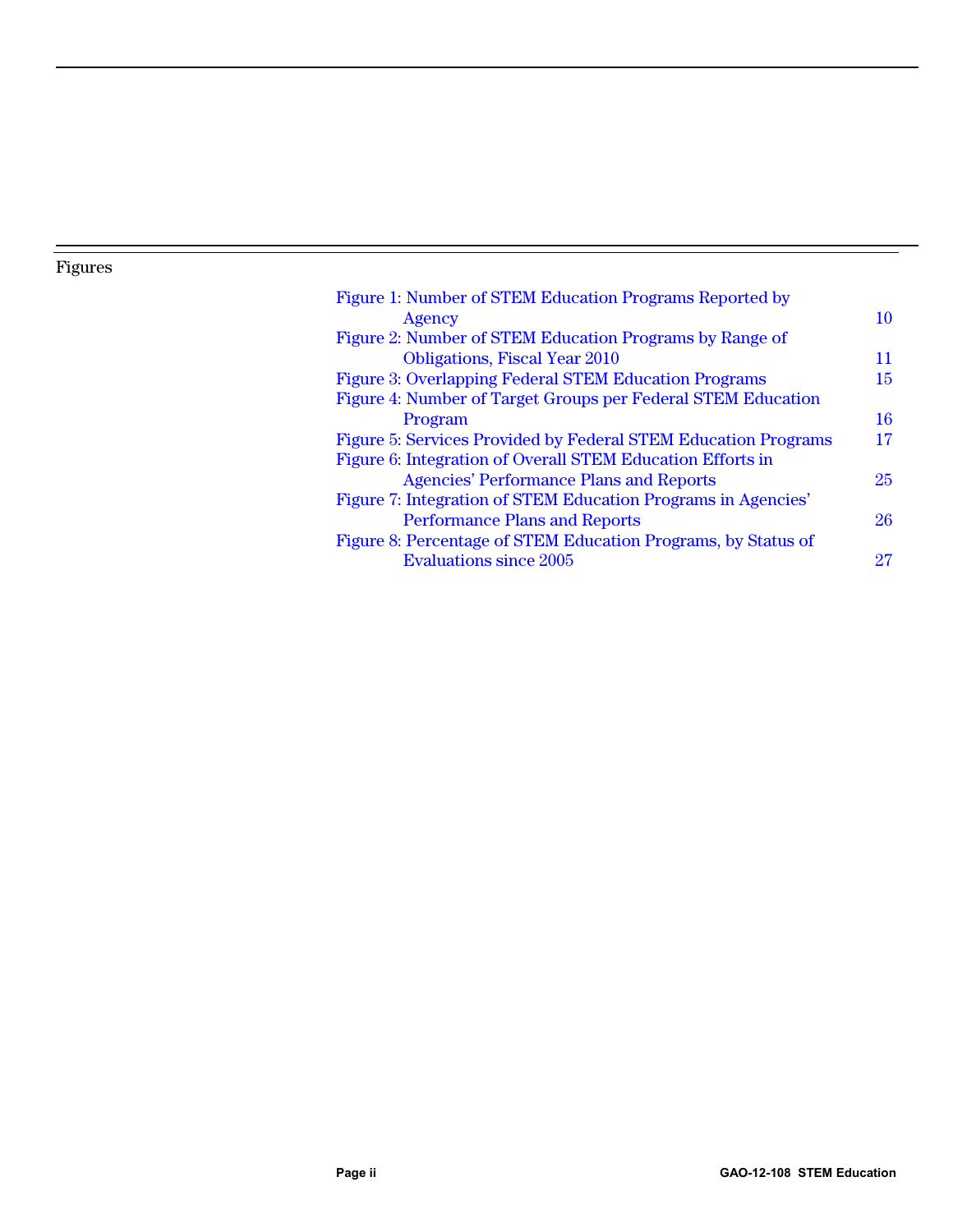## Figures

| | |
|---|---|
| Figure 1: Number of STEM Education Programs Reported by Agency | 10 |
| Figure 2: Number of STEM Education Programs by Range of Obligations, Fiscal Year 2010 | 11 |
| Figure 3: Overlapping Federal STEM Education Programs | 15 |
| Figure 4: Number of Target Groups per Federal STEM Education Program | 16 |
| Figure 5: Services Provided by Federal STEM Education Programs | 17 |
| Figure 6: Integration of Overall STEM Education Efforts in Agencies' Performance Plans and Reports | 25 |
| Figure 7: Integration of STEM Education Programs in Agencies' Performance Plans and Reports | 26 |
| Figure 8: Percentage of STEM Education Programs, by Status of Evaluations since 2005 | 27 |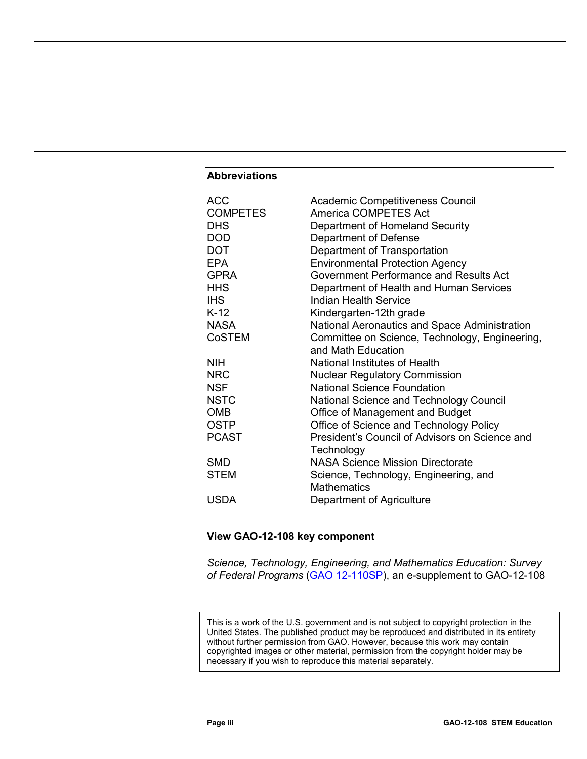## Abbreviations

| | |
|---|---|
| ACC | Academic Competitiveness Council |
| COMPETES | America COMPETES Act |
| DHS | Department of Homeland Security |
| DOD | Department of Defense |
| DOT | Department of Transportation |
| EPA | Environmental Protection Agency |
| GPRA | Government Performance and Results Act |
| HHS | Department of Health and Human Services |
| IHS | Indian Health Service |
| K-12 | Kindergarten-12th grade |
| NASA | National Aeronautics and Space Administration |
| CoSTEM | Committee on Science, Technology, Engineering, and Math Education |
| NIH | National Institutes of Health |
| NRC | Nuclear Regulatory Commission |
| NSF | National Science Foundation |
| NSTC | National Science and Technology Council |
| OMB | Office of Management and Budget |
| OSTP | Office of Science and Technology Policy |
| PCAST | President's Council of Advisors on Science and Technology |
| SMD | NASA Science Mission Directorate |
| STEM | Science, Technology, Engineering, and Mathematics |
| USDA | Department of Agriculture |

### View GAO-12-108 key component

*Science, Technology, Engineering, and Mathematics Education: Survey of Federal Programs* (GAO 12-110SP), an e-supplement to GAO-12-108

This is a work of the U.S. government and is not subject to copyright protection in the United States. The published product may be reproduced and distributed in its entirety without further permission from GAO. However, because this work may contain copyrighted images or other material, permission from the copyright holder may be necessary if you wish to reproduce this material separately.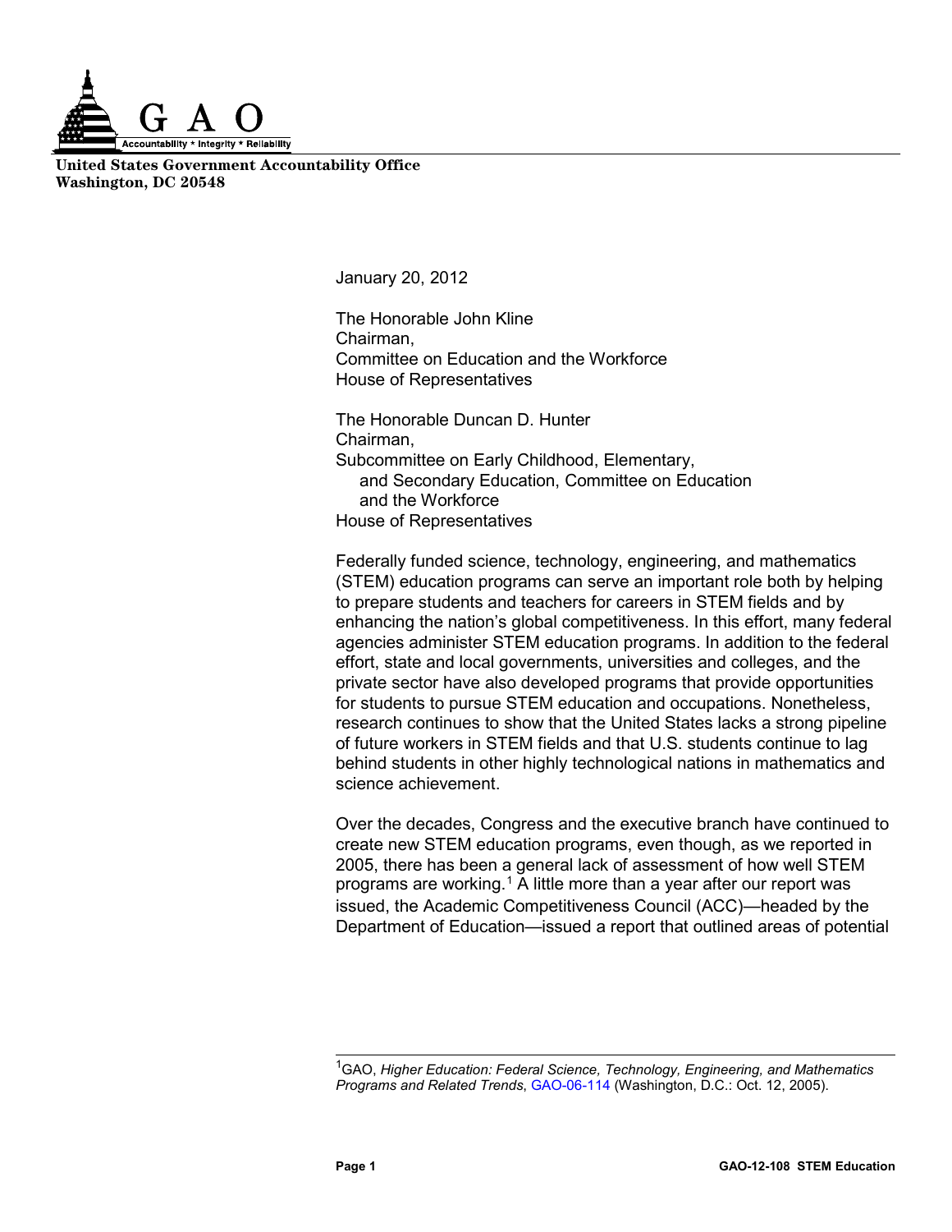**United States Government Accountability Office**
**Washington, DC 20548**

January 20, 2012

The Honorable John Kline
Chairman,
Committee on Education and the Workforce
House of Representatives

The Honorable Duncan D. Hunter
Chairman,
Subcommittee on Early Childhood, Elementary, and Secondary Education, Committee on Education and the Workforce
House of Representatives

Federally funded science, technology, engineering, and mathematics (STEM) education programs can serve an important role both by helping to prepare students and teachers for careers in STEM fields and by enhancing the nation's global competitiveness. In this effort, many federal agencies administer STEM education programs. In addition to the federal effort, state and local governments, universities and colleges, and the private sector have also developed programs that provide opportunities for students to pursue STEM education and occupations. Nonetheless, research continues to show that the United States lacks a strong pipeline of future workers in STEM fields and that U.S. students continue to lag behind students in other highly technological nations in mathematics and science achievement.

Over the decades, Congress and the executive branch have continued to create new STEM education programs, even though, as we reported in 2005, there has been a general lack of assessment of how well STEM programs are working.[1] A little more than a year after our report was issued, the Academic Competitiveness Council (ACC)—headed by the Department of Education—issued a report that outlined areas of potential

---

[1]GAO, *Higher Education: Federal Science, Technology, Engineering, and Mathematics Programs and Related Trends*, GAO-06-114 (Washington, D.C.: Oct. 12, 2005).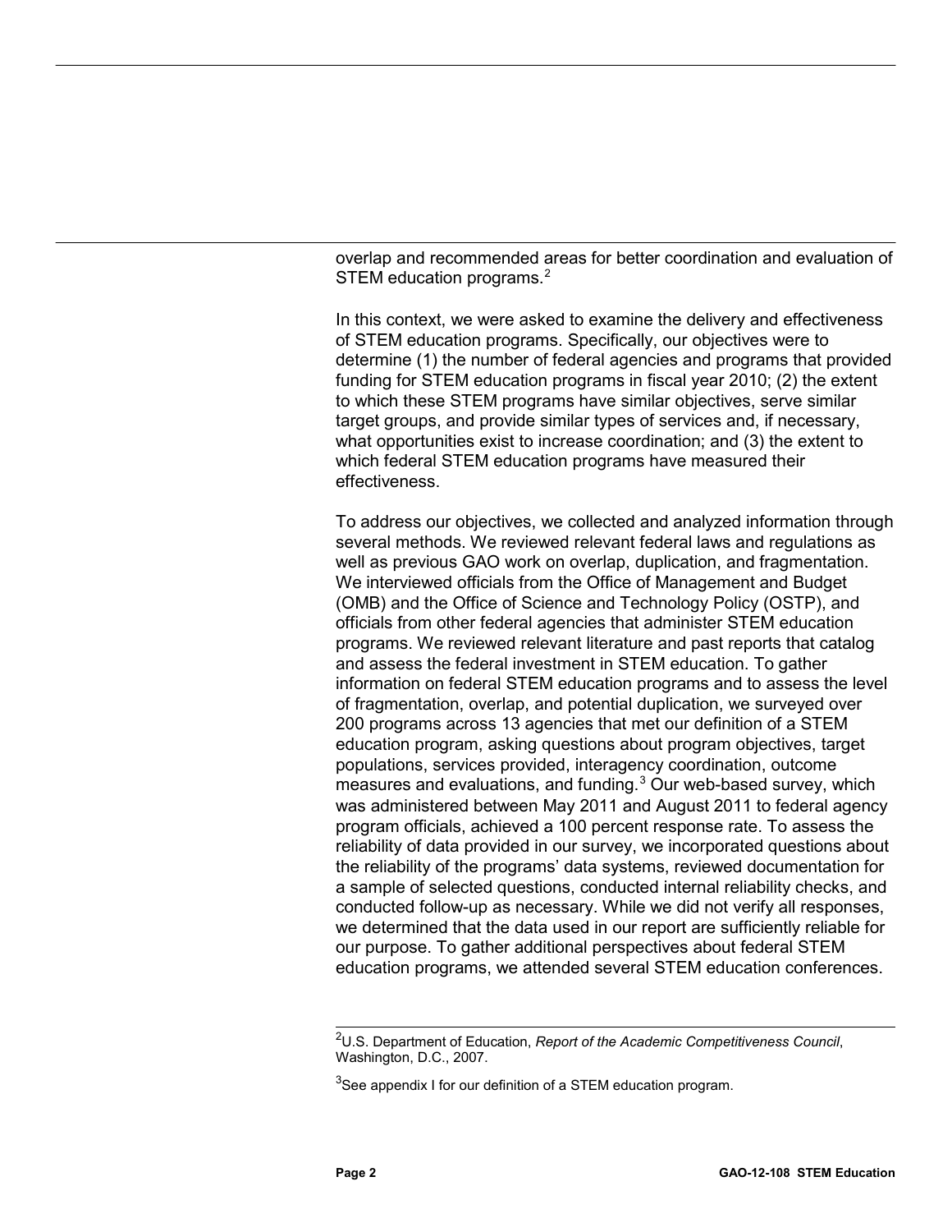overlap and recommended areas for better coordination and evaluation of STEM education programs.[2]

In this context, we were asked to examine the delivery and effectiveness of STEM education programs. Specifically, our objectives were to determine (1) the number of federal agencies and programs that provided funding for STEM education programs in fiscal year 2010; (2) the extent to which these STEM programs have similar objectives, serve similar target groups, and provide similar types of services and, if necessary, what opportunities exist to increase coordination; and (3) the extent to which federal STEM education programs have measured their effectiveness.

To address our objectives, we collected and analyzed information through several methods. We reviewed relevant federal laws and regulations as well as previous GAO work on overlap, duplication, and fragmentation. We interviewed officials from the Office of Management and Budget (OMB) and the Office of Science and Technology Policy (OSTP), and officials from other federal agencies that administer STEM education programs. We reviewed relevant literature and past reports that catalog and assess the federal investment in STEM education. To gather information on federal STEM education programs and to assess the level of fragmentation, overlap, and potential duplication, we surveyed over 200 programs across 13 agencies that met our definition of a STEM education program, asking questions about program objectives, target populations, services provided, interagency coordination, outcome measures and evaluations, and funding.[3] Our web-based survey, which was administered between May 2011 and August 2011 to federal agency program officials, achieved a 100 percent response rate. To assess the reliability of data provided in our survey, we incorporated questions about the reliability of the programs' data systems, reviewed documentation for a sample of selected questions, conducted internal reliability checks, and conducted follow-up as necessary. While we did not verify all responses, we determined that the data used in our report are sufficiently reliable for our purpose. To gather additional perspectives about federal STEM education programs, we attended several STEM education conferences.

---

[2] U.S. Department of Education, *Report of the Academic Competitiveness Council*, Washington, D.C., 2007.

[3] See appendix I for our definition of a STEM education program.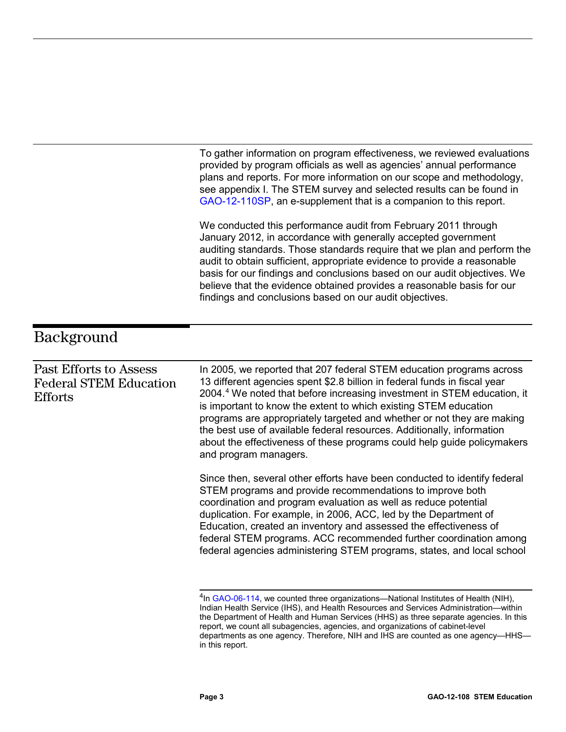To gather information on program effectiveness, we reviewed evaluations provided by program officials as well as agencies' annual performance plans and reports. For more information on our scope and methodology, see appendix I. The STEM survey and selected results can be found in GAO-12-110SP, an e-supplement that is a companion to this report.

We conducted this performance audit from February 2011 through January 2012, in accordance with generally accepted government auditing standards. Those standards require that we plan and perform the audit to obtain sufficient, appropriate evidence to provide a reasonable basis for our findings and conclusions based on our audit objectives. We believe that the evidence obtained provides a reasonable basis for our findings and conclusions based on our audit objectives.

# Background

## Past Efforts to Assess Federal STEM Education Efforts

In 2005, we reported that 207 federal STEM education programs across 13 different agencies spent $2.8 billion in federal funds in fiscal year 2004.[4] We noted that before increasing investment in STEM education, it is important to know the extent to which existing STEM education programs are appropriately targeted and whether or not they are making the best use of available federal resources. Additionally, information about the effectiveness of these programs could help guide policymakers and program managers.

Since then, several other efforts have been conducted to identify federal STEM programs and provide recommendations to improve both coordination and program evaluation as well as reduce potential duplication. For example, in 2006, ACC, led by the Department of Education, created an inventory and assessed the effectiveness of federal STEM programs. ACC recommended further coordination among federal agencies administering STEM programs, states, and local school

[4] In GAO-06-114, we counted three organizations—National Institutes of Health (NIH), Indian Health Service (IHS), and Health Resources and Services Administration—within the Department of Health and Human Services (HHS) as three separate agencies. In this report, we count all subagencies, agencies, and organizations of cabinet-level departments as one agency. Therefore, NIH and IHS are counted as one agency—HHS—in this report.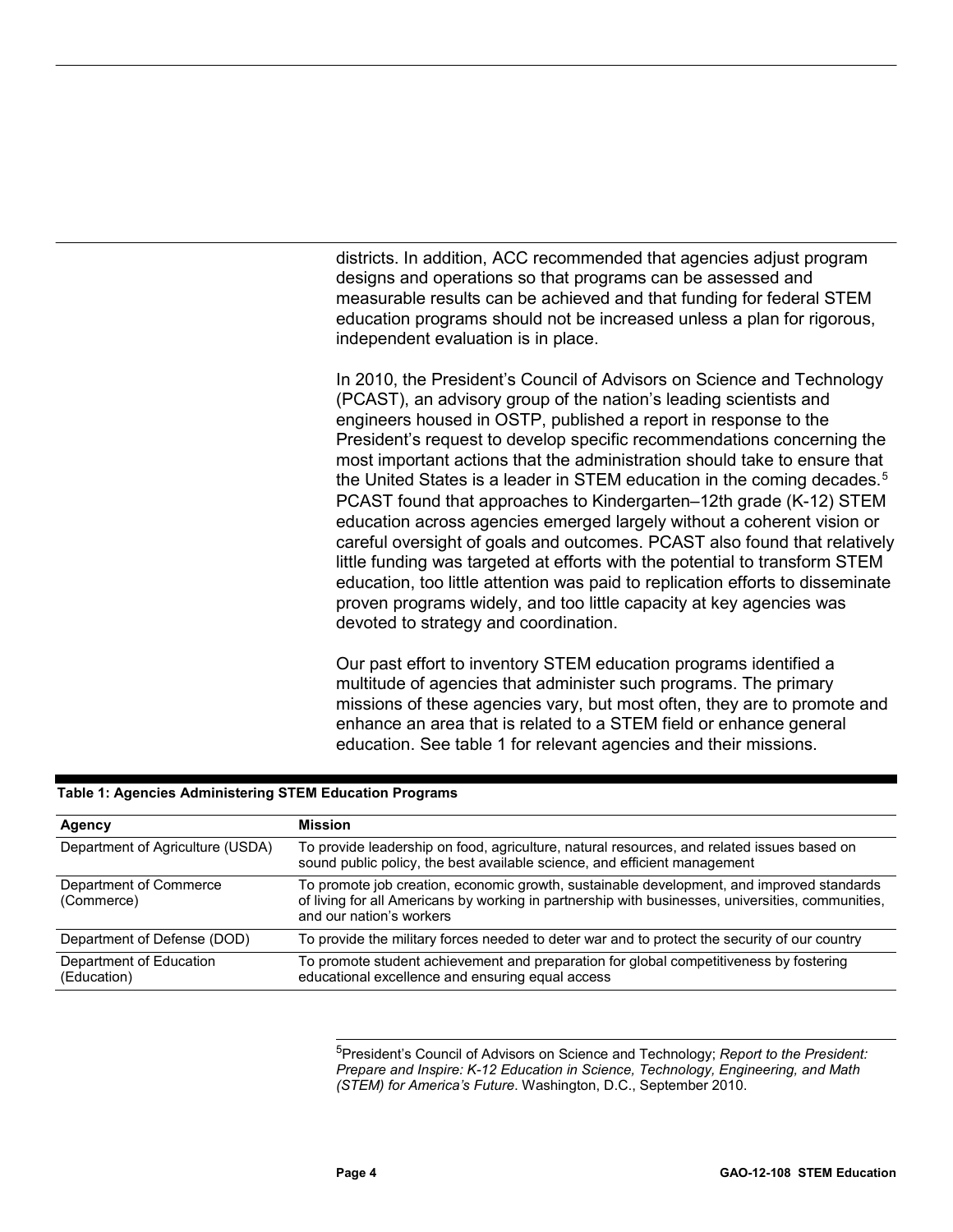districts. In addition, ACC recommended that agencies adjust program designs and operations so that programs can be assessed and measurable results can be achieved and that funding for federal STEM education programs should not be increased unless a plan for rigorous, independent evaluation is in place.

In 2010, the President's Council of Advisors on Science and Technology (PCAST), an advisory group of the nation's leading scientists and engineers housed in OSTP, published a report in response to the President's request to develop specific recommendations concerning the most important actions that the administration should take to ensure that the United States is a leader in STEM education in the coming decades.[5] PCAST found that approaches to Kindergarten–12th grade (K-12) STEM education across agencies emerged largely without a coherent vision or careful oversight of goals and outcomes. PCAST also found that relatively little funding was targeted at efforts with the potential to transform STEM education, too little attention was paid to replication efforts to disseminate proven programs widely, and too little capacity at key agencies was devoted to strategy and coordination.

Our past effort to inventory STEM education programs identified a multitude of agencies that administer such programs. The primary missions of these agencies vary, but most often, they are to promote and enhance an area that is related to a STEM field or enhance general education. See table 1 for relevant agencies and their missions.

**Table 1: Agencies Administering STEM Education Programs**

| Agency | Mission |
|---|---|
| Department of Agriculture (USDA) | To provide leadership on food, agriculture, natural resources, and related issues based on sound public policy, the best available science, and efficient management |
| Department of Commerce (Commerce) | To promote job creation, economic growth, sustainable development, and improved standards of living for all Americans by working in partnership with businesses, universities, communities, and our nation's workers |
| Department of Defense (DOD) | To provide the military forces needed to deter war and to protect the security of our country |
| Department of Education (Education) | To promote student achievement and preparation for global competitiveness by fostering educational excellence and ensuring equal access |

[5] President's Council of Advisors on Science and Technology; *Report to the President: Prepare and Inspire: K-12 Education in Science, Technology, Engineering, and Math (STEM) for America's Future*. Washington, D.C., September 2010.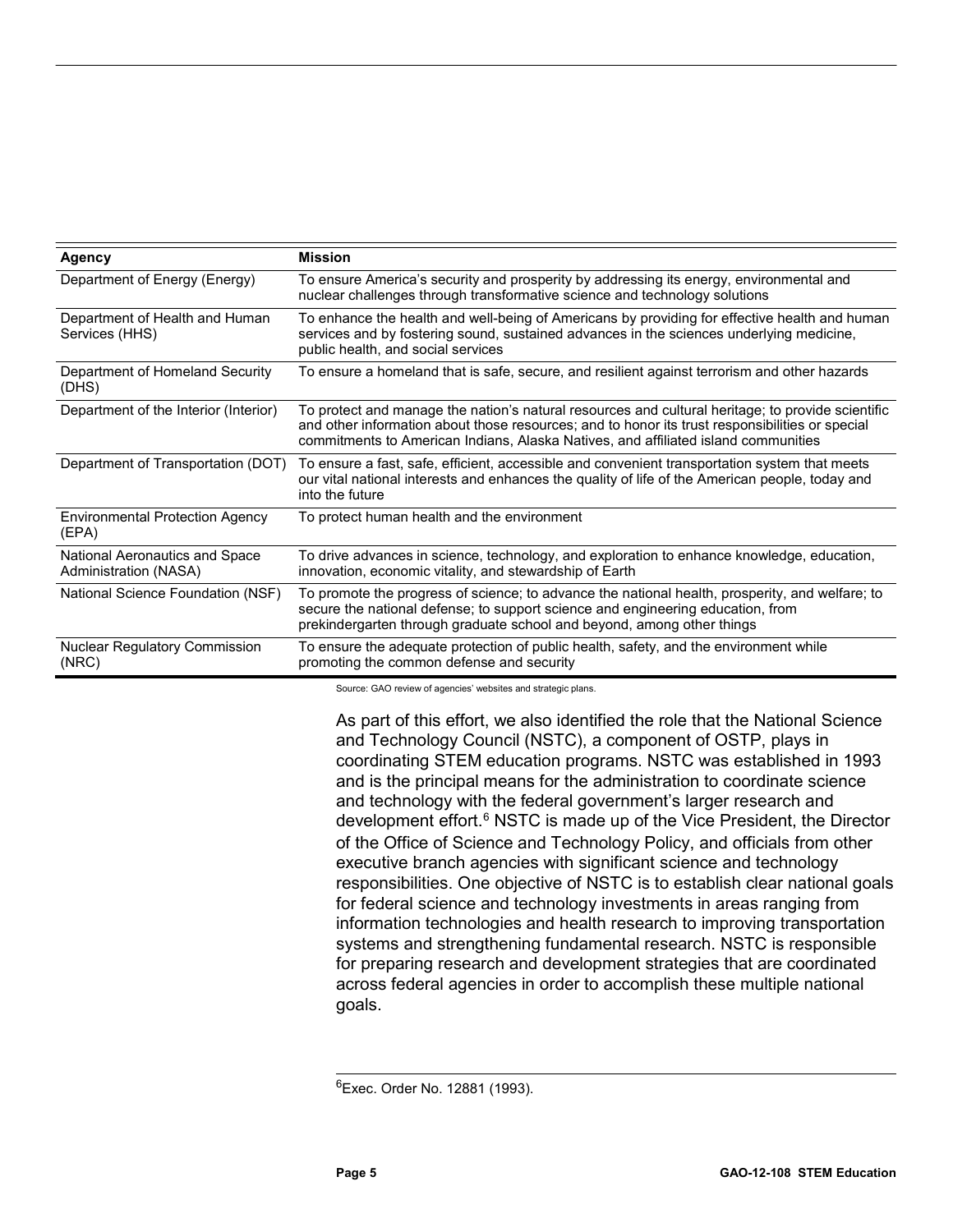| Agency | Mission |
| --- | --- |
| Department of Energy (Energy) | To ensure America's security and prosperity by addressing its energy, environmental and nuclear challenges through transformative science and technology solutions |
| Department of Health and Human Services (HHS) | To enhance the health and well-being of Americans by providing for effective health and human services and by fostering sound, sustained advances in the sciences underlying medicine, public health, and social services |
| Department of Homeland Security (DHS) | To ensure a homeland that is safe, secure, and resilient against terrorism and other hazards |
| Department of the Interior (Interior) | To protect and manage the nation's natural resources and cultural heritage; to provide scientific and other information about those resources; and to honor its trust responsibilities or special commitments to American Indians, Alaska Natives, and affiliated island communities |
| Department of Transportation (DOT) | To ensure a fast, safe, efficient, accessible and convenient transportation system that meets our vital national interests and enhances the quality of life of the American people, today and into the future |
| Environmental Protection Agency (EPA) | To protect human health and the environment |
| National Aeronautics and Space Administration (NASA) | To drive advances in science, technology, and exploration to enhance knowledge, education, innovation, economic vitality, and stewardship of Earth |
| National Science Foundation (NSF) | To promote the progress of science; to advance the national health, prosperity, and welfare; to secure the national defense; to support science and engineering education, from prekindergarten through graduate school and beyond, among other things |
| Nuclear Regulatory Commission (NRC) | To ensure the adequate protection of public health, safety, and the environment while promoting the common defense and security |

Source: GAO review of agencies' websites and strategic plans.

As part of this effort, we also identified the role that the National Science and Technology Council (NSTC), a component of OSTP, plays in coordinating STEM education programs. NSTC was established in 1993 and is the principal means for the administration to coordinate science and technology with the federal government's larger research and development effort.[6] NSTC is made up of the Vice President, the Director of the Office of Science and Technology Policy, and officials from other executive branch agencies with significant science and technology responsibilities. One objective of NSTC is to establish clear national goals for federal science and technology investments in areas ranging from information technologies and health research to improving transportation systems and strengthening fundamental research. NSTC is responsible for preparing research and development strategies that are coordinated across federal agencies in order to accomplish these multiple national goals.

[6]Exec. Order No. 12881 (1993).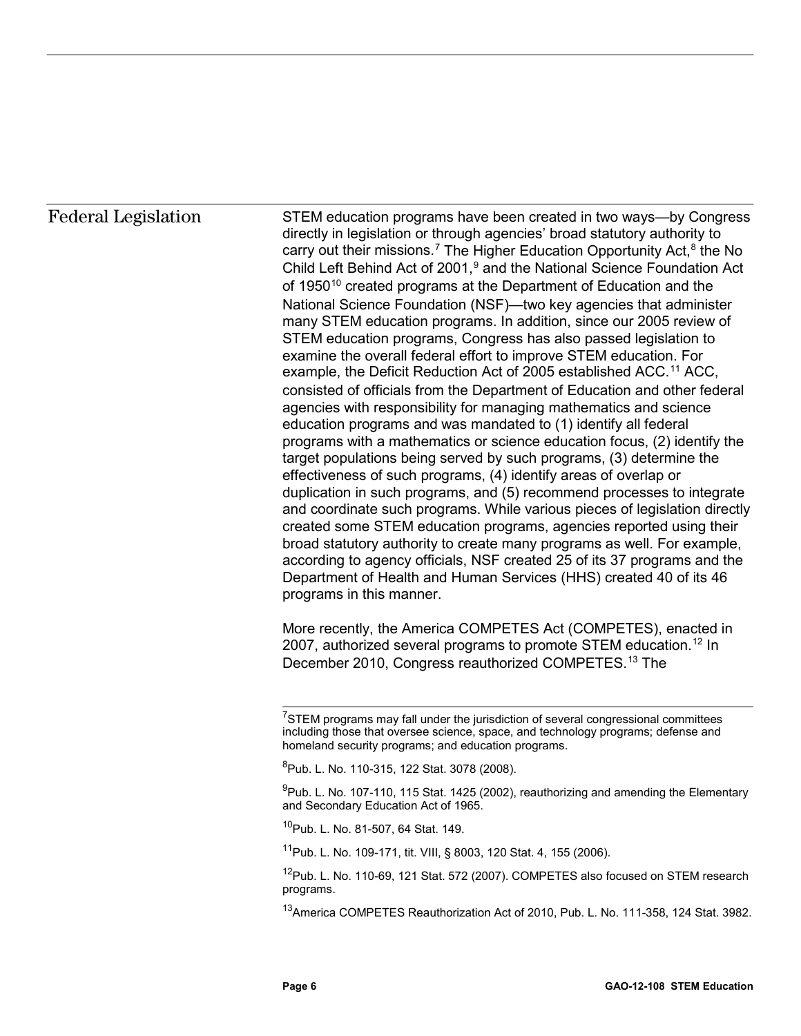## Federal Legislation

STEM education programs have been created in two ways—by Congress directly in legislation or through agencies' broad statutory authority to carry out their missions.[7] The Higher Education Opportunity Act,[8] the No Child Left Behind Act of 2001,[9] and the National Science Foundation Act of 1950[10] created programs at the Department of Education and the National Science Foundation (NSF)—two key agencies that administer many STEM education programs. In addition, since our 2005 review of STEM education programs, Congress has also passed legislation to examine the overall federal effort to improve STEM education. For example, the Deficit Reduction Act of 2005 established ACC.[11] ACC, consisted of officials from the Department of Education and other federal agencies with responsibility for managing mathematics and science education programs and was mandated to (1) identify all federal programs with a mathematics or science education focus, (2) identify the target populations being served by such programs, (3) determine the effectiveness of such programs, (4) identify areas of overlap or duplication in such programs, and (5) recommend processes to integrate and coordinate such programs. While various pieces of legislation directly created some STEM education programs, agencies reported using their broad statutory authority to create many programs as well. For example, according to agency officials, NSF created 25 of its 37 programs and the Department of Health and Human Services (HHS) created 40 of its 46 programs in this manner.

More recently, the America COMPETES Act (COMPETES), enacted in 2007, authorized several programs to promote STEM education.[12] In December 2010, Congress reauthorized COMPETES.[13] The

---

[7] STEM programs may fall under the jurisdiction of several congressional committees including those that oversee science, space, and technology programs; defense and homeland security programs; and education programs.

[8] Pub. L. No. 110-315, 122 Stat. 3078 (2008).

[9] Pub. L. No. 107-110, 115 Stat. 1425 (2002), reauthorizing and amending the Elementary and Secondary Education Act of 1965.

[10] Pub. L. No. 81-507, 64 Stat. 149.

[11] Pub. L. No. 109-171, tit. VIII, § 8003, 120 Stat. 4, 155 (2006).

[12] Pub. L. No. 110-69, 121 Stat. 572 (2007). COMPETES also focused on STEM research programs.

[13] America COMPETES Reauthorization Act of 2010, Pub. L. No. 111-358, 124 Stat. 3982.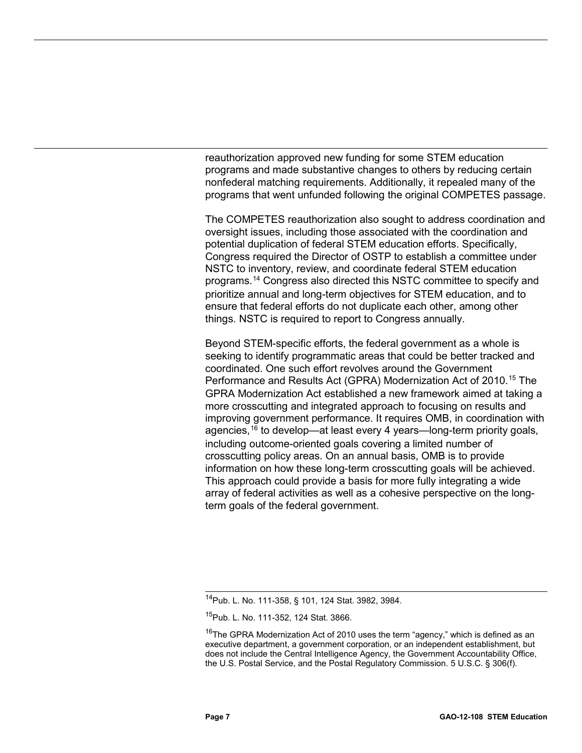reauthorization approved new funding for some STEM education programs and made substantive changes to others by reducing certain nonfederal matching requirements. Additionally, it repealed many of the programs that went unfunded following the original COMPETES passage.

The COMPETES reauthorization also sought to address coordination and oversight issues, including those associated with the coordination and potential duplication of federal STEM education efforts. Specifically, Congress required the Director of OSTP to establish a committee under NSTC to inventory, review, and coordinate federal STEM education programs.[14] Congress also directed this NSTC committee to specify and prioritize annual and long-term objectives for STEM education, and to ensure that federal efforts do not duplicate each other, among other things. NSTC is required to report to Congress annually.

Beyond STEM-specific efforts, the federal government as a whole is seeking to identify programmatic areas that could be better tracked and coordinated. One such effort revolves around the Government Performance and Results Act (GPRA) Modernization Act of 2010.[15] The GPRA Modernization Act established a new framework aimed at taking a more crosscutting and integrated approach to focusing on results and improving government performance. It requires OMB, in coordination with agencies,[16] to develop—at least every 4 years—long-term priority goals, including outcome-oriented goals covering a limited number of crosscutting policy areas. On an annual basis, OMB is to provide information on how these long-term crosscutting goals will be achieved. This approach could provide a basis for more fully integrating a wide array of federal activities as well as a cohesive perspective on the long-term goals of the federal government.

---

[14] Pub. L. No. 111-358, § 101, 124 Stat. 3982, 3984.

[15] Pub. L. No. 111-352, 124 Stat. 3866.

[16] The GPRA Modernization Act of 2010 uses the term "agency," which is defined as an executive department, a government corporation, or an independent establishment, but does not include the Central Intelligence Agency, the Government Accountability Office, the U.S. Postal Service, and the Postal Regulatory Commission. 5 U.S.C. § 306(f).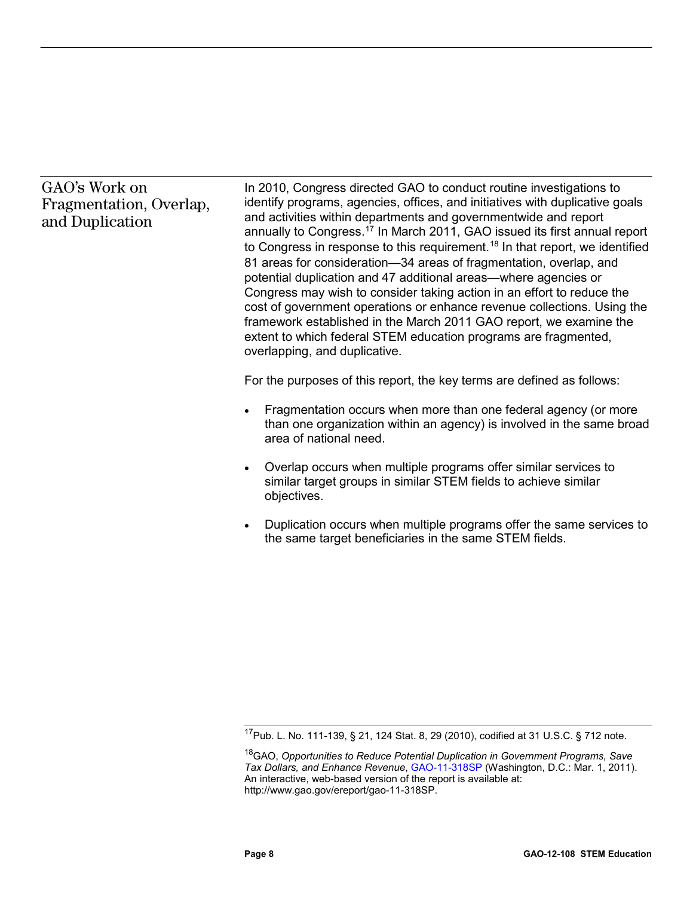## GAO's Work on Fragmentation, Overlap, and Duplication

In 2010, Congress directed GAO to conduct routine investigations to identify programs, agencies, offices, and initiatives with duplicative goals and activities within departments and governmentwide and report annually to Congress.[17] In March 2011, GAO issued its first annual report to Congress in response to this requirement.[18] In that report, we identified 81 areas for consideration—34 areas of fragmentation, overlap, and potential duplication and 47 additional areas—where agencies or Congress may wish to consider taking action in an effort to reduce the cost of government operations or enhance revenue collections. Using the framework established in the March 2011 GAO report, we examine the extent to which federal STEM education programs are fragmented, overlapping, and duplicative.

For the purposes of this report, the key terms are defined as follows:

- Fragmentation occurs when more than one federal agency (or more than one organization within an agency) is involved in the same broad area of national need.
- Overlap occurs when multiple programs offer similar services to similar target groups in similar STEM fields to achieve similar objectives.
- Duplication occurs when multiple programs offer the same services to the same target beneficiaries in the same STEM fields.

---

[17] Pub. L. No. 111-139, § 21, 124 Stat. 8, 29 (2010), codified at 31 U.S.C. § 712 note.

[18] GAO, *Opportunities to Reduce Potential Duplication in Government Programs, Save Tax Dollars, and Enhance Revenue*, GAO-11-318SP (Washington, D.C.: Mar. 1, 2011). An interactive, web-based version of the report is available at: http://www.gao.gov/ereport/gao-11-318SP.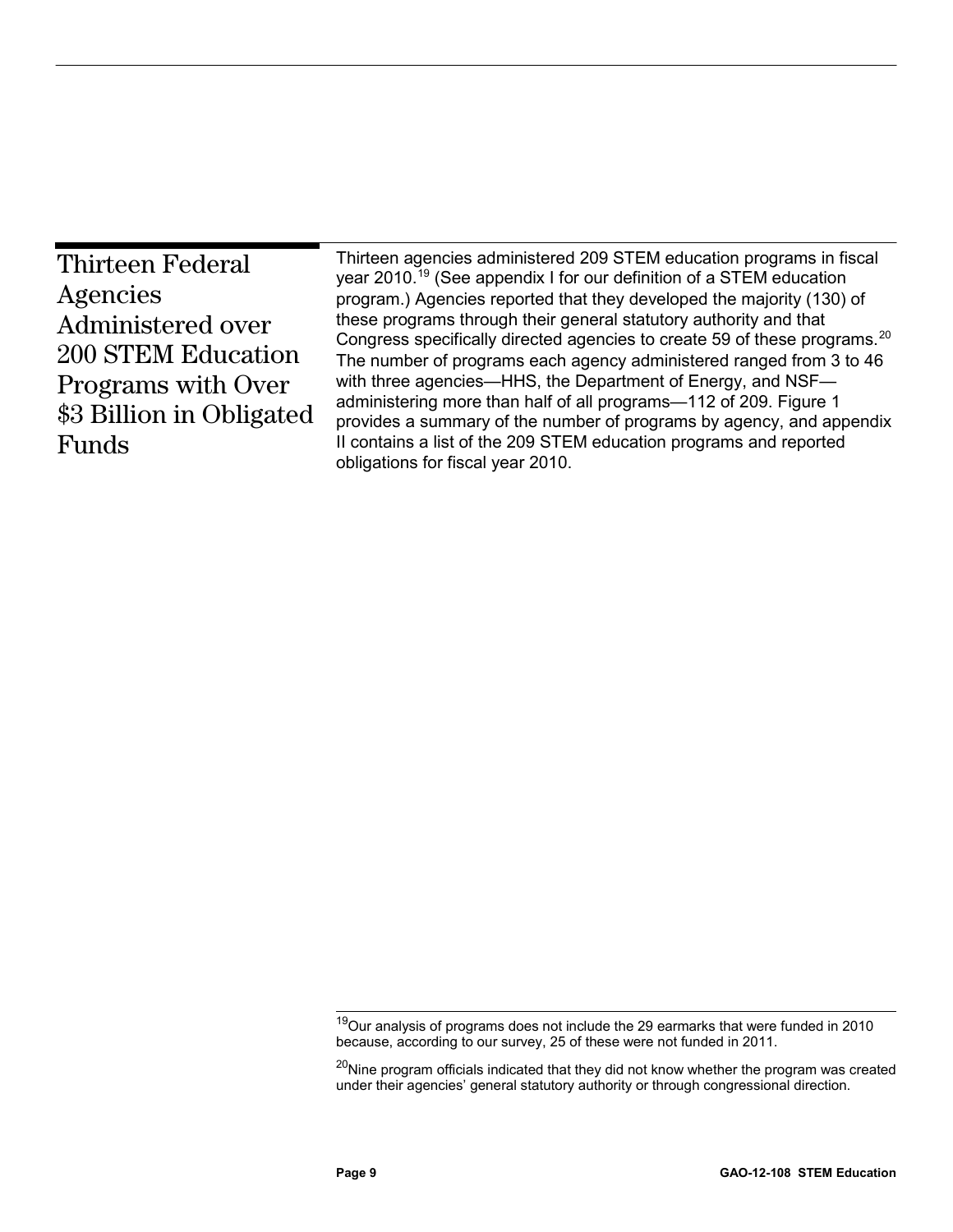## Thirteen Federal Agencies Administered over 200 STEM Education Programs with Over $3 Billion in Obligated Funds

Thirteen agencies administered 209 STEM education programs in fiscal year 2010.[19] (See appendix I for our definition of a STEM education program.) Agencies reported that they developed the majority (130) of these programs through their general statutory authority and that Congress specifically directed agencies to create 59 of these programs.[20] The number of programs each agency administered ranged from 3 to 46 with three agencies—HHS, the Department of Energy, and NSF—administering more than half of all programs—112 of 209. Figure 1 provides a summary of the number of programs by agency, and appendix II contains a list of the 209 STEM education programs and reported obligations for fiscal year 2010.

---

[19] Our analysis of programs does not include the 29 earmarks that were funded in 2010 because, according to our survey, 25 of these were not funded in 2011.

[20] Nine program officials indicated that they did not know whether the program was created under their agencies' general statutory authority or through congressional direction.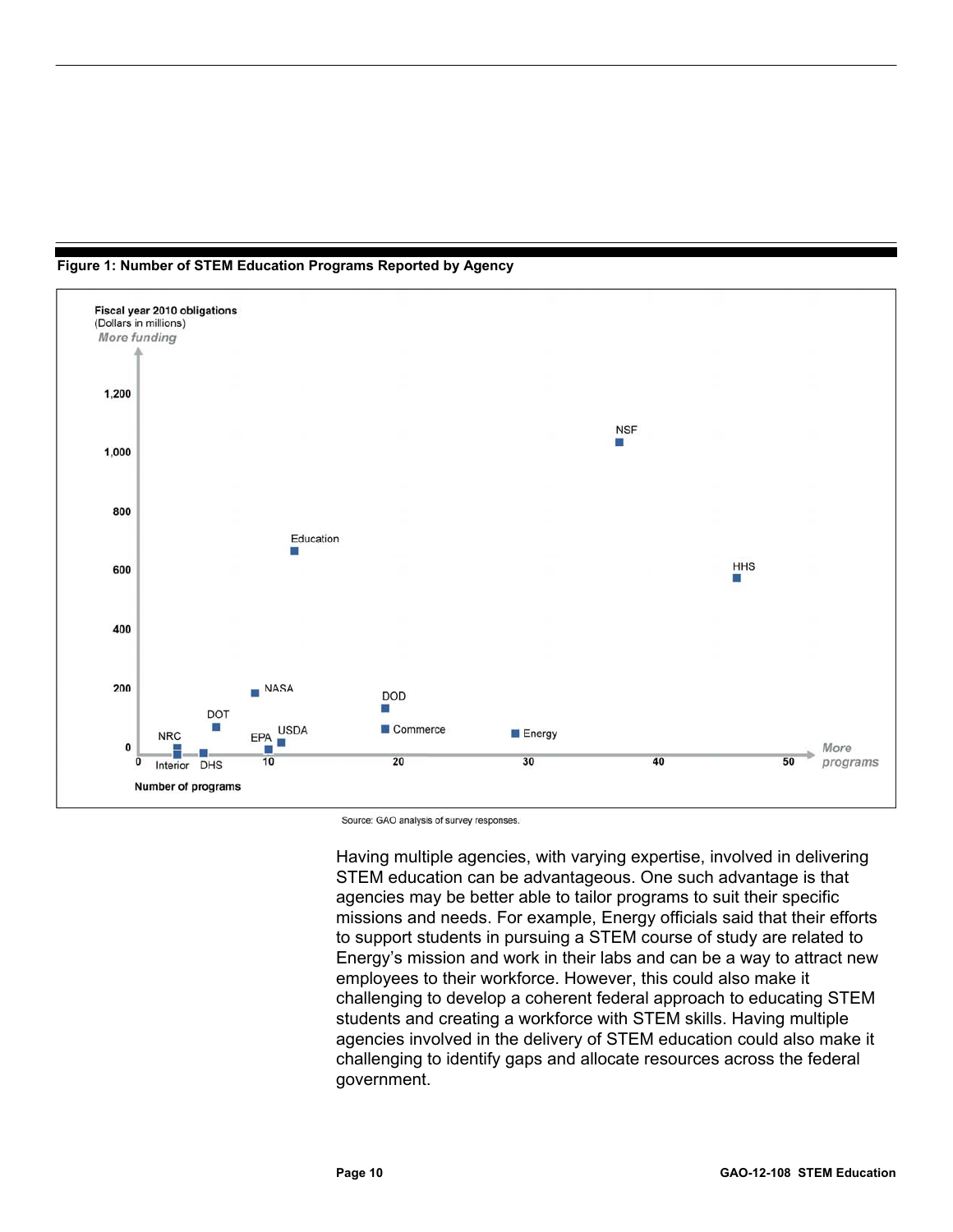**Figure 1: Number of STEM Education Programs Reported by Agency**

Fiscal year 2010 obligations (Dollars in millions) More funding

1,200

1,000

800

600

400

200

0

NSF

Education

HHS

NASA

DOD

DOT

NRC

EPA

USDA

Commerce

Energy

Interior

DHS

0 10 20 30 40 50

More programs

Number of programs

Source: GAO analysis of survey responses.

Having multiple agencies, with varying expertise, involved in delivering STEM education can be advantageous. One such advantage is that agencies may be better able to tailor programs to suit their specific missions and needs. For example, Energy officials said that their efforts to support students in pursuing a STEM course of study are related to Energy's mission and work in their labs and can be a way to attract new employees to their workforce. However, this could also make it challenging to develop a coherent federal approach to educating STEM students and creating a workforce with STEM skills. Having multiple agencies involved in the delivery of STEM education could also make it challenging to identify gaps and allocate resources across the federal government.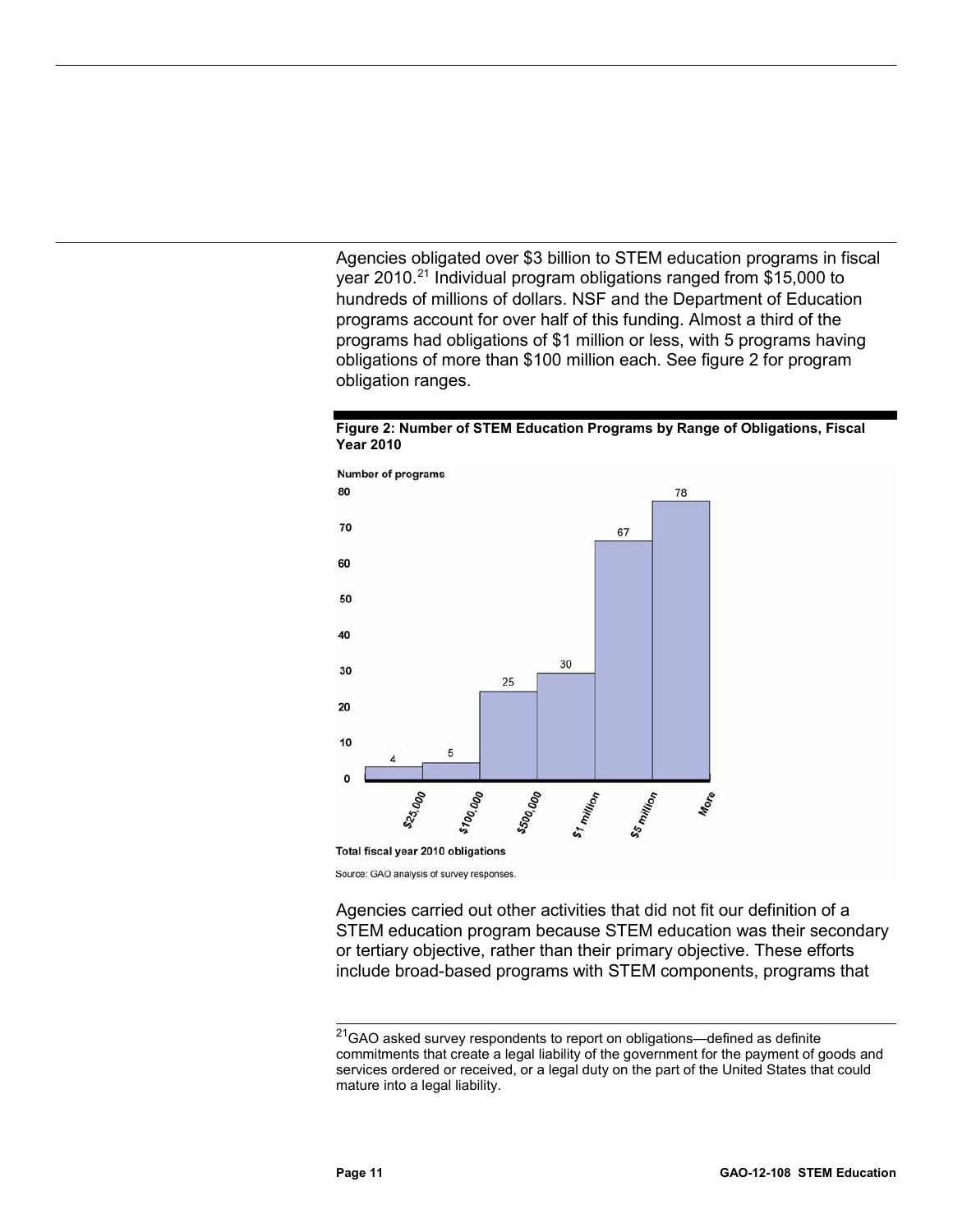Agencies obligated over $3 billion to STEM education programs in fiscal year 2010.[21] Individual program obligations ranged from $15,000 to hundreds of millions of dollars. NSF and the Department of Education programs account for over half of this funding. Almost a third of the programs had obligations of $1 million or less, with 5 programs having obligations of more than $100 million each. See figure 2 for program obligation ranges.

**Figure 2: Number of STEM Education Programs by Range of Obligations, Fiscal Year 2010**

| Total fiscal year 2010 obligations | Number of programs |
|---|---|
| $25,000 | 4 |
| $100,000 | 5 |
| $500,000 | 25 |
| $1 million | 30 |
| $5 million | 67 |
| More | 78 |

Source: GAO analysis of survey responses.

Agencies carried out other activities that did not fit our definition of a STEM education program because STEM education was their secondary or tertiary objective, rather than their primary objective. These efforts include broad-based programs with STEM components, programs that

[21] GAO asked survey respondents to report on obligations—defined as definite commitments that create a legal liability of the government for the payment of goods and services ordered or received, or a legal duty on the part of the United States that could mature into a legal liability.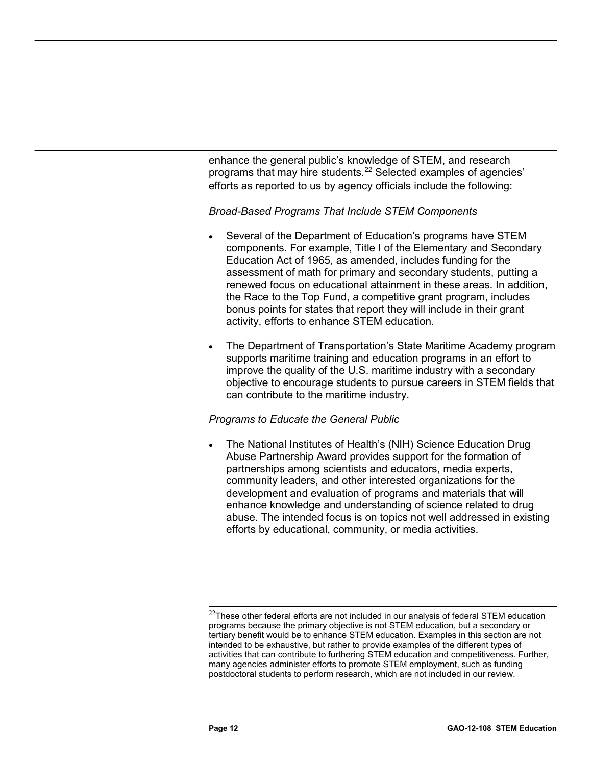enhance the general public's knowledge of STEM, and research programs that may hire students.[22] Selected examples of agencies' efforts as reported to us by agency officials include the following:

*Broad-Based Programs That Include STEM Components*

- Several of the Department of Education's programs have STEM components. For example, Title I of the Elementary and Secondary Education Act of 1965, as amended, includes funding for the assessment of math for primary and secondary students, putting a renewed focus on educational attainment in these areas. In addition, the Race to the Top Fund, a competitive grant program, includes bonus points for states that report they will include in their grant activity, efforts to enhance STEM education.

- The Department of Transportation's State Maritime Academy program supports maritime training and education programs in an effort to improve the quality of the U.S. maritime industry with a secondary objective to encourage students to pursue careers in STEM fields that can contribute to the maritime industry.

*Programs to Educate the General Public*

- The National Institutes of Health's (NIH) Science Education Drug Abuse Partnership Award provides support for the formation of partnerships among scientists and educators, media experts, community leaders, and other interested organizations for the development and evaluation of programs and materials that will enhance knowledge and understanding of science related to drug abuse. The intended focus is on topics not well addressed in existing efforts by educational, community, or media activities.

---

[22] These other federal efforts are not included in our analysis of federal STEM education programs because the primary objective is not STEM education, but a secondary or tertiary benefit would be to enhance STEM education. Examples in this section are not intended to be exhaustive, but rather to provide examples of the different types of activities that can contribute to furthering STEM education and competitiveness. Further, many agencies administer efforts to promote STEM employment, such as funding postdoctoral students to perform research, which are not included in our review.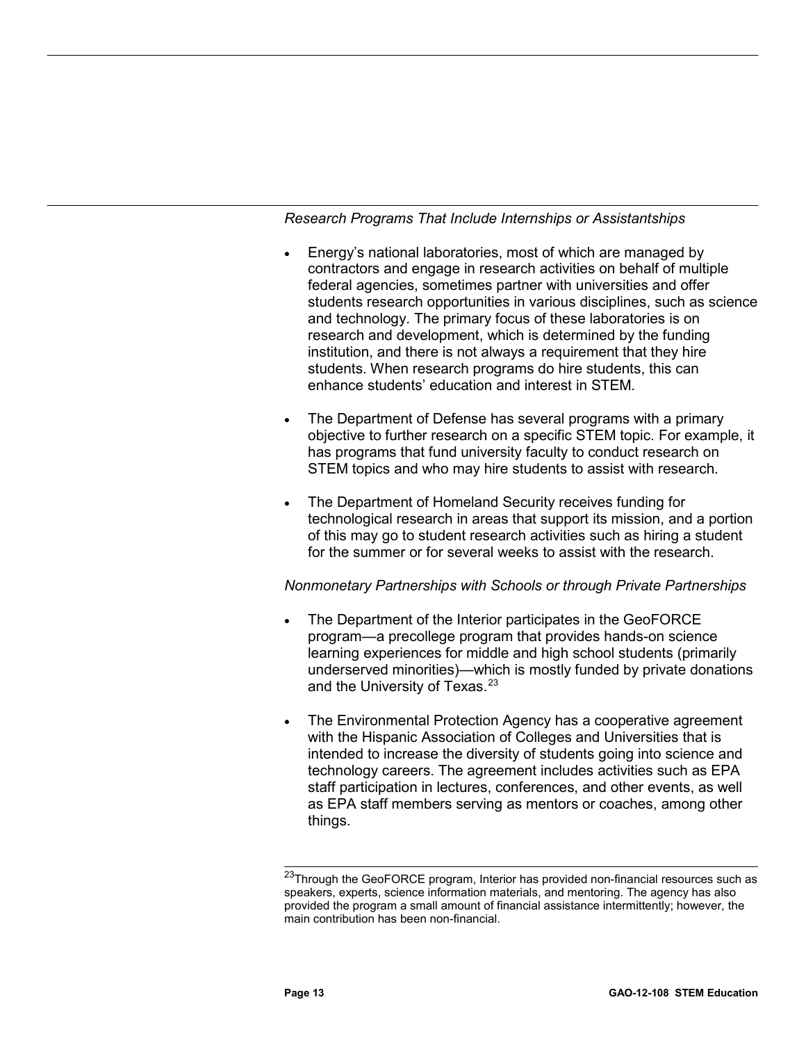*Research Programs That Include Internships or Assistantships*

- Energy's national laboratories, most of which are managed by contractors and engage in research activities on behalf of multiple federal agencies, sometimes partner with universities and offer students research opportunities in various disciplines, such as science and technology. The primary focus of these laboratories is on research and development, which is determined by the funding institution, and there is not always a requirement that they hire students. When research programs do hire students, this can enhance students' education and interest in STEM.

- The Department of Defense has several programs with a primary objective to further research on a specific STEM topic. For example, it has programs that fund university faculty to conduct research on STEM topics and who may hire students to assist with research.

- The Department of Homeland Security receives funding for technological research in areas that support its mission, and a portion of this may go to student research activities such as hiring a student for the summer or for several weeks to assist with the research.

*Nonmonetary Partnerships with Schools or through Private Partnerships*

- The Department of the Interior participates in the GeoFORCE program—a precollege program that provides hands-on science learning experiences for middle and high school students (primarily underserved minorities)—which is mostly funded by private donations and the University of Texas.[23]

- The Environmental Protection Agency has a cooperative agreement with the Hispanic Association of Colleges and Universities that is intended to increase the diversity of students going into science and technology careers. The agreement includes activities such as EPA staff participation in lectures, conferences, and other events, as well as EPA staff members serving as mentors or coaches, among other things.

---

[23]Through the GeoFORCE program, Interior has provided non-financial resources such as speakers, experts, science information materials, and mentoring. The agency has also provided the program a small amount of financial assistance intermittently; however, the main contribution has been non-financial.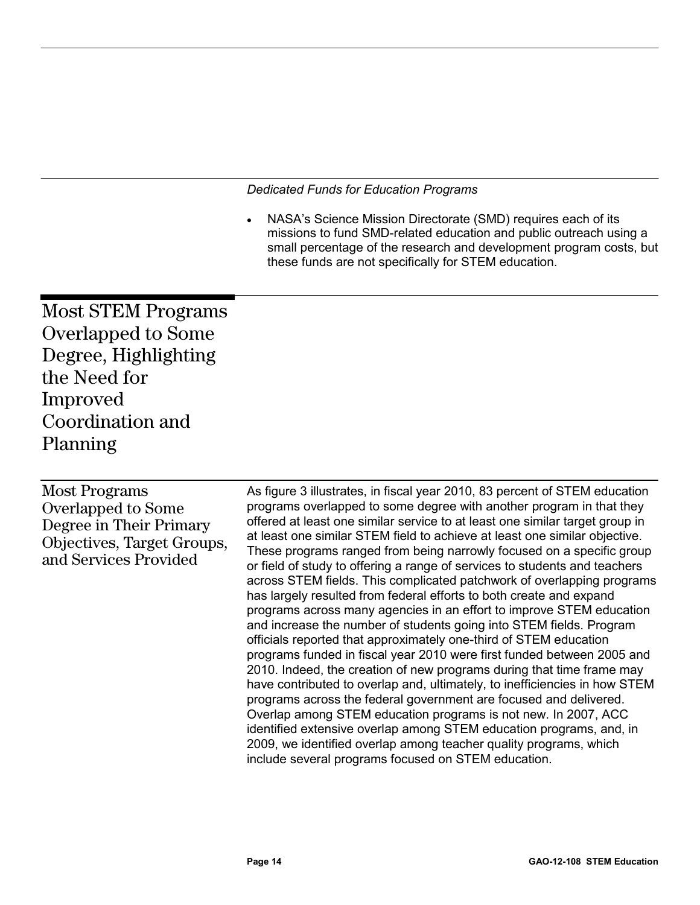*Dedicated Funds for Education Programs*

- NASA's Science Mission Directorate (SMD) requires each of its missions to fund SMD-related education and public outreach using a small percentage of the research and development program costs, but these funds are not specifically for STEM education.

## Most STEM Programs Overlapped to Some Degree, Highlighting the Need for Improved Coordination and Planning

### Most Programs Overlapped to Some Degree in Their Primary Objectives, Target Groups, and Services Provided

As figure 3 illustrates, in fiscal year 2010, 83 percent of STEM education programs overlapped to some degree with another program in that they offered at least one similar service to at least one similar target group in at least one similar STEM field to achieve at least one similar objective. These programs ranged from being narrowly focused on a specific group or field of study to offering a range of services to students and teachers across STEM fields. This complicated patchwork of overlapping programs has largely resulted from federal efforts to both create and expand programs across many agencies in an effort to improve STEM education and increase the number of students going into STEM fields. Program officials reported that approximately one-third of STEM education programs funded in fiscal year 2010 were first funded between 2005 and 2010. Indeed, the creation of new programs during that time frame may have contributed to overlap and, ultimately, to inefficiencies in how STEM programs across the federal government are focused and delivered. Overlap among STEM education programs is not new. In 2007, ACC identified extensive overlap among STEM education programs, and, in 2009, we identified overlap among teacher quality programs, which include several programs focused on STEM education.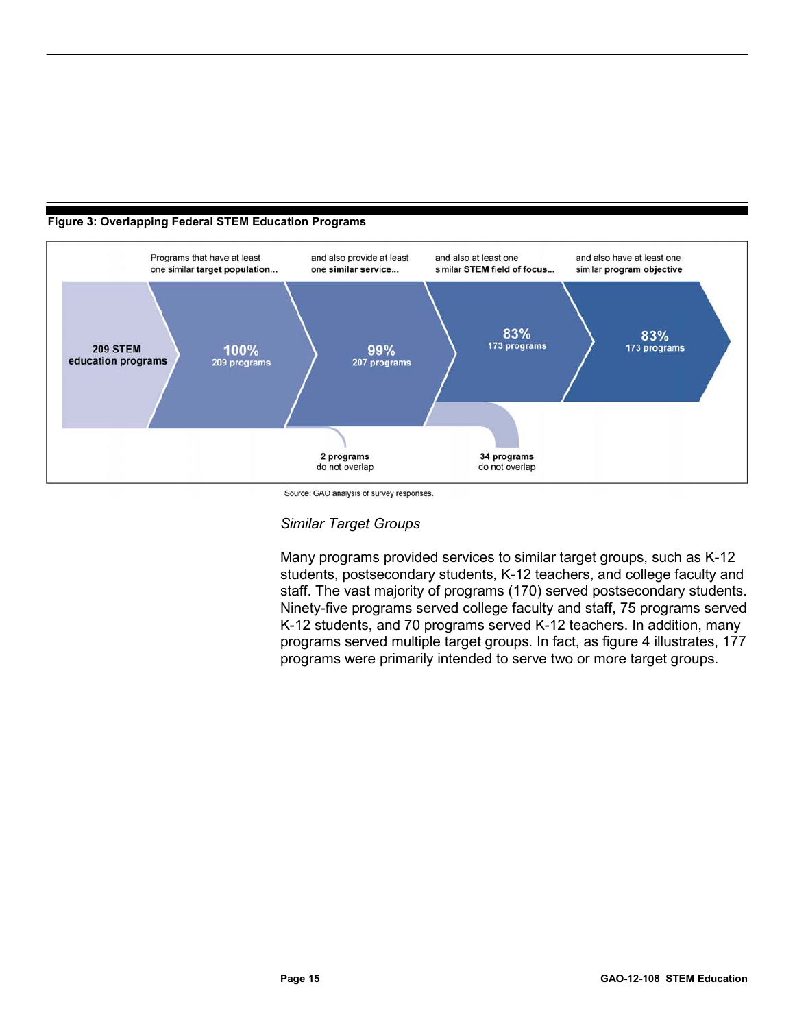**Figure 3: Overlapping Federal STEM Education Programs**

209 STEM education programs

Programs that have at least one similar **target population...** — 100% 209 programs

and also provide at least one **similar service...** — 99% 207 programs

and also at least one similar **STEM field of focus...** — 83% 173 programs

and also have at least one similar **program objective** — 83% 173 programs

2 programs do not overlap

34 programs do not overlap

Source: GAO analysis of survey responses.

*Similar Target Groups*

Many programs provided services to similar target groups, such as K-12 students, postsecondary students, K-12 teachers, and college faculty and staff. The vast majority of programs (170) served postsecondary students. Ninety-five programs served college faculty and staff, 75 programs served K-12 students, and 70 programs served K-12 teachers. In addition, many programs served multiple target groups. In fact, as figure 4 illustrates, 177 programs were primarily intended to serve two or more target groups.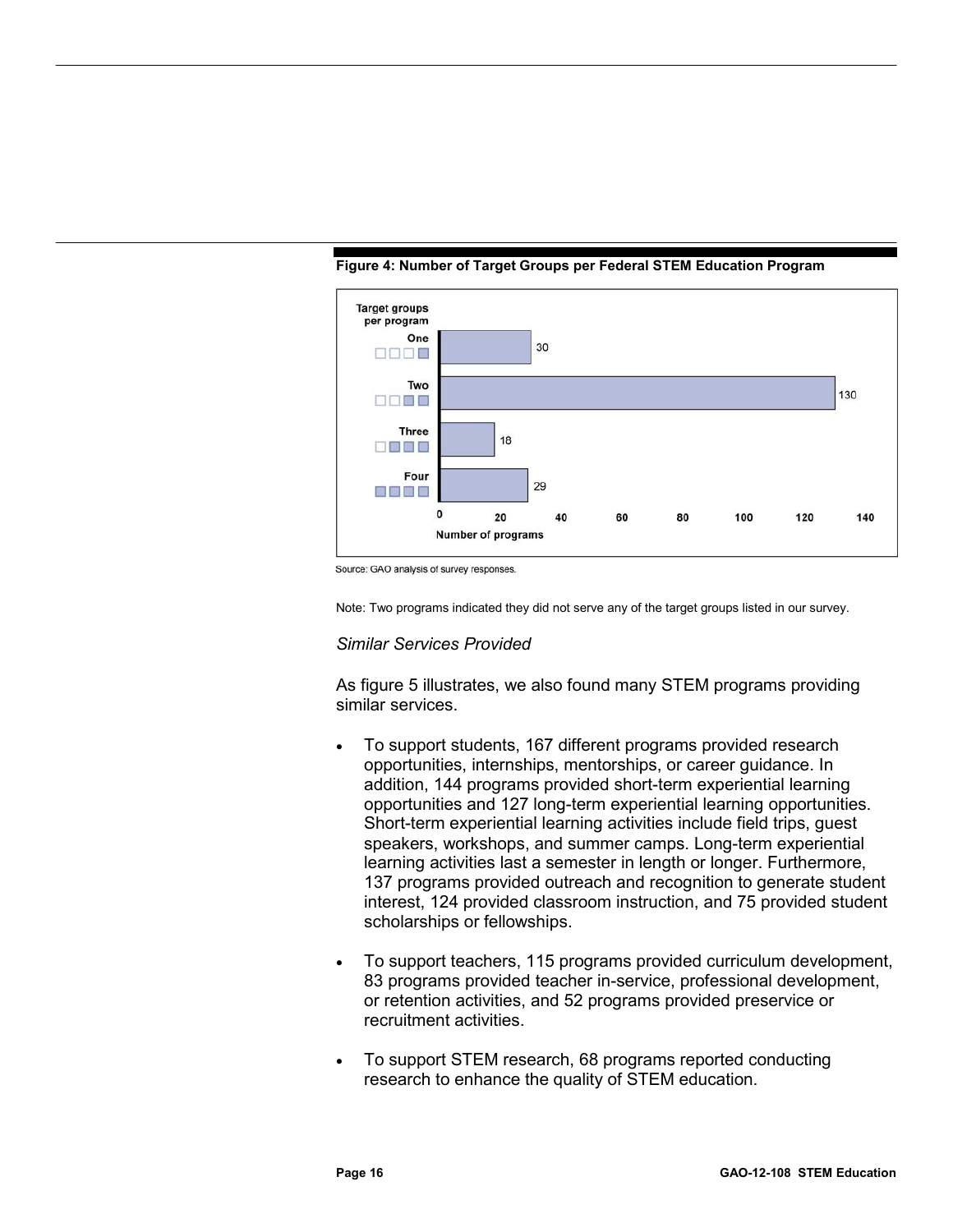**Figure 4: Number of Target Groups per Federal STEM Education Program**

| Target groups per program | Number of programs |
|---|---|
| One | 30 |
| Two | 130 |
| Three | 18 |
| Four | 29 |

Source: GAO analysis of survey responses.

Note: Two programs indicated they did not serve any of the target groups listed in our survey.

*Similar Services Provided*

As figure 5 illustrates, we also found many STEM programs providing similar services.

- To support students, 167 different programs provided research opportunities, internships, mentorships, or career guidance. In addition, 144 programs provided short-term experiential learning opportunities and 127 long-term experiential learning opportunities. Short-term experiential learning activities include field trips, guest speakers, workshops, and summer camps. Long-term experiential learning activities last a semester in length or longer. Furthermore, 137 programs provided outreach and recognition to generate student interest, 124 provided classroom instruction, and 75 provided student scholarships or fellowships.
- To support teachers, 115 programs provided curriculum development, 83 programs provided teacher in-service, professional development, or retention activities, and 52 programs provided preservice or recruitment activities.
- To support STEM research, 68 programs reported conducting research to enhance the quality of STEM education.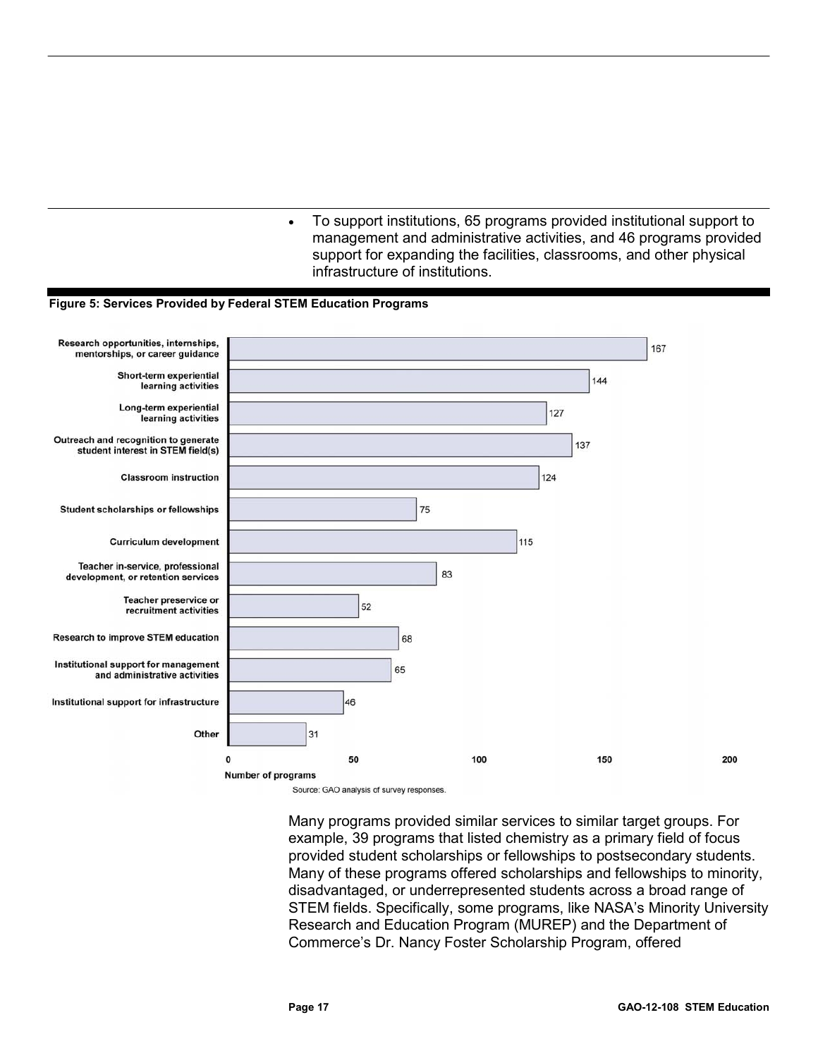- To support institutions, 65 programs provided institutional support to management and administrative activities, and 46 programs provided support for expanding the facilities, classrooms, and other physical infrastructure of institutions.

**Figure 5: Services Provided by Federal STEM Education Programs**

| Service | Number of programs |
| --- | --- |
| Research opportunities, internships, mentorships, or career guidance | 167 |
| Short-term experiential learning activities | 144 |
| Long-term experiential learning activities | 127 |
| Outreach and recognition to generate student interest in STEM field(s) | 137 |
| Classroom instruction | 124 |
| Student scholarships or fellowships | 75 |
| Curriculum development | 115 |
| Teacher in-service, professional development, or retention services | 83 |
| Teacher preservice or recruitment activities | 52 |
| Research to improve STEM education | 68 |
| Institutional support for management and administrative activities | 65 |
| Institutional support for infrastructure | 46 |
| Other | 31 |

Source: GAO analysis of survey responses.

Many programs provided similar services to similar target groups. For example, 39 programs that listed chemistry as a primary field of focus provided student scholarships or fellowships to postsecondary students. Many of these programs offered scholarships and fellowships to minority, disadvantaged, or underrepresented students across a broad range of STEM fields. Specifically, some programs, like NASA's Minority University Research and Education Program (MUREP) and the Department of Commerce's Dr. Nancy Foster Scholarship Program, offered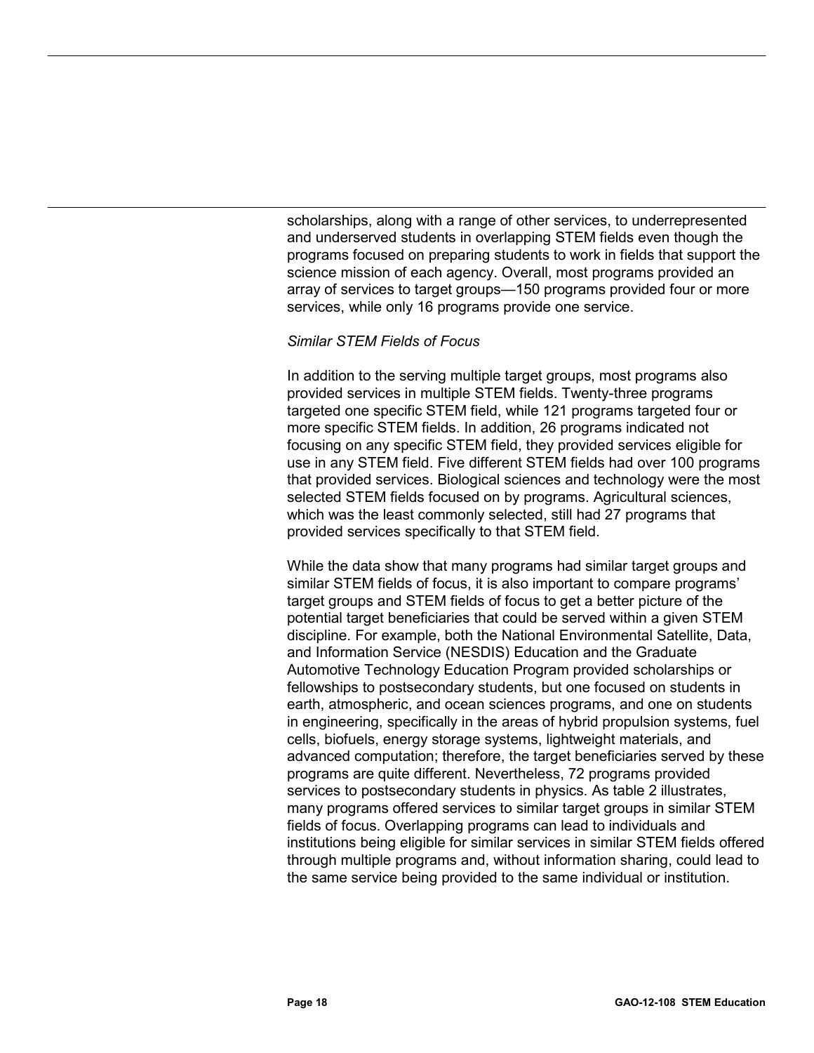scholarships, along with a range of other services, to underrepresented and underserved students in overlapping STEM fields even though the programs focused on preparing students to work in fields that support the science mission of each agency. Overall, most programs provided an array of services to target groups—150 programs provided four or more services, while only 16 programs provide one service.

*Similar STEM Fields of Focus*

In addition to the serving multiple target groups, most programs also provided services in multiple STEM fields. Twenty-three programs targeted one specific STEM field, while 121 programs targeted four or more specific STEM fields. In addition, 26 programs indicated not focusing on any specific STEM field, they provided services eligible for use in any STEM field. Five different STEM fields had over 100 programs that provided services. Biological sciences and technology were the most selected STEM fields focused on by programs. Agricultural sciences, which was the least commonly selected, still had 27 programs that provided services specifically to that STEM field.

While the data show that many programs had similar target groups and similar STEM fields of focus, it is also important to compare programs' target groups and STEM fields of focus to get a better picture of the potential target beneficiaries that could be served within a given STEM discipline. For example, both the National Environmental Satellite, Data, and Information Service (NESDIS) Education and the Graduate Automotive Technology Education Program provided scholarships or fellowships to postsecondary students, but one focused on students in earth, atmospheric, and ocean sciences programs, and one on students in engineering, specifically in the areas of hybrid propulsion systems, fuel cells, biofuels, energy storage systems, lightweight materials, and advanced computation; therefore, the target beneficiaries served by these programs are quite different. Nevertheless, 72 programs provided services to postsecondary students in physics. As table 2 illustrates, many programs offered services to similar target groups in similar STEM fields of focus. Overlapping programs can lead to individuals and institutions being eligible for similar services in similar STEM fields offered through multiple programs and, without information sharing, could lead to the same service being provided to the same individual or institution.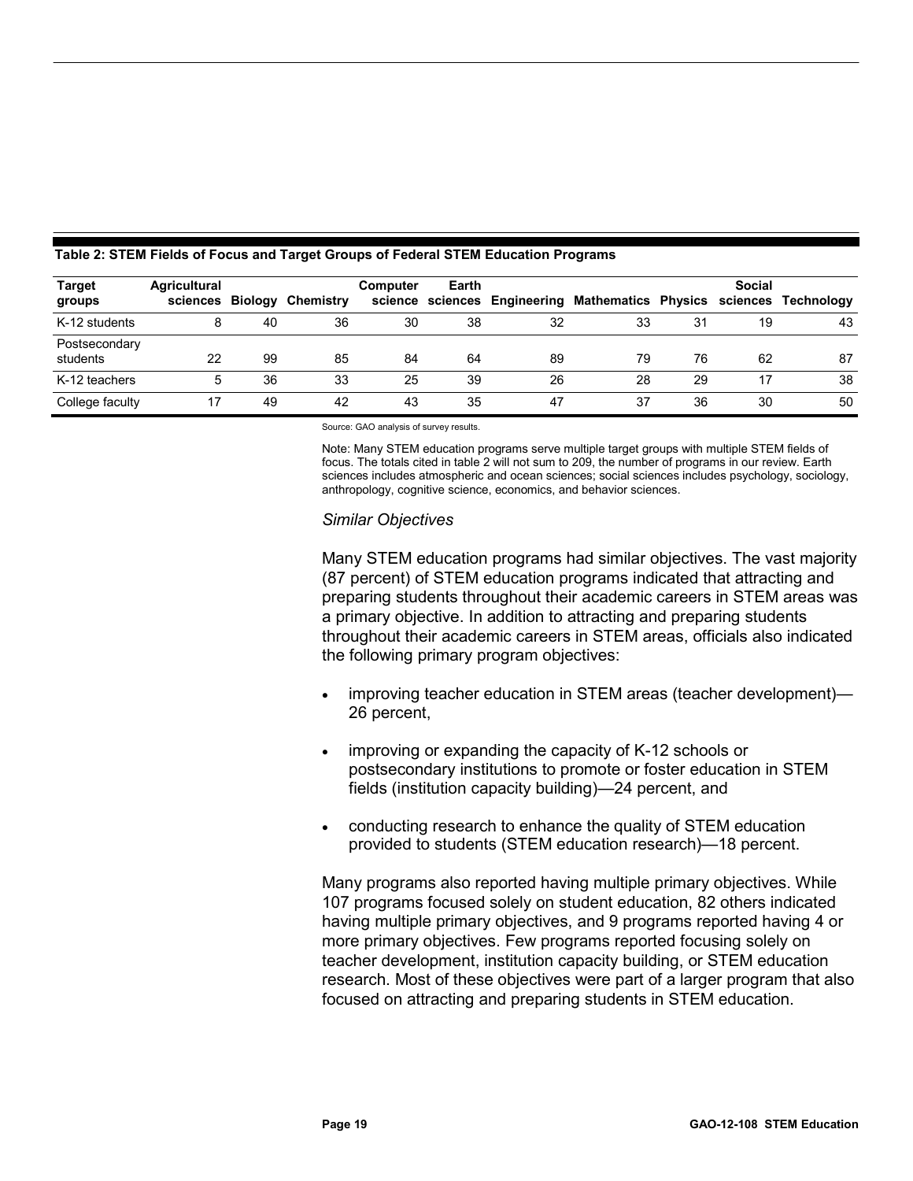**Table 2: STEM Fields of Focus and Target Groups of Federal STEM Education Programs**

| Target groups | Agricultural sciences | Biology | Chemistry | Computer science | Earth sciences | Engineering | Mathematics | Physics | Social sciences | Technology |
|---|---|---|---|---|---|---|---|---|---|---|
| K-12 students | 8 | 40 | 36 | 30 | 38 | 32 | 33 | 31 | 19 | 43 |
| Postsecondary students | 22 | 99 | 85 | 84 | 64 | 89 | 79 | 76 | 62 | 87 |
| K-12 teachers | 5 | 36 | 33 | 25 | 39 | 26 | 28 | 29 | 17 | 38 |
| College faculty | 17 | 49 | 42 | 43 | 35 | 47 | 37 | 36 | 30 | 50 |

Source: GAO analysis of survey results.

Note: Many STEM education programs serve multiple target groups with multiple STEM fields of focus. The totals cited in table 2 will not sum to 209, the number of programs in our review. Earth sciences includes atmospheric and ocean sciences; social sciences includes psychology, sociology, anthropology, cognitive science, economics, and behavior sciences.

*Similar Objectives*

Many STEM education programs had similar objectives. The vast majority (87 percent) of STEM education programs indicated that attracting and preparing students throughout their academic careers in STEM areas was a primary objective. In addition to attracting and preparing students throughout their academic careers in STEM areas, officials also indicated the following primary program objectives:

- improving teacher education in STEM areas (teacher development)—26 percent,
- improving or expanding the capacity of K-12 schools or postsecondary institutions to promote or foster education in STEM fields (institution capacity building)—24 percent, and
- conducting research to enhance the quality of STEM education provided to students (STEM education research)—18 percent.

Many programs also reported having multiple primary objectives. While 107 programs focused solely on student education, 82 others indicated having multiple primary objectives, and 9 programs reported having 4 or more primary objectives. Few programs reported focusing solely on teacher development, institution capacity building, or STEM education research. Most of these objectives were part of a larger program that also focused on attracting and preparing students in STEM education.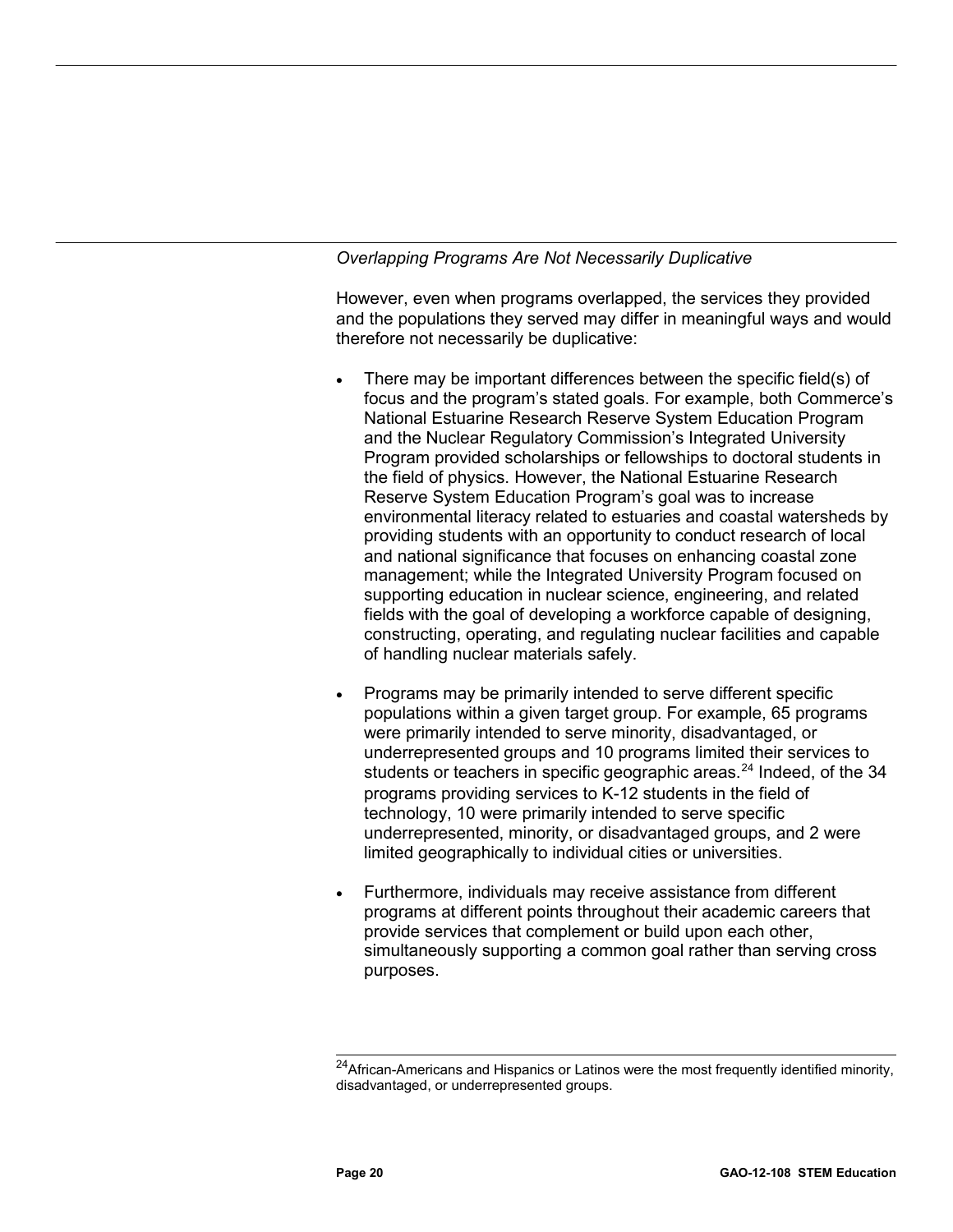*Overlapping Programs Are Not Necessarily Duplicative*

However, even when programs overlapped, the services they provided and the populations they served may differ in meaningful ways and would therefore not necessarily be duplicative:

- There may be important differences between the specific field(s) of focus and the program's stated goals. For example, both Commerce's National Estuarine Research Reserve System Education Program and the Nuclear Regulatory Commission's Integrated University Program provided scholarships or fellowships to doctoral students in the field of physics. However, the National Estuarine Research Reserve System Education Program's goal was to increase environmental literacy related to estuaries and coastal watersheds by providing students with an opportunity to conduct research of local and national significance that focuses on enhancing coastal zone management; while the Integrated University Program focused on supporting education in nuclear science, engineering, and related fields with the goal of developing a workforce capable of designing, constructing, operating, and regulating nuclear facilities and capable of handling nuclear materials safely.
- Programs may be primarily intended to serve different specific populations within a given target group. For example, 65 programs were primarily intended to serve minority, disadvantaged, or underrepresented groups and 10 programs limited their services to students or teachers in specific geographic areas.[24] Indeed, of the 34 programs providing services to K-12 students in the field of technology, 10 were primarily intended to serve specific underrepresented, minority, or disadvantaged groups, and 2 were limited geographically to individual cities or universities.
- Furthermore, individuals may receive assistance from different programs at different points throughout their academic careers that provide services that complement or build upon each other, simultaneously supporting a common goal rather than serving cross purposes.

[24]African-Americans and Hispanics or Latinos were the most frequently identified minority, disadvantaged, or underrepresented groups.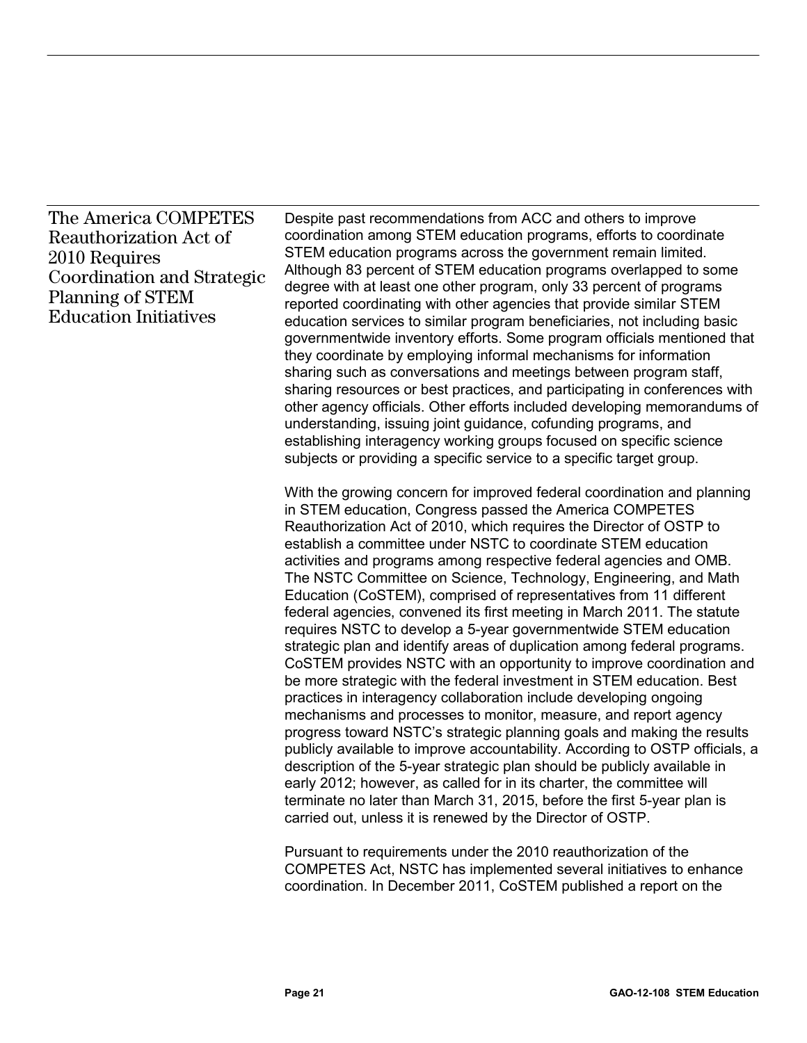## The America COMPETES Reauthorization Act of 2010 Requires Coordination and Strategic Planning of STEM Education Initiatives

Despite past recommendations from ACC and others to improve coordination among STEM education programs, efforts to coordinate STEM education programs across the government remain limited. Although 83 percent of STEM education programs overlapped to some degree with at least one other program, only 33 percent of programs reported coordinating with other agencies that provide similar STEM education services to similar program beneficiaries, not including basic governmentwide inventory efforts. Some program officials mentioned that they coordinate by employing informal mechanisms for information sharing such as conversations and meetings between program staff, sharing resources or best practices, and participating in conferences with other agency officials. Other efforts included developing memorandums of understanding, issuing joint guidance, cofunding programs, and establishing interagency working groups focused on specific science subjects or providing a specific service to a specific target group.

With the growing concern for improved federal coordination and planning in STEM education, Congress passed the America COMPETES Reauthorization Act of 2010, which requires the Director of OSTP to establish a committee under NSTC to coordinate STEM education activities and programs among respective federal agencies and OMB. The NSTC Committee on Science, Technology, Engineering, and Math Education (CoSTEM), comprised of representatives from 11 different federal agencies, convened its first meeting in March 2011. The statute requires NSTC to develop a 5-year governmentwide STEM education strategic plan and identify areas of duplication among federal programs. CoSTEM provides NSTC with an opportunity to improve coordination and be more strategic with the federal investment in STEM education. Best practices in interagency collaboration include developing ongoing mechanisms and processes to monitor, measure, and report agency progress toward NSTC's strategic planning goals and making the results publicly available to improve accountability. According to OSTP officials, a description of the 5-year strategic plan should be publicly available in early 2012; however, as called for in its charter, the committee will terminate no later than March 31, 2015, before the first 5-year plan is carried out, unless it is renewed by the Director of OSTP.

Pursuant to requirements under the 2010 reauthorization of the COMPETES Act, NSTC has implemented several initiatives to enhance coordination. In December 2011, CoSTEM published a report on the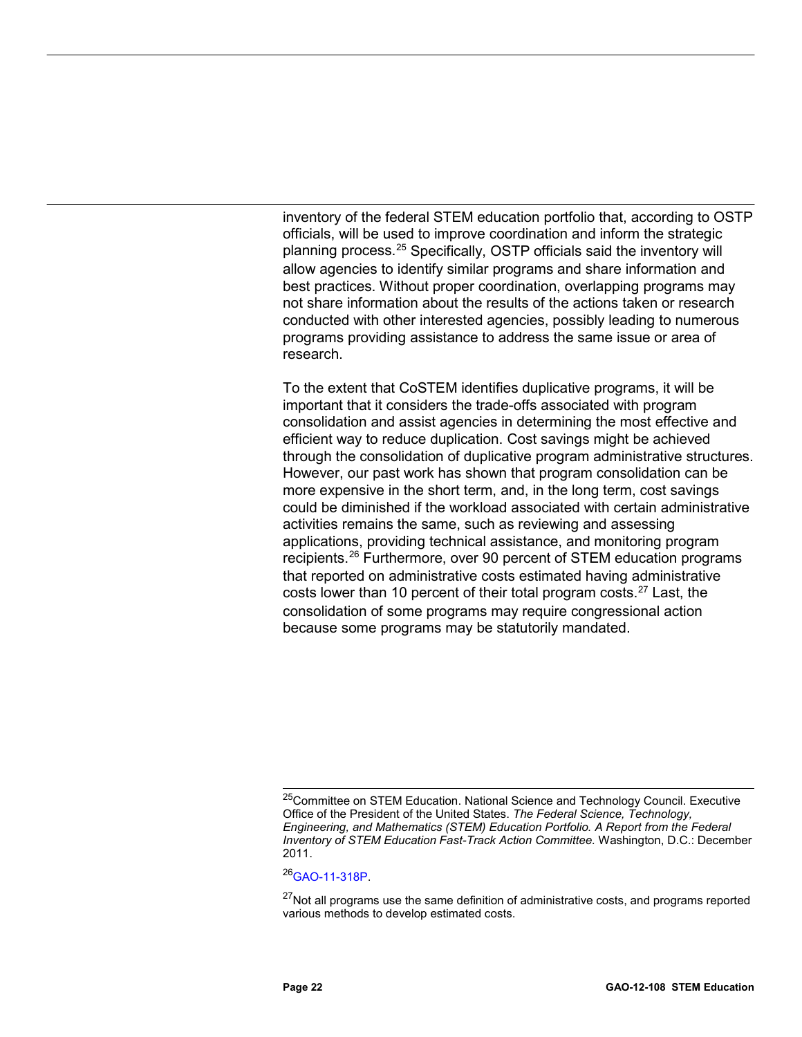inventory of the federal STEM education portfolio that, according to OSTP officials, will be used to improve coordination and inform the strategic planning process.[25] Specifically, OSTP officials said the inventory will allow agencies to identify similar programs and share information and best practices. Without proper coordination, overlapping programs may not share information about the results of the actions taken or research conducted with other interested agencies, possibly leading to numerous programs providing assistance to address the same issue or area of research.

To the extent that CoSTEM identifies duplicative programs, it will be important that it considers the trade-offs associated with program consolidation and assist agencies in determining the most effective and efficient way to reduce duplication. Cost savings might be achieved through the consolidation of duplicative program administrative structures. However, our past work has shown that program consolidation can be more expensive in the short term, and, in the long term, cost savings could be diminished if the workload associated with certain administrative activities remains the same, such as reviewing and assessing applications, providing technical assistance, and monitoring program recipients.[26] Furthermore, over 90 percent of STEM education programs that reported on administrative costs estimated having administrative costs lower than 10 percent of their total program costs.[27] Last, the consolidation of some programs may require congressional action because some programs may be statutorily mandated.

---

[25]Committee on STEM Education. National Science and Technology Council. Executive Office of the President of the United States. *The Federal Science, Technology, Engineering, and Mathematics (STEM) Education Portfolio. A Report from the Federal Inventory of STEM Education Fast-Track Action Committee.* Washington, D.C.: December 2011.

[26]GAO-11-318P.

[27]Not all programs use the same definition of administrative costs, and programs reported various methods to develop estimated costs.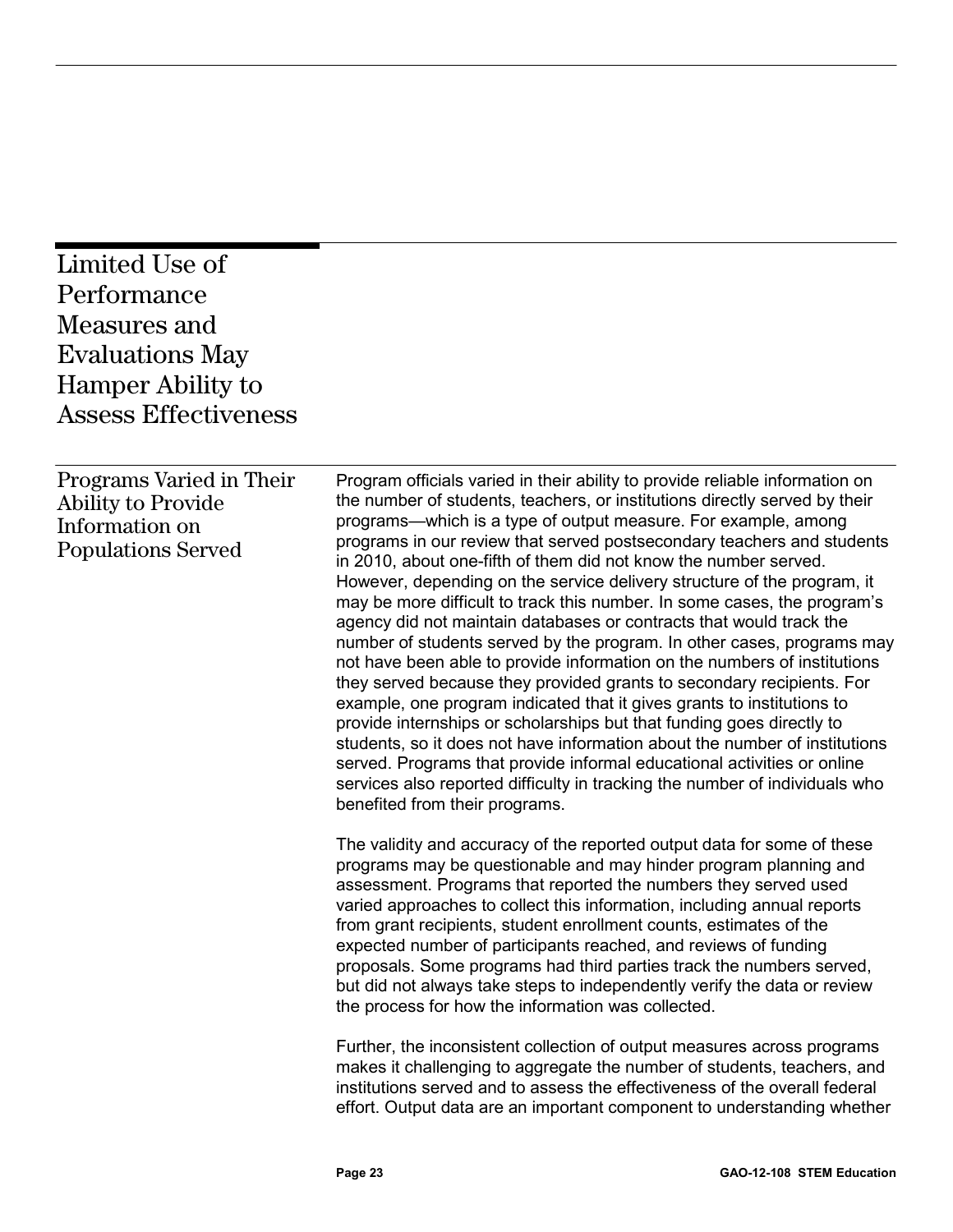## Limited Use of Performance Measures and Evaluations May Hamper Ability to Assess Effectiveness

### Programs Varied in Their Ability to Provide Information on Populations Served

Program officials varied in their ability to provide reliable information on the number of students, teachers, or institutions directly served by their programs—which is a type of output measure. For example, among programs in our review that served postsecondary teachers and students in 2010, about one-fifth of them did not know the number served. However, depending on the service delivery structure of the program, it may be more difficult to track this number. In some cases, the program's agency did not maintain databases or contracts that would track the number of students served by the program. In other cases, programs may not have been able to provide information on the numbers of institutions they served because they provided grants to secondary recipients. For example, one program indicated that it gives grants to institutions to provide internships or scholarships but that funding goes directly to students, so it does not have information about the number of institutions served. Programs that provide informal educational activities or online services also reported difficulty in tracking the number of individuals who benefited from their programs.

The validity and accuracy of the reported output data for some of these programs may be questionable and may hinder program planning and assessment. Programs that reported the numbers they served used varied approaches to collect this information, including annual reports from grant recipients, student enrollment counts, estimates of the expected number of participants reached, and reviews of funding proposals. Some programs had third parties track the numbers served, but did not always take steps to independently verify the data or review the process for how the information was collected.

Further, the inconsistent collection of output measures across programs makes it challenging to aggregate the number of students, teachers, and institutions served and to assess the effectiveness of the overall federal effort. Output data are an important component to understanding whether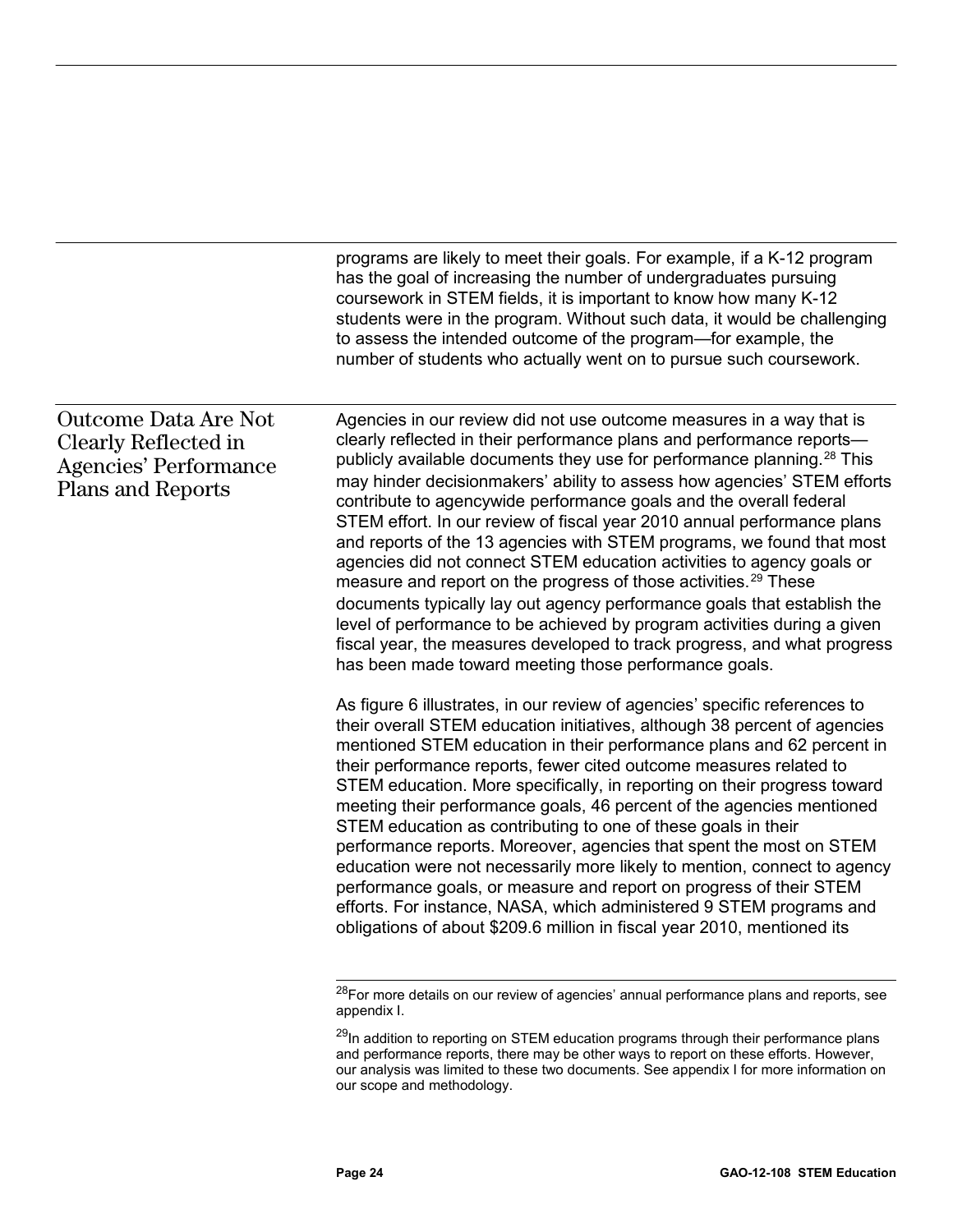programs are likely to meet their goals. For example, if a K-12 program has the goal of increasing the number of undergraduates pursuing coursework in STEM fields, it is important to know how many K-12 students were in the program. Without such data, it would be challenging to assess the intended outcome of the program—for example, the number of students who actually went on to pursue such coursework.

## Outcome Data Are Not Clearly Reflected in Agencies' Performance Plans and Reports

Agencies in our review did not use outcome measures in a way that is clearly reflected in their performance plans and performance reports—publicly available documents they use for performance planning.[28] This may hinder decisionmakers' ability to assess how agencies' STEM efforts contribute to agencywide performance goals and the overall federal STEM effort. In our review of fiscal year 2010 annual performance plans and reports of the 13 agencies with STEM programs, we found that most agencies did not connect STEM education activities to agency goals or measure and report on the progress of those activities.[29] These documents typically lay out agency performance goals that establish the level of performance to be achieved by program activities during a given fiscal year, the measures developed to track progress, and what progress has been made toward meeting those performance goals.

As figure 6 illustrates, in our review of agencies' specific references to their overall STEM education initiatives, although 38 percent of agencies mentioned STEM education in their performance plans and 62 percent in their performance reports, fewer cited outcome measures related to STEM education. More specifically, in reporting on their progress toward meeting their performance goals, 46 percent of the agencies mentioned STEM education as contributing to one of these goals in their performance reports. Moreover, agencies that spent the most on STEM education were not necessarily more likely to mention, connect to agency performance goals, or measure and report on progress of their STEM efforts. For instance, NASA, which administered 9 STEM programs and obligations of about $209.6 million in fiscal year 2010, mentioned its

---

[28] For more details on our review of agencies' annual performance plans and reports, see appendix I.

[29] In addition to reporting on STEM education programs through their performance plans and performance reports, there may be other ways to report on these efforts. However, our analysis was limited to these two documents. See appendix I for more information on our scope and methodology.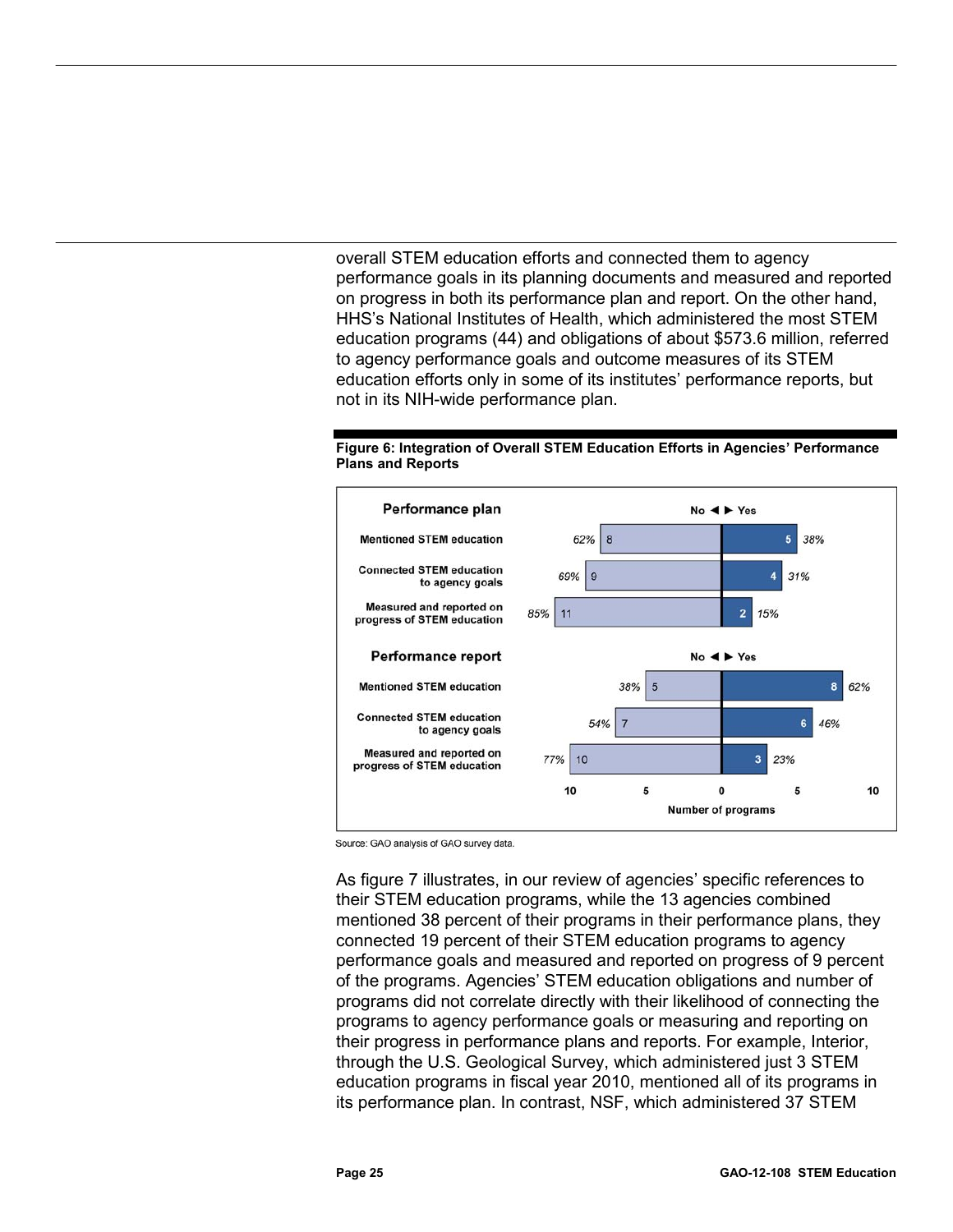overall STEM education efforts and connected them to agency performance goals in its planning documents and measured and reported on progress in both its performance plan and report. On the other hand, HHS's National Institutes of Health, which administered the most STEM education programs (44) and obligations of about $573.6 million, referred to agency performance goals and outcome measures of its STEM education efforts only in some of its institutes' performance reports, but not in its NIH-wide performance plan.

**Figure 6: Integration of Overall STEM Education Efforts in Agencies' Performance Plans and Reports**

| Performance plan | No | No (%) | Yes | Yes (%) |
| --- | --- | --- | --- | --- |
| Mentioned STEM education | 8 | 62% | 5 | 38% |
| Connected STEM education to agency goals | 9 | 69% | 4 | 31% |
| Measured and reported on progress of STEM education | 11 | 85% | 2 | 15% |

| Performance report | No | No (%) | Yes | Yes (%) |
| --- | --- | --- | --- | --- |
| Mentioned STEM education | 5 | 38% | 8 | 62% |
| Connected STEM education to agency goals | 7 | 54% | 6 | 46% |
| Measured and reported on progress of STEM education | 10 | 77% | 3 | 23% |

Number of programs

Source: GAO analysis of GAO survey data.

As figure 7 illustrates, in our review of agencies' specific references to their STEM education programs, while the 13 agencies combined mentioned 38 percent of their programs in their performance plans, they connected 19 percent of their STEM education programs to agency performance goals and measured and reported on progress of 9 percent of the programs. Agencies' STEM education obligations and number of programs did not correlate directly with their likelihood of connecting the programs to agency performance goals or measuring and reporting on their progress in performance plans and reports. For example, Interior, through the U.S. Geological Survey, which administered just 3 STEM education programs in fiscal year 2010, mentioned all of its programs in its performance plan. In contrast, NSF, which administered 37 STEM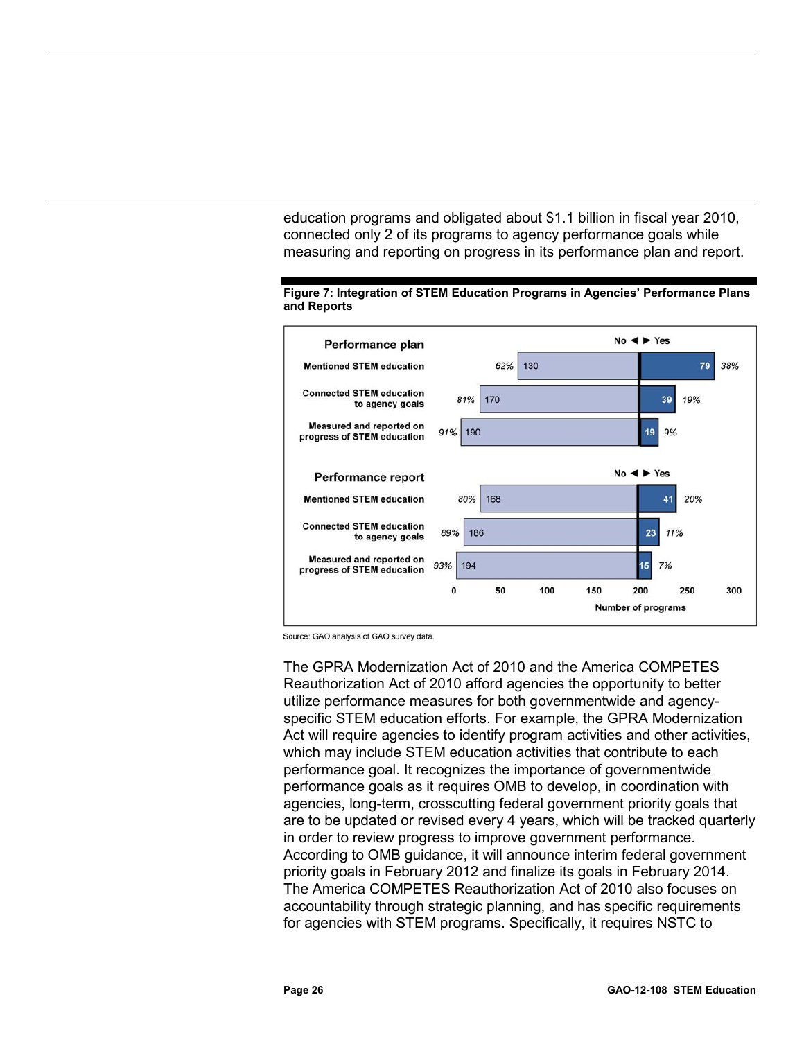education programs and obligated about $1.1 billion in fiscal year 2010, connected only 2 of its programs to agency performance goals while measuring and reporting on progress in its performance plan and report.

**Figure 7: Integration of STEM Education Programs in Agencies' Performance Plans and Reports**

| | No | | Yes | |
|---|---|---|---|---|
| **Performance plan** | | | | |
| Mentioned STEM education | 62% | 130 | 79 | 38% |
| Connected STEM education to agency goals | 81% | 170 | 39 | 19% |
| Measured and reported on progress of STEM education | 91% | 190 | 19 | 9% |
| **Performance report** | | | | |
| Mentioned STEM education | 80% | 168 | 41 | 20% |
| Connected STEM education to agency goals | 89% | 186 | 23 | 11% |
| Measured and reported on progress of STEM education | 93% | 194 | 15 | 7% |

Number of programs

Source: GAO analysis of GAO survey data.

The GPRA Modernization Act of 2010 and the America COMPETES Reauthorization Act of 2010 afford agencies the opportunity to better utilize performance measures for both governmentwide and agency-specific STEM education efforts. For example, the GPRA Modernization Act will require agencies to identify program activities and other activities, which may include STEM education activities that contribute to each performance goal. It recognizes the importance of governmentwide performance goals as it requires OMB to develop, in coordination with agencies, long-term, crosscutting federal government priority goals that are to be updated or revised every 4 years, which will be tracked quarterly in order to review progress to improve government performance. According to OMB guidance, it will announce interim federal government priority goals in February 2012 and finalize its goals in February 2014. The America COMPETES Reauthorization Act of 2010 also focuses on accountability through strategic planning, and has specific requirements for agencies with STEM programs. Specifically, it requires NSTC to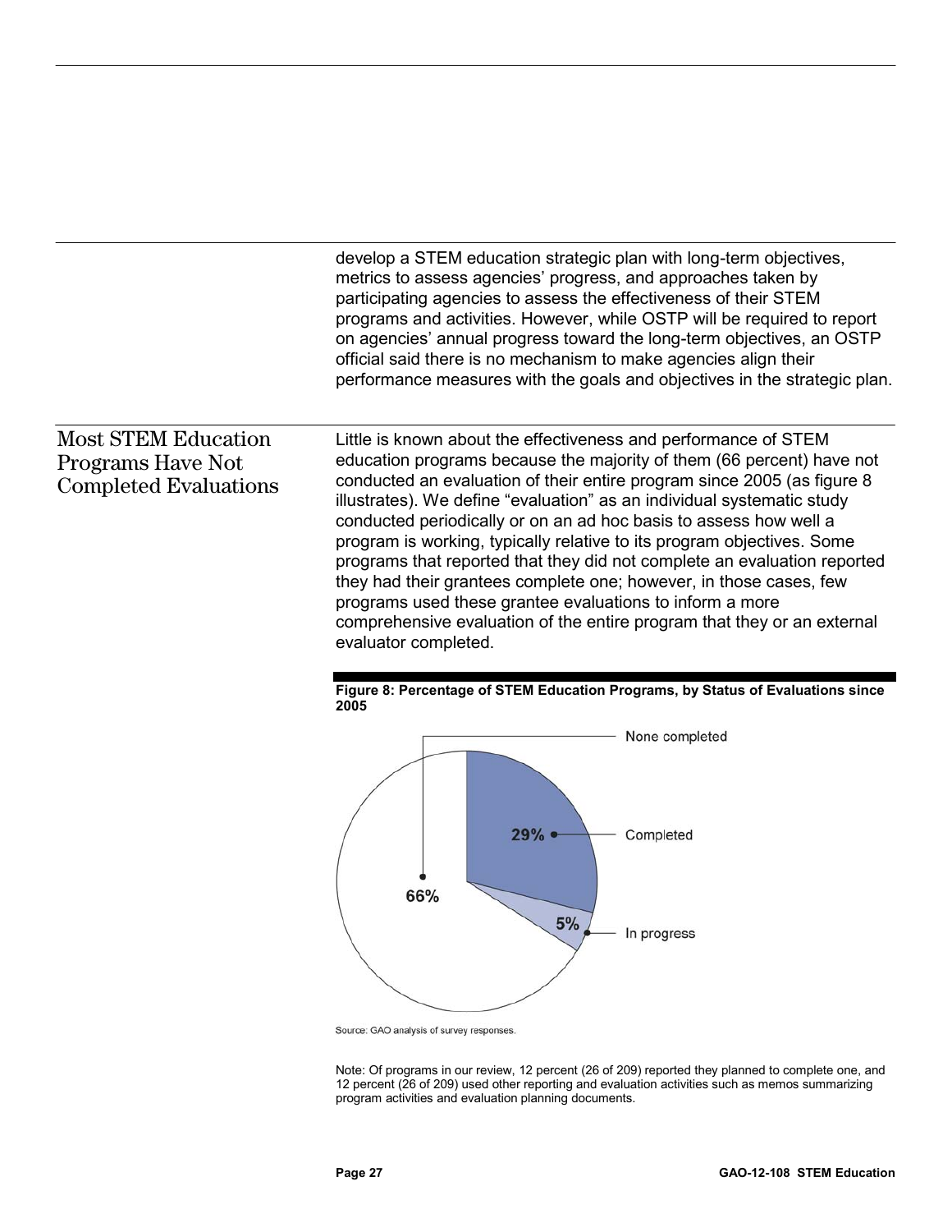develop a STEM education strategic plan with long-term objectives, metrics to assess agencies' progress, and approaches taken by participating agencies to assess the effectiveness of their STEM programs and activities. However, while OSTP will be required to report on agencies' annual progress toward the long-term objectives, an OSTP official said there is no mechanism to make agencies align their performance measures with the goals and objectives in the strategic plan.

## Most STEM Education Programs Have Not Completed Evaluations

Little is known about the effectiveness and performance of STEM education programs because the majority of them (66 percent) have not conducted an evaluation of their entire program since 2005 (as figure 8 illustrates). We define "evaluation" as an individual systematic study conducted periodically or on an ad hoc basis to assess how well a program is working, typically relative to its program objectives. Some programs that reported that they did not complete an evaluation reported they had their grantees complete one; however, in those cases, few programs used these grantee evaluations to inform a more comprehensive evaluation of the entire program that they or an external evaluator completed.

**Figure 8: Percentage of STEM Education Programs, by Status of Evaluations since 2005**

| Status | Percentage |
|---|---|
| None completed | 66% |
| Completed | 29% |
| In progress | 5% |

Source: GAO analysis of survey responses.

Note: Of programs in our review, 12 percent (26 of 209) reported they planned to complete one, and 12 percent (26 of 209) used other reporting and evaluation activities such as memos summarizing program activities and evaluation planning documents.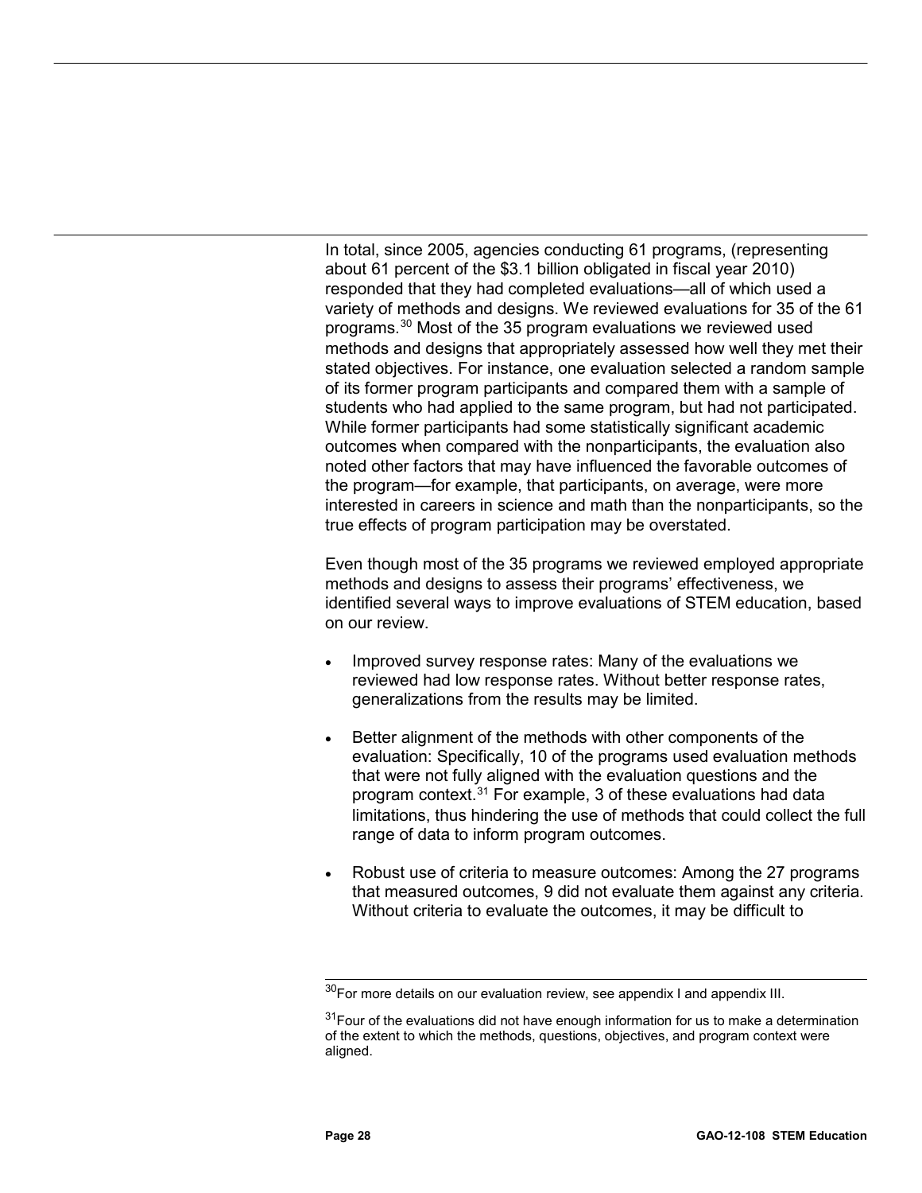In total, since 2005, agencies conducting 61 programs, (representing about 61 percent of the $3.1 billion obligated in fiscal year 2010) responded that they had completed evaluations—all of which used a variety of methods and designs. We reviewed evaluations for 35 of the 61 programs.[30] Most of the 35 program evaluations we reviewed used methods and designs that appropriately assessed how well they met their stated objectives. For instance, one evaluation selected a random sample of its former program participants and compared them with a sample of students who had applied to the same program, but had not participated. While former participants had some statistically significant academic outcomes when compared with the nonparticipants, the evaluation also noted other factors that may have influenced the favorable outcomes of the program—for example, that participants, on average, were more interested in careers in science and math than the nonparticipants, so the true effects of program participation may be overstated.

Even though most of the 35 programs we reviewed employed appropriate methods and designs to assess their programs' effectiveness, we identified several ways to improve evaluations of STEM education, based on our review.

- Improved survey response rates: Many of the evaluations we reviewed had low response rates. Without better response rates, generalizations from the results may be limited.
- Better alignment of the methods with other components of the evaluation: Specifically, 10 of the programs used evaluation methods that were not fully aligned with the evaluation questions and the program context.[31] For example, 3 of these evaluations had data limitations, thus hindering the use of methods that could collect the full range of data to inform program outcomes.
- Robust use of criteria to measure outcomes: Among the 27 programs that measured outcomes, 9 did not evaluate them against any criteria. Without criteria to evaluate the outcomes, it may be difficult to

[30] For more details on our evaluation review, see appendix I and appendix III.

[31] Four of the evaluations did not have enough information for us to make a determination of the extent to which the methods, questions, objectives, and program context were aligned.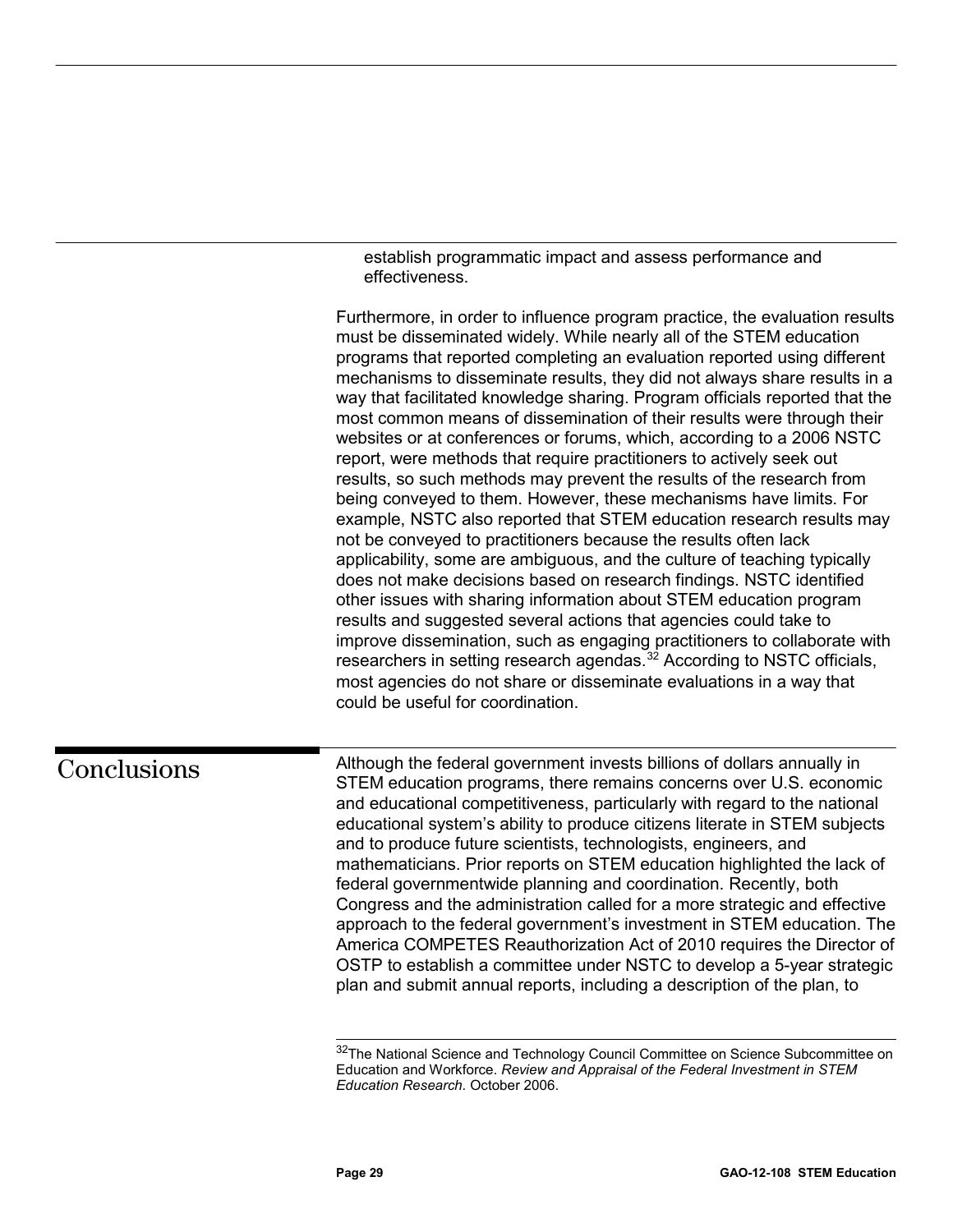establish programmatic impact and assess performance and effectiveness.

Furthermore, in order to influence program practice, the evaluation results must be disseminated widely. While nearly all of the STEM education programs that reported completing an evaluation reported using different mechanisms to disseminate results, they did not always share results in a way that facilitated knowledge sharing. Program officials reported that the most common means of dissemination of their results were through their websites or at conferences or forums, which, according to a 2006 NSTC report, were methods that require practitioners to actively seek out results, so such methods may prevent the results of the research from being conveyed to them. However, these mechanisms have limits. For example, NSTC also reported that STEM education research results may not be conveyed to practitioners because the results often lack applicability, some are ambiguous, and the culture of teaching typically does not make decisions based on research findings. NSTC identified other issues with sharing information about STEM education program results and suggested several actions that agencies could take to improve dissemination, such as engaging practitioners to collaborate with researchers in setting research agendas.[32] According to NSTC officials, most agencies do not share or disseminate evaluations in a way that could be useful for coordination.

## Conclusions

Although the federal government invests billions of dollars annually in STEM education programs, there remains concerns over U.S. economic and educational competitiveness, particularly with regard to the national educational system's ability to produce citizens literate in STEM subjects and to produce future scientists, technologists, engineers, and mathematicians. Prior reports on STEM education highlighted the lack of federal governmentwide planning and coordination. Recently, both Congress and the administration called for a more strategic and effective approach to the federal government's investment in STEM education. The America COMPETES Reauthorization Act of 2010 requires the Director of OSTP to establish a committee under NSTC to develop a 5-year strategic plan and submit annual reports, including a description of the plan, to

[32] The National Science and Technology Council Committee on Science Subcommittee on Education and Workforce. *Review and Appraisal of the Federal Investment in STEM Education Research.* October 2006.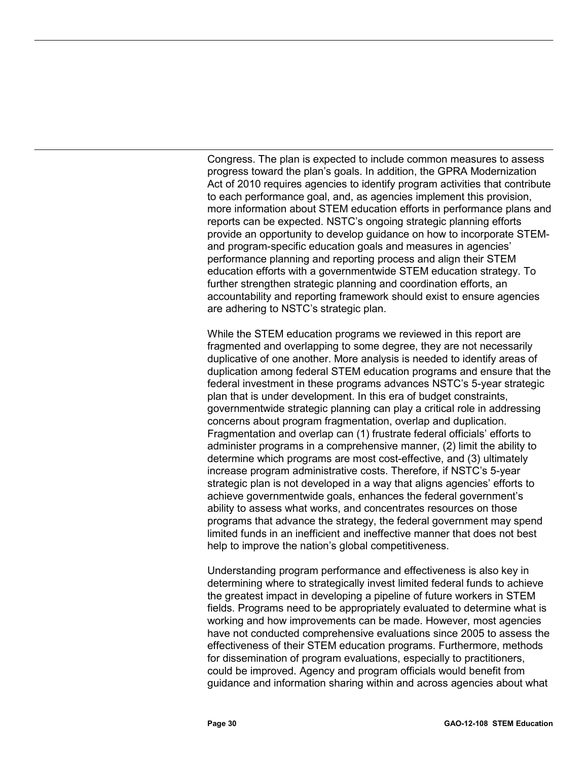Congress. The plan is expected to include common measures to assess progress toward the plan's goals. In addition, the GPRA Modernization Act of 2010 requires agencies to identify program activities that contribute to each performance goal, and, as agencies implement this provision, more information about STEM education efforts in performance plans and reports can be expected. NSTC's ongoing strategic planning efforts provide an opportunity to develop guidance on how to incorporate STEM- and program-specific education goals and measures in agencies' performance planning and reporting process and align their STEM education efforts with a governmentwide STEM education strategy. To further strengthen strategic planning and coordination efforts, an accountability and reporting framework should exist to ensure agencies are adhering to NSTC's strategic plan.

While the STEM education programs we reviewed in this report are fragmented and overlapping to some degree, they are not necessarily duplicative of one another. More analysis is needed to identify areas of duplication among federal STEM education programs and ensure that the federal investment in these programs advances NSTC's 5-year strategic plan that is under development. In this era of budget constraints, governmentwide strategic planning can play a critical role in addressing concerns about program fragmentation, overlap and duplication. Fragmentation and overlap can (1) frustrate federal officials' efforts to administer programs in a comprehensive manner, (2) limit the ability to determine which programs are most cost-effective, and (3) ultimately increase program administrative costs. Therefore, if NSTC's 5-year strategic plan is not developed in a way that aligns agencies' efforts to achieve governmentwide goals, enhances the federal government's ability to assess what works, and concentrates resources on those programs that advance the strategy, the federal government may spend limited funds in an inefficient and ineffective manner that does not best help to improve the nation's global competitiveness.

Understanding program performance and effectiveness is also key in determining where to strategically invest limited federal funds to achieve the greatest impact in developing a pipeline of future workers in STEM fields. Programs need to be appropriately evaluated to determine what is working and how improvements can be made. However, most agencies have not conducted comprehensive evaluations since 2005 to assess the effectiveness of their STEM education programs. Furthermore, methods for dissemination of program evaluations, especially to practitioners, could be improved. Agency and program officials would benefit from guidance and information sharing within and across agencies about what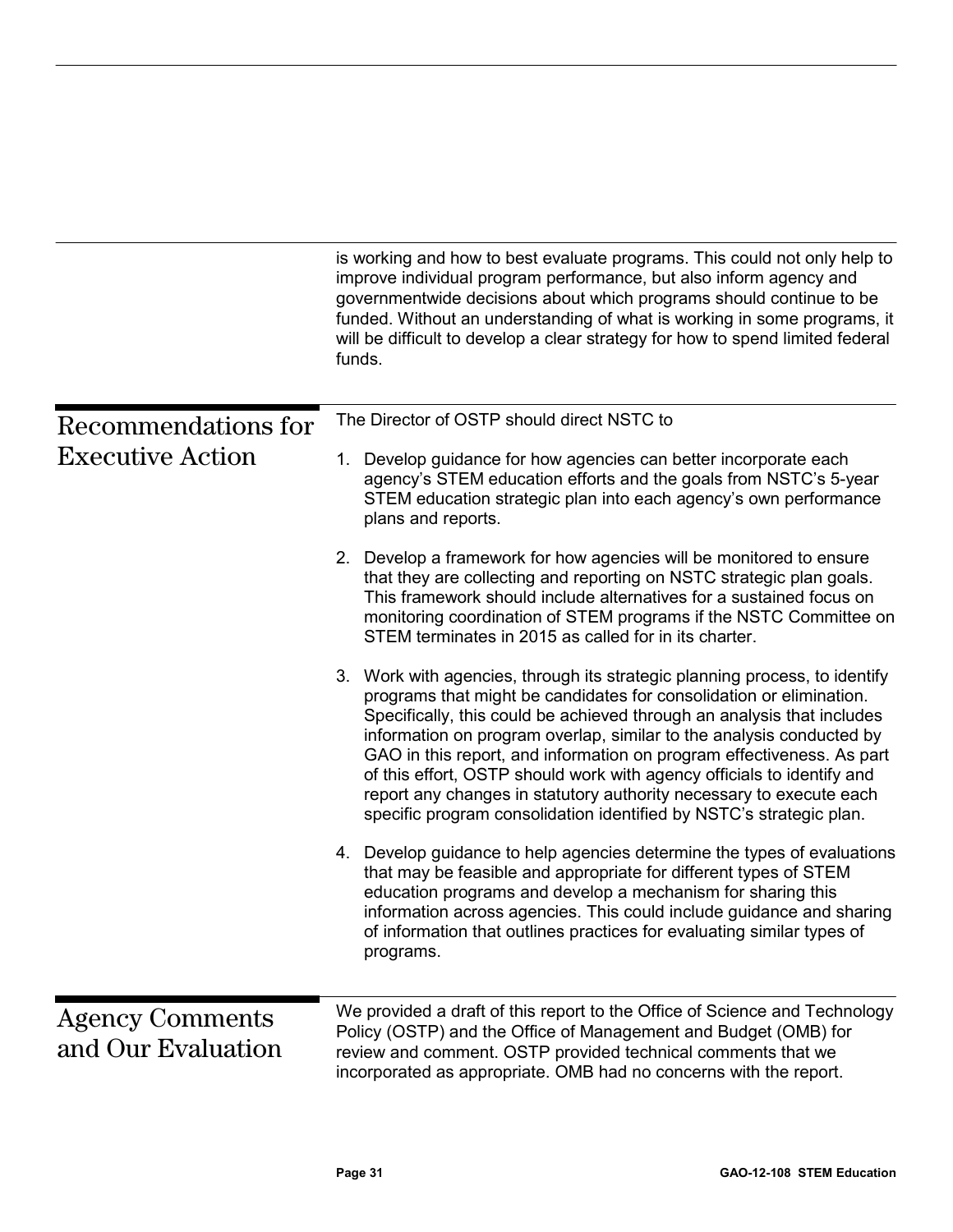is working and how to best evaluate programs. This could not only help to improve individual program performance, but also inform agency and governmentwide decisions about which programs should continue to be funded. Without an understanding of what is working in some programs, it will be difficult to develop a clear strategy for how to spend limited federal funds.

## Recommendations for Executive Action

The Director of OSTP should direct NSTC to

1. Develop guidance for how agencies can better incorporate each agency's STEM education efforts and the goals from NSTC's 5-year STEM education strategic plan into each agency's own performance plans and reports.
2. Develop a framework for how agencies will be monitored to ensure that they are collecting and reporting on NSTC strategic plan goals. This framework should include alternatives for a sustained focus on monitoring coordination of STEM programs if the NSTC Committee on STEM terminates in 2015 as called for in its charter.
3. Work with agencies, through its strategic planning process, to identify programs that might be candidates for consolidation or elimination. Specifically, this could be achieved through an analysis that includes information on program overlap, similar to the analysis conducted by GAO in this report, and information on program effectiveness. As part of this effort, OSTP should work with agency officials to identify and report any changes in statutory authority necessary to execute each specific program consolidation identified by NSTC's strategic plan.
4. Develop guidance to help agencies determine the types of evaluations that may be feasible and appropriate for different types of STEM education programs and develop a mechanism for sharing this information across agencies. This could include guidance and sharing of information that outlines practices for evaluating similar types of programs.

## Agency Comments and Our Evaluation

We provided a draft of this report to the Office of Science and Technology Policy (OSTP) and the Office of Management and Budget (OMB) for review and comment. OSTP provided technical comments that we incorporated as appropriate. OMB had no concerns with the report.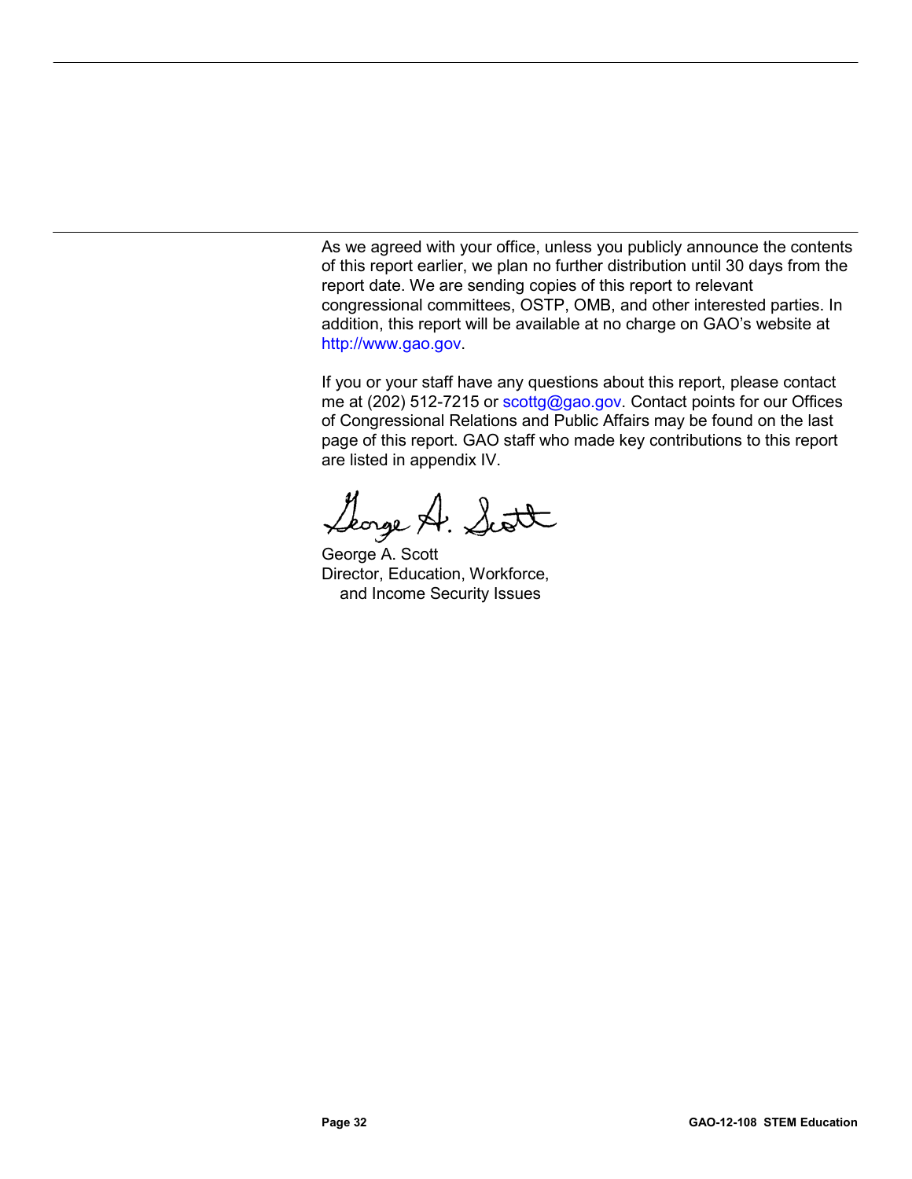As we agreed with your office, unless you publicly announce the contents of this report earlier, we plan no further distribution until 30 days from the report date. We are sending copies of this report to relevant congressional committees, OSTP, OMB, and other interested parties. In addition, this report will be available at no charge on GAO's website at http://www.gao.gov.

If you or your staff have any questions about this report, please contact me at (202) 512-7215 or scottg@gao.gov. Contact points for our Offices of Congressional Relations and Public Affairs may be found on the last page of this report. GAO staff who made key contributions to this report are listed in appendix IV.

George A. Scott
Director, Education, Workforce, and Income Security Issues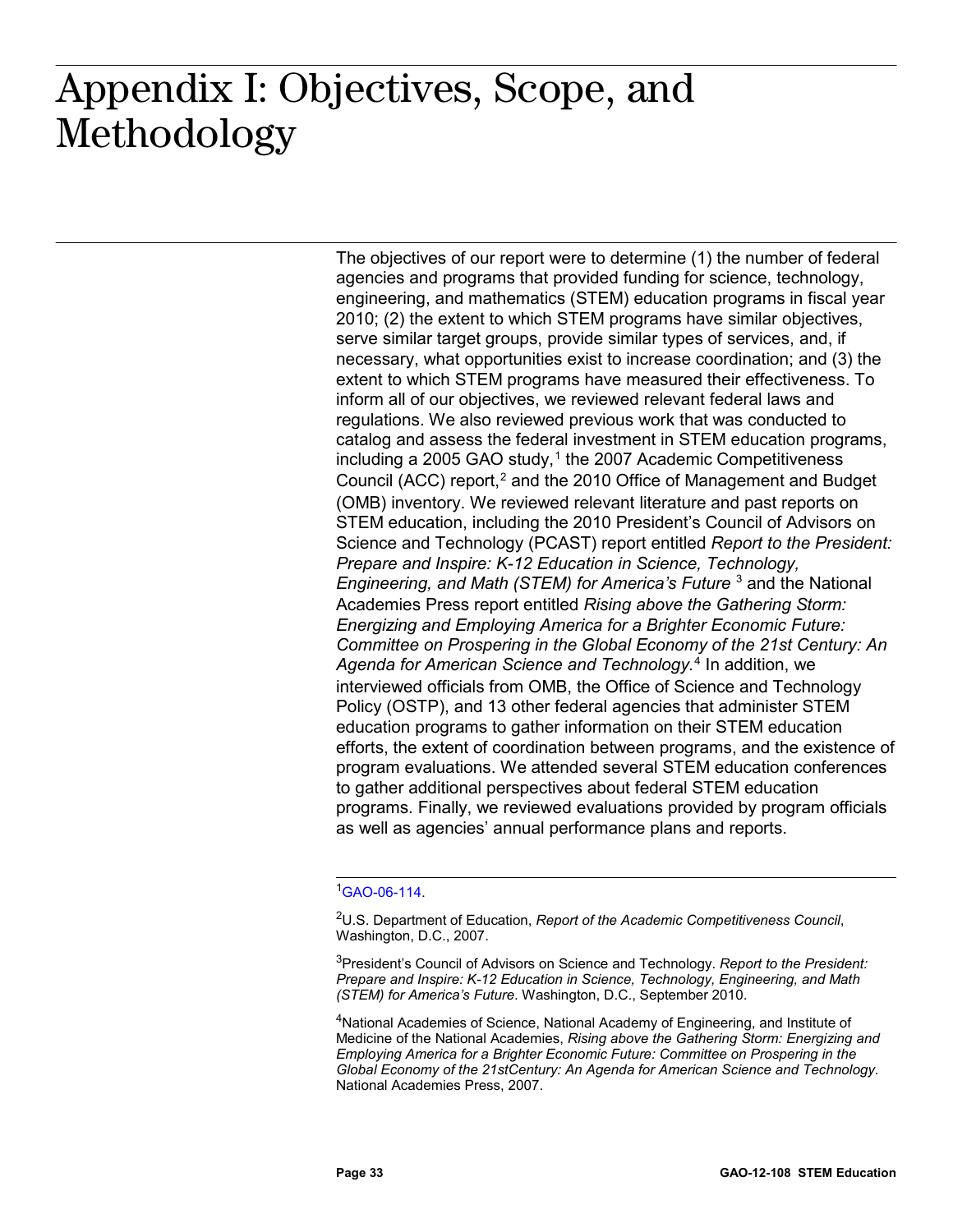# Appendix I: Objectives, Scope, and Methodology

The objectives of our report were to determine (1) the number of federal agencies and programs that provided funding for science, technology, engineering, and mathematics (STEM) education programs in fiscal year 2010; (2) the extent to which STEM programs have similar objectives, serve similar target groups, provide similar types of services, and, if necessary, what opportunities exist to increase coordination; and (3) the extent to which STEM programs have measured their effectiveness. To inform all of our objectives, we reviewed relevant federal laws and regulations. We also reviewed previous work that was conducted to catalog and assess the federal investment in STEM education programs, including a 2005 GAO study,[1] the 2007 Academic Competitiveness Council (ACC) report,[2] and the 2010 Office of Management and Budget (OMB) inventory. We reviewed relevant literature and past reports on STEM education, including the 2010 President's Council of Advisors on Science and Technology (PCAST) report entitled *Report to the President: Prepare and Inspire: K-12 Education in Science, Technology, Engineering, and Math (STEM) for America's Future* [3] and the National Academies Press report entitled *Rising above the Gathering Storm: Energizing and Employing America for a Brighter Economic Future: Committee on Prospering in the Global Economy of the 21st Century: An Agenda for American Science and Technology.*[4] In addition, we interviewed officials from OMB, the Office of Science and Technology Policy (OSTP), and 13 other federal agencies that administer STEM education programs to gather information on their STEM education efforts, the extent of coordination between programs, and the existence of program evaluations. We attended several STEM education conferences to gather additional perspectives about federal STEM education programs. Finally, we reviewed evaluations provided by program officials as well as agencies' annual performance plans and reports.

---

[1] GAO-06-114.

[2] U.S. Department of Education, *Report of the Academic Competitiveness Council*, Washington, D.C., 2007.

[3] President's Council of Advisors on Science and Technology. *Report to the President: Prepare and Inspire: K-12 Education in Science, Technology, Engineering, and Math (STEM) for America's Future*. Washington, D.C., September 2010.

[4] National Academies of Science, National Academy of Engineering, and Institute of Medicine of the National Academies, *Rising above the Gathering Storm: Energizing and Employing America for a Brighter Economic Future: Committee on Prospering in the Global Economy of the 21stCentury: An Agenda for American Science and Technology*. National Academies Press, 2007.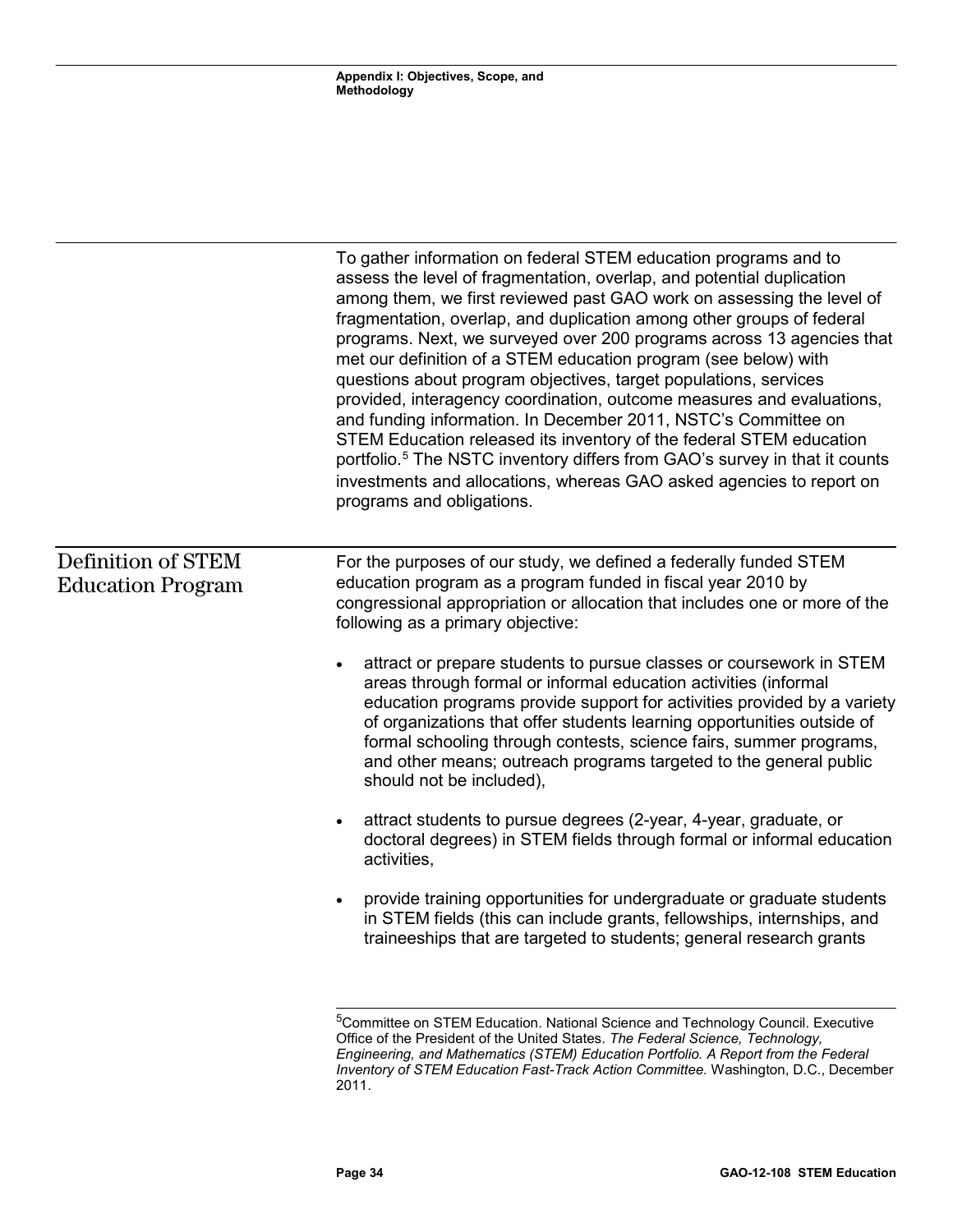To gather information on federal STEM education programs and to assess the level of fragmentation, overlap, and potential duplication among them, we first reviewed past GAO work on assessing the level of fragmentation, overlap, and duplication among other groups of federal programs. Next, we surveyed over 200 programs across 13 agencies that met our definition of a STEM education program (see below) with questions about program objectives, target populations, services provided, interagency coordination, outcome measures and evaluations, and funding information. In December 2011, NSTC's Committee on STEM Education released its inventory of the federal STEM education portfolio.[5] The NSTC inventory differs from GAO's survey in that it counts investments and allocations, whereas GAO asked agencies to report on programs and obligations.

## Definition of STEM Education Program

For the purposes of our study, we defined a federally funded STEM education program as a program funded in fiscal year 2010 by congressional appropriation or allocation that includes one or more of the following as a primary objective:

- attract or prepare students to pursue classes or coursework in STEM areas through formal or informal education activities (informal education programs provide support for activities provided by a variety of organizations that offer students learning opportunities outside of formal schooling through contests, science fairs, summer programs, and other means; outreach programs targeted to the general public should not be included),
- attract students to pursue degrees (2-year, 4-year, graduate, or doctoral degrees) in STEM fields through formal or informal education activities,
- provide training opportunities for undergraduate or graduate students in STEM fields (this can include grants, fellowships, internships, and traineeships that are targeted to students; general research grants

[5] Committee on STEM Education. National Science and Technology Council. Executive Office of the President of the United States. *The Federal Science, Technology, Engineering, and Mathematics (STEM) Education Portfolio. A Report from the Federal Inventory of STEM Education Fast-Track Action Committee.* Washington, D.C., December 2011.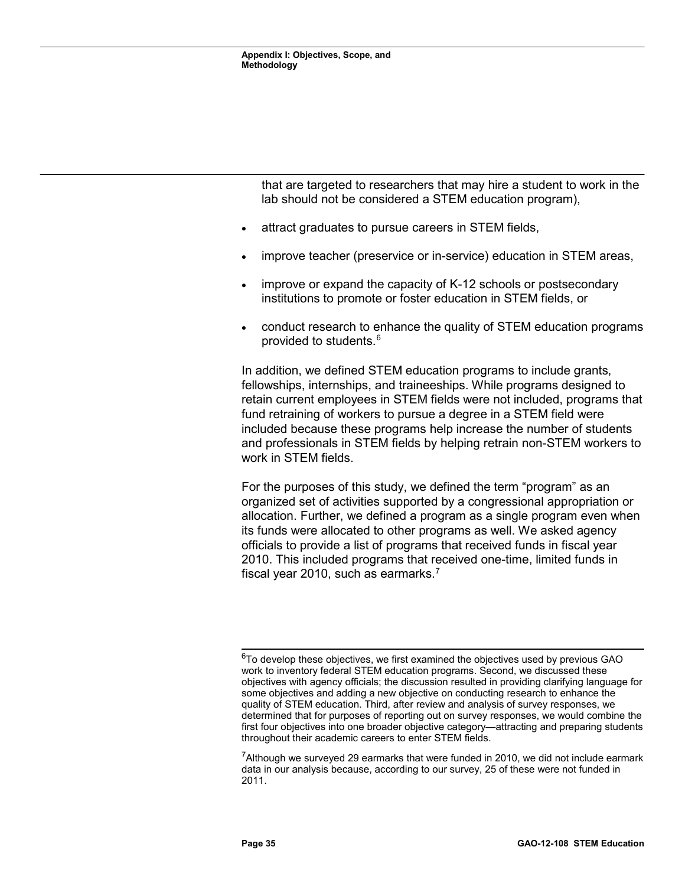that are targeted to researchers that may hire a student to work in the lab should not be considered a STEM education program),

- attract graduates to pursue careers in STEM fields,
- improve teacher (preservice or in-service) education in STEM areas,
- improve or expand the capacity of K-12 schools or postsecondary institutions to promote or foster education in STEM fields, or
- conduct research to enhance the quality of STEM education programs provided to students.[6]

In addition, we defined STEM education programs to include grants, fellowships, internships, and traineeships. While programs designed to retain current employees in STEM fields were not included, programs that fund retraining of workers to pursue a degree in a STEM field were included because these programs help increase the number of students and professionals in STEM fields by helping retrain non-STEM workers to work in STEM fields.

For the purposes of this study, we defined the term "program" as an organized set of activities supported by a congressional appropriation or allocation. Further, we defined a program as a single program even when its funds were allocated to other programs as well. We asked agency officials to provide a list of programs that received funds in fiscal year 2010. This included programs that received one-time, limited funds in fiscal year 2010, such as earmarks.[7]

---

[6]To develop these objectives, we first examined the objectives used by previous GAO work to inventory federal STEM education programs. Second, we discussed these objectives with agency officials; the discussion resulted in providing clarifying language for some objectives and adding a new objective on conducting research to enhance the quality of STEM education. Third, after review and analysis of survey responses, we determined that for purposes of reporting out on survey responses, we would combine the first four objectives into one broader objective category—attracting and preparing students throughout their academic careers to enter STEM fields.

[7]Although we surveyed 29 earmarks that were funded in 2010, we did not include earmark data in our analysis because, according to our survey, 25 of these were not funded in 2011.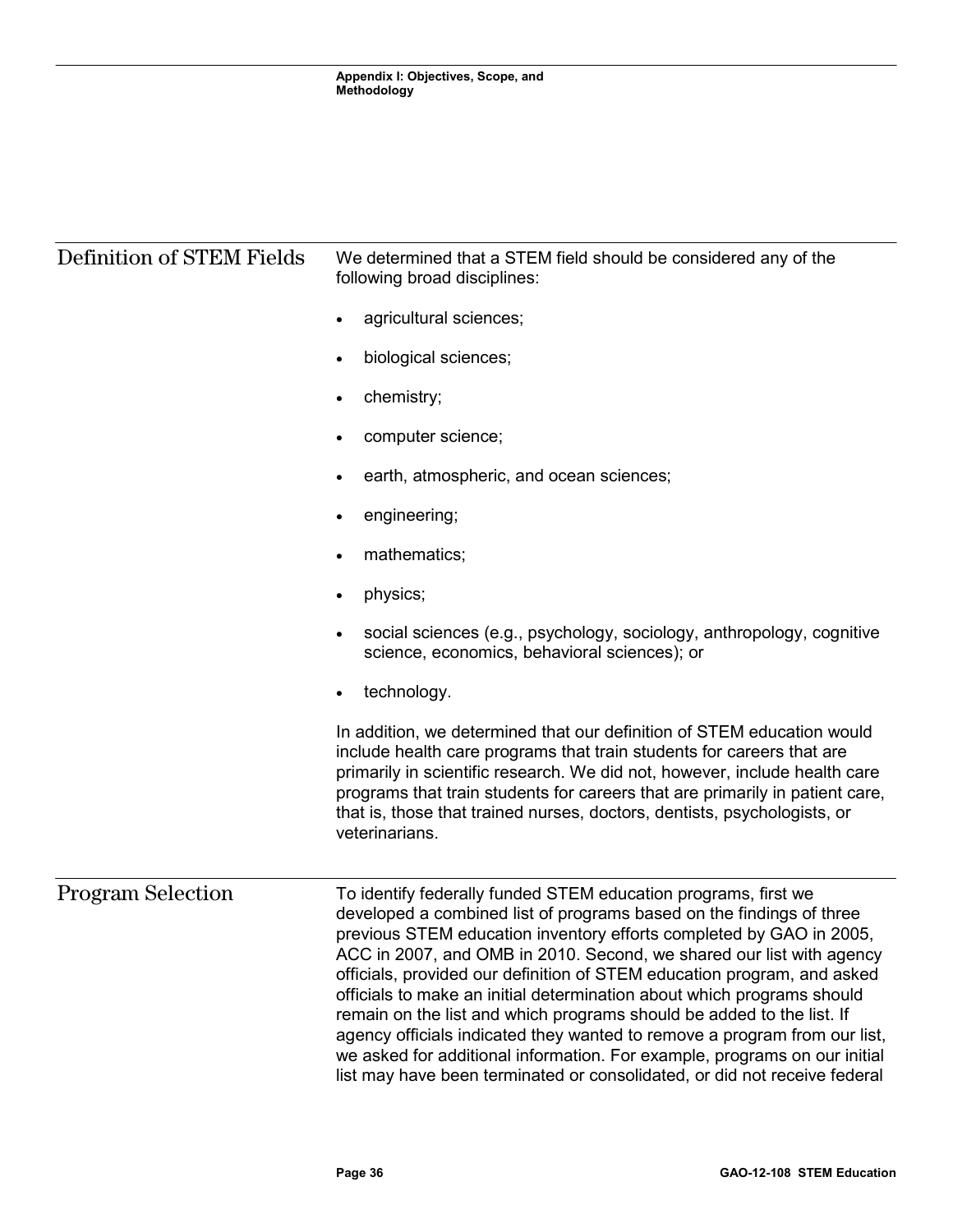## Definition of STEM Fields

We determined that a STEM field should be considered any of the following broad disciplines:

- agricultural sciences;
- biological sciences;
- chemistry;
- computer science;
- earth, atmospheric, and ocean sciences;
- engineering;
- mathematics;
- physics;
- social sciences (e.g., psychology, sociology, anthropology, cognitive science, economics, behavioral sciences); or
- technology.

In addition, we determined that our definition of STEM education would include health care programs that train students for careers that are primarily in scientific research. We did not, however, include health care programs that train students for careers that are primarily in patient care, that is, those that trained nurses, doctors, dentists, psychologists, or veterinarians.

## Program Selection

To identify federally funded STEM education programs, first we developed a combined list of programs based on the findings of three previous STEM education inventory efforts completed by GAO in 2005, ACC in 2007, and OMB in 2010. Second, we shared our list with agency officials, provided our definition of STEM education program, and asked officials to make an initial determination about which programs should remain on the list and which programs should be added to the list. If agency officials indicated they wanted to remove a program from our list, we asked for additional information. For example, programs on our initial list may have been terminated or consolidated, or did not receive federal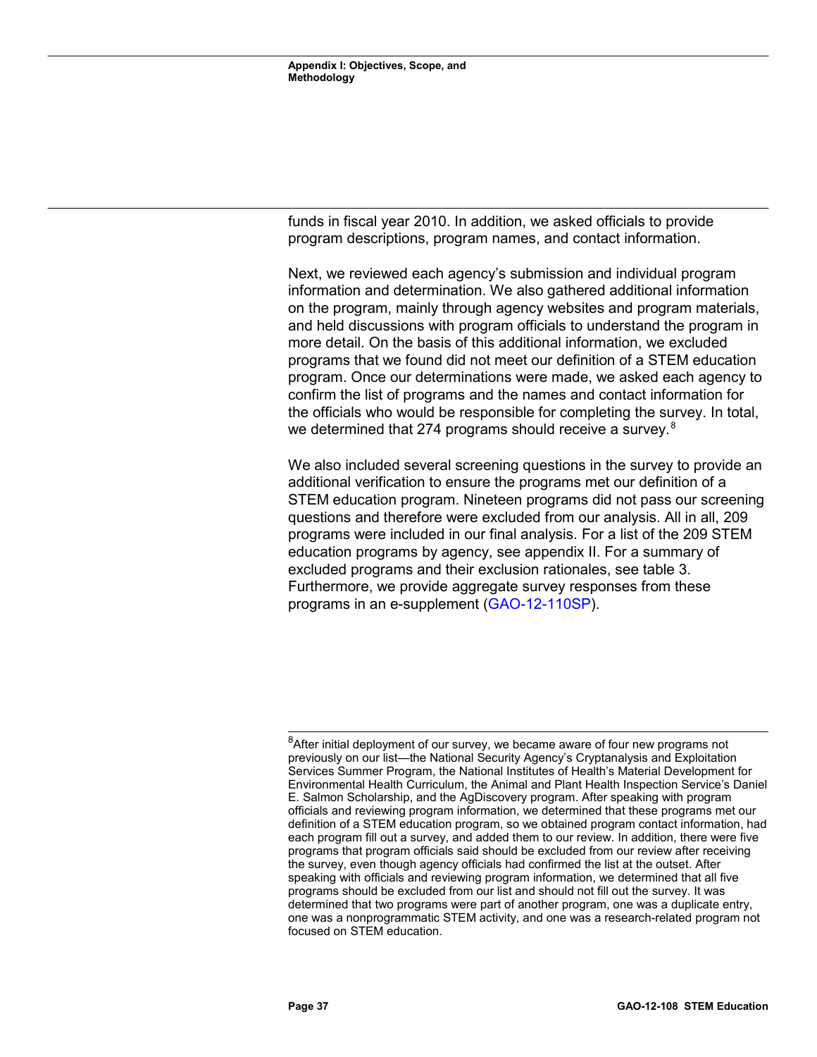funds in fiscal year 2010. In addition, we asked officials to provide program descriptions, program names, and contact information.

Next, we reviewed each agency's submission and individual program information and determination. We also gathered additional information on the program, mainly through agency websites and program materials, and held discussions with program officials to understand the program in more detail. On the basis of this additional information, we excluded programs that we found did not meet our definition of a STEM education program. Once our determinations were made, we asked each agency to confirm the list of programs and the names and contact information for the officials who would be responsible for completing the survey. In total, we determined that 274 programs should receive a survey.[8]

We also included several screening questions in the survey to provide an additional verification to ensure the programs met our definition of a STEM education program. Nineteen programs did not pass our screening questions and therefore were excluded from our analysis. All in all, 209 programs were included in our final analysis. For a list of the 209 STEM education programs by agency, see appendix II. For a summary of excluded programs and their exclusion rationales, see table 3. Furthermore, we provide aggregate survey responses from these programs in an e-supplement (GAO-12-110SP).

[8]After initial deployment of our survey, we became aware of four new programs not previously on our list—the National Security Agency's Cryptanalysis and Exploitation Services Summer Program, the National Institutes of Health's Material Development for Environmental Health Curriculum, the Animal and Plant Health Inspection Service's Daniel E. Salmon Scholarship, and the AgDiscovery program. After speaking with program officials and reviewing program information, we determined that these programs met our definition of a STEM education program, so we obtained program contact information, had each program fill out a survey, and added them to our review. In addition, there were five programs that program officials said should be excluded from our review after receiving the survey, even though agency officials had confirmed the list at the outset. After speaking with officials and reviewing program information, we determined that all five programs should be excluded from our list and should not fill out the survey. It was determined that two programs were part of another program, one was a duplicate entry, one was a nonprogrammatic STEM activity, and one was a research-related program not focused on STEM education.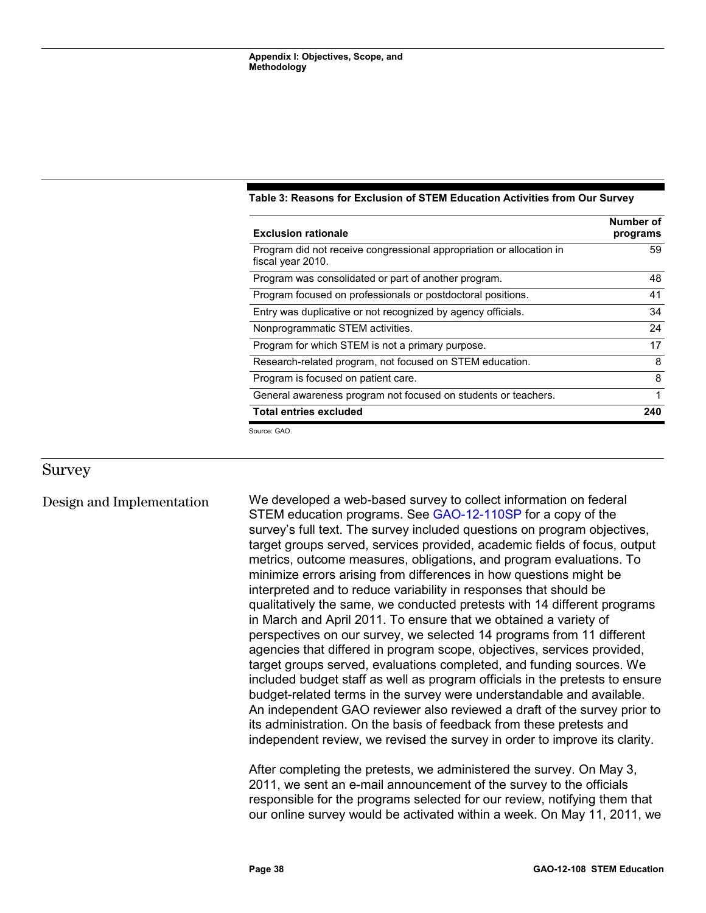**Table 3: Reasons for Exclusion of STEM Education Activities from Our Survey**

| Exclusion rationale | Number of programs |
|---|---|
| Program did not receive congressional appropriation or allocation in fiscal year 2010. | 59 |
| Program was consolidated or part of another program. | 48 |
| Program focused on professionals or postdoctoral positions. | 41 |
| Entry was duplicative or not recognized by agency officials. | 34 |
| Nonprogrammatic STEM activities. | 24 |
| Program for which STEM is not a primary purpose. | 17 |
| Research-related program, not focused on STEM education. | 8 |
| Program is focused on patient care. | 8 |
| General awareness program not focused on students or teachers. | 1 |
| **Total entries excluded** | **240** |

Source: GAO.

## Survey

### Design and Implementation

We developed a web-based survey to collect information on federal STEM education programs. See GAO-12-110SP for a copy of the survey's full text. The survey included questions on program objectives, target groups served, services provided, academic fields of focus, output metrics, outcome measures, obligations, and program evaluations. To minimize errors arising from differences in how questions might be interpreted and to reduce variability in responses that should be qualitatively the same, we conducted pretests with 14 different programs in March and April 2011. To ensure that we obtained a variety of perspectives on our survey, we selected 14 programs from 11 different agencies that differed in program scope, objectives, services provided, target groups served, evaluations completed, and funding sources. We included budget staff as well as program officials in the pretests to ensure budget-related terms in the survey were understandable and available. An independent GAO reviewer also reviewed a draft of the survey prior to its administration. On the basis of feedback from these pretests and independent review, we revised the survey in order to improve its clarity.

After completing the pretests, we administered the survey. On May 3, 2011, we sent an e-mail announcement of the survey to the officials responsible for the programs selected for our review, notifying them that our online survey would be activated within a week. On May 11, 2011, we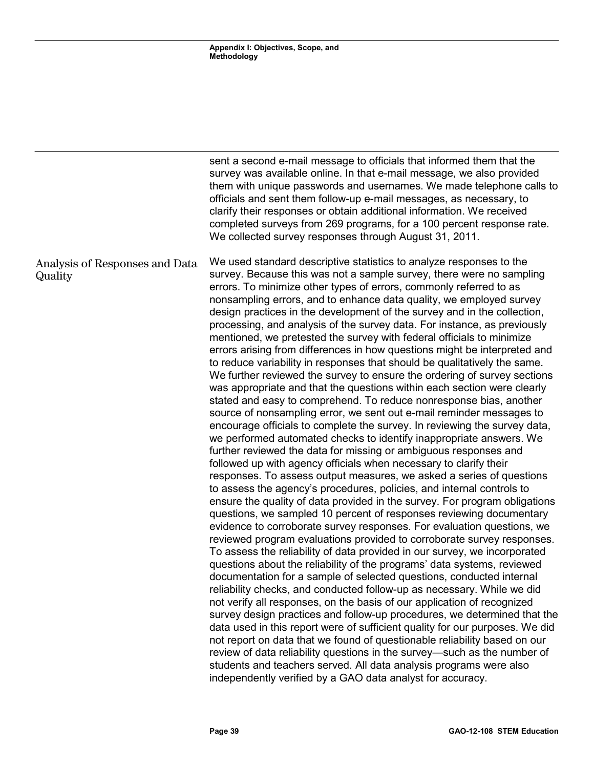sent a second e-mail message to officials that informed them that the survey was available online. In that e-mail message, we also provided them with unique passwords and usernames. We made telephone calls to officials and sent them follow-up e-mail messages, as necessary, to clarify their responses or obtain additional information. We received completed surveys from 269 programs, for a 100 percent response rate. We collected survey responses through August 31, 2011.

## Analysis of Responses and Data Quality

We used standard descriptive statistics to analyze responses to the survey. Because this was not a sample survey, there were no sampling errors. To minimize other types of errors, commonly referred to as nonsampling errors, and to enhance data quality, we employed survey design practices in the development of the survey and in the collection, processing, and analysis of the survey data. For instance, as previously mentioned, we pretested the survey with federal officials to minimize errors arising from differences in how questions might be interpreted and to reduce variability in responses that should be qualitatively the same. We further reviewed the survey to ensure the ordering of survey sections was appropriate and that the questions within each section were clearly stated and easy to comprehend. To reduce nonresponse bias, another source of nonsampling error, we sent out e-mail reminder messages to encourage officials to complete the survey. In reviewing the survey data, we performed automated checks to identify inappropriate answers. We further reviewed the data for missing or ambiguous responses and followed up with agency officials when necessary to clarify their responses. To assess output measures, we asked a series of questions to assess the agency's procedures, policies, and internal controls to ensure the quality of data provided in the survey. For program obligations questions, we sampled 10 percent of responses reviewing documentary evidence to corroborate survey responses. For evaluation questions, we reviewed program evaluations provided to corroborate survey responses. To assess the reliability of data provided in our survey, we incorporated questions about the reliability of the programs' data systems, reviewed documentation for a sample of selected questions, conducted internal reliability checks, and conducted follow-up as necessary. While we did not verify all responses, on the basis of our application of recognized survey design practices and follow-up procedures, we determined that the data used in this report were of sufficient quality for our purposes. We did not report on data that we found of questionable reliability based on our review of data reliability questions in the survey—such as the number of students and teachers served. All data analysis programs were also independently verified by a GAO data analyst for accuracy.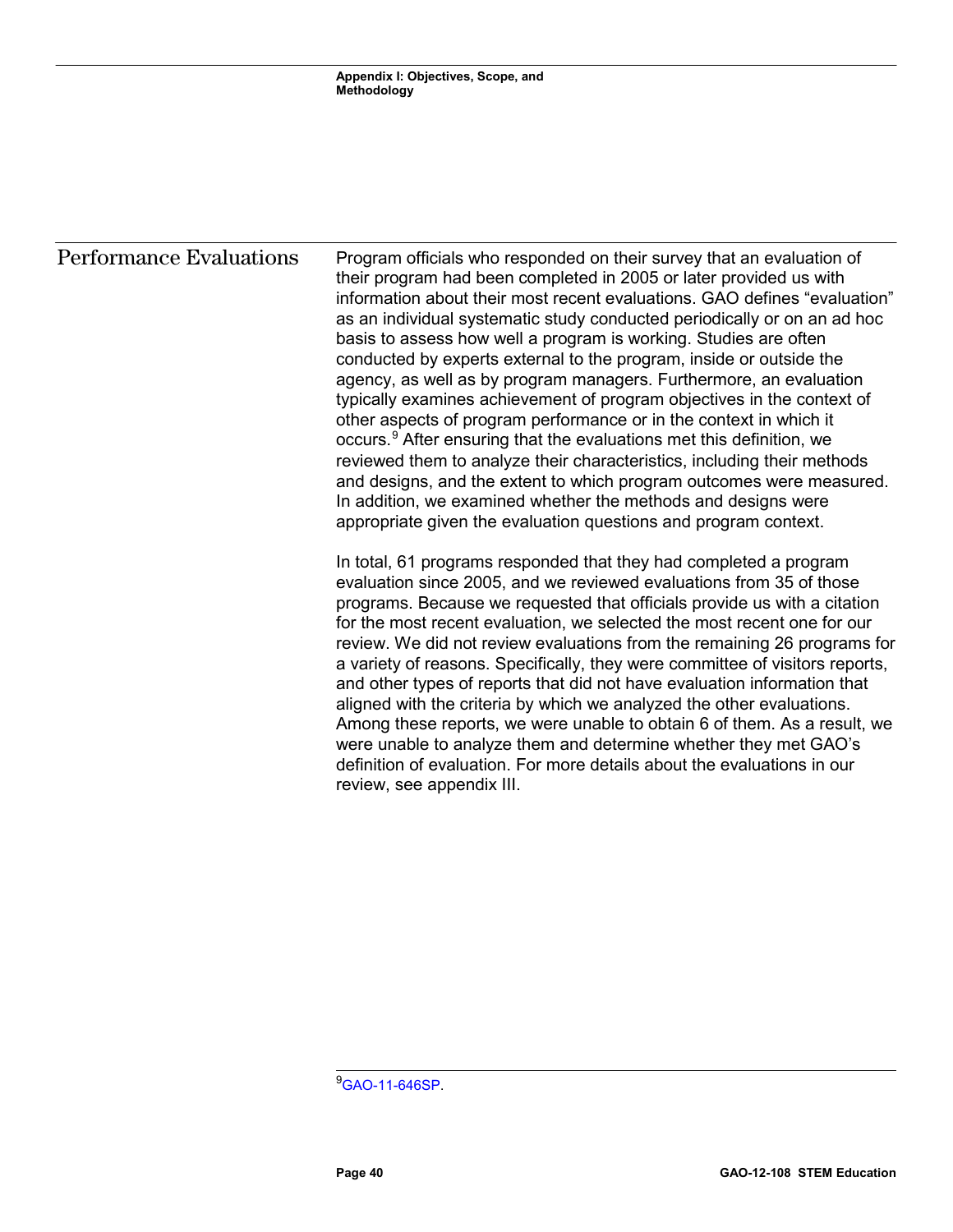## Performance Evaluations

Program officials who responded on their survey that an evaluation of their program had been completed in 2005 or later provided us with information about their most recent evaluations. GAO defines "evaluation" as an individual systematic study conducted periodically or on an ad hoc basis to assess how well a program is working. Studies are often conducted by experts external to the program, inside or outside the agency, as well as by program managers. Furthermore, an evaluation typically examines achievement of program objectives in the context of other aspects of program performance or in the context in which it occurs.[9] After ensuring that the evaluations met this definition, we reviewed them to analyze their characteristics, including their methods and designs, and the extent to which program outcomes were measured. In addition, we examined whether the methods and designs were appropriate given the evaluation questions and program context.

In total, 61 programs responded that they had completed a program evaluation since 2005, and we reviewed evaluations from 35 of those programs. Because we requested that officials provide us with a citation for the most recent evaluation, we selected the most recent one for our review. We did not review evaluations from the remaining 26 programs for a variety of reasons. Specifically, they were committee of visitors reports, and other types of reports that did not have evaluation information that aligned with the criteria by which we analyzed the other evaluations. Among these reports, we were unable to obtain 6 of them. As a result, we were unable to analyze them and determine whether they met GAO's definition of evaluation. For more details about the evaluations in our review, see appendix III.

[9] GAO-11-646SP.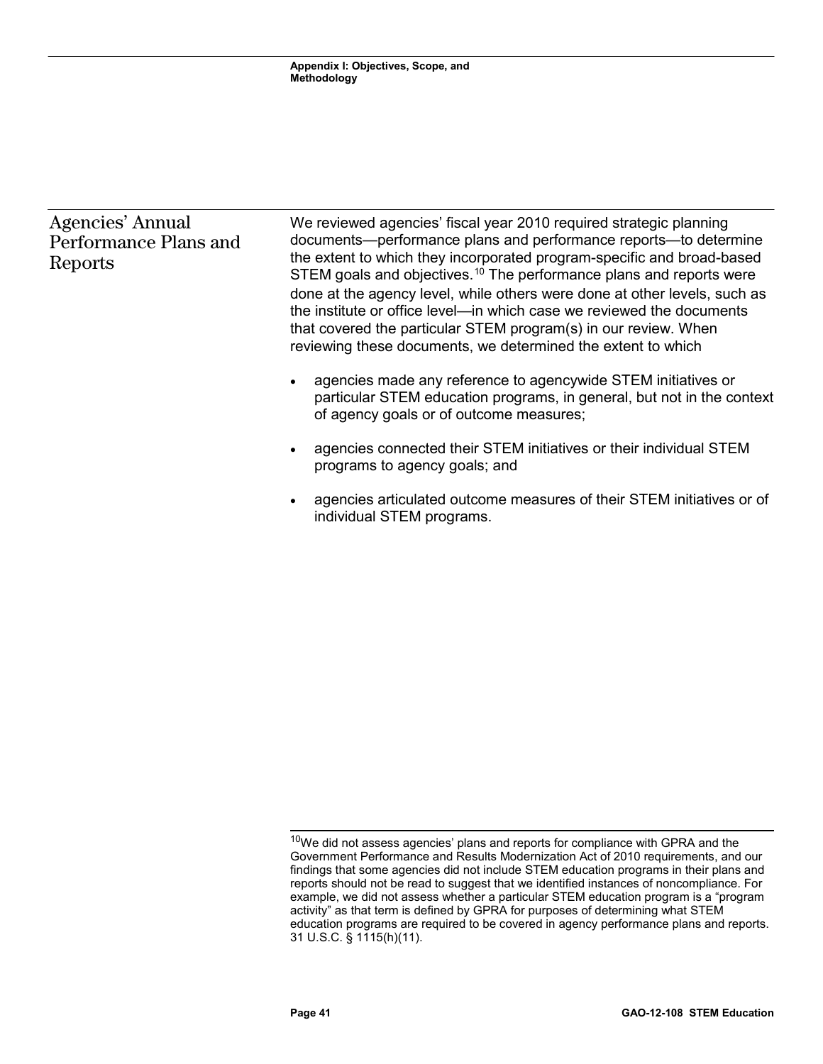## Agencies' Annual Performance Plans and Reports

We reviewed agencies' fiscal year 2010 required strategic planning documents—performance plans and performance reports—to determine the extent to which they incorporated program-specific and broad-based STEM goals and objectives.[10] The performance plans and reports were done at the agency level, while others were done at other levels, such as the institute or office level—in which case we reviewed the documents that covered the particular STEM program(s) in our review. When reviewing these documents, we determined the extent to which

- agencies made any reference to agencywide STEM initiatives or particular STEM education programs, in general, but not in the context of agency goals or of outcome measures;
- agencies connected their STEM initiatives or their individual STEM programs to agency goals; and
- agencies articulated outcome measures of their STEM initiatives or of individual STEM programs.

[10] We did not assess agencies' plans and reports for compliance with GPRA and the Government Performance and Results Modernization Act of 2010 requirements, and our findings that some agencies did not include STEM education programs in their plans and reports should not be read to suggest that we identified instances of noncompliance. For example, we did not assess whether a particular STEM education program is a "program activity" as that term is defined by GPRA for purposes of determining what STEM education programs are required to be covered in agency performance plans and reports. 31 U.S.C. § 1115(h)(11).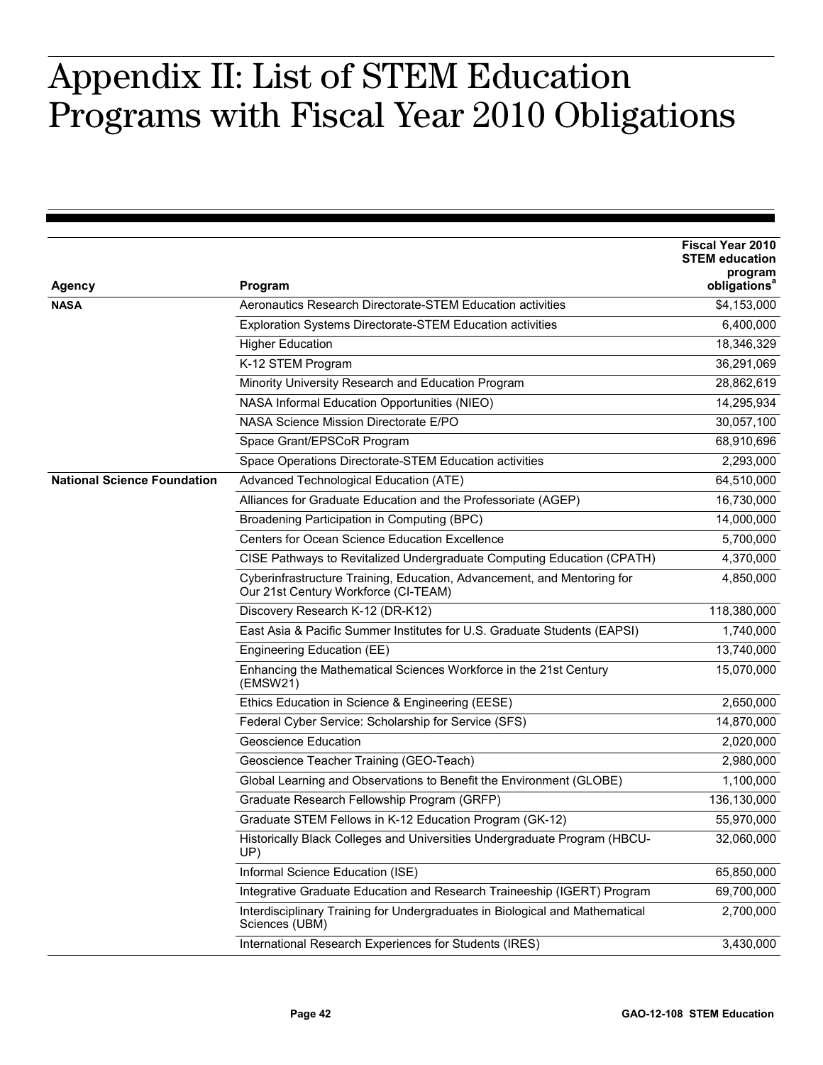# Appendix II: List of STEM Education Programs with Fiscal Year 2010 Obligations

| Agency | Program | Fiscal Year 2010 STEM education program obligations[a] |
|---|---|---|
| **NASA** | Aeronautics Research Directorate-STEM Education activities | $4,153,000 |
| | Exploration Systems Directorate-STEM Education activities | 6,400,000 |
| | Higher Education | 18,346,329 |
| | K-12 STEM Program | 36,291,069 |
| | Minority University Research and Education Program | 28,862,619 |
| | NASA Informal Education Opportunities (NIEO) | 14,295,934 |
| | NASA Science Mission Directorate E/PO | 30,057,100 |
| | Space Grant/EPSCoR Program | 68,910,696 |
| | Space Operations Directorate-STEM Education activities | 2,293,000 |
| **National Science Foundation** | Advanced Technological Education (ATE) | 64,510,000 |
| | Alliances for Graduate Education and the Professoriate (AGEP) | 16,730,000 |
| | Broadening Participation in Computing (BPC) | 14,000,000 |
| | Centers for Ocean Science Education Excellence | 5,700,000 |
| | CISE Pathways to Revitalized Undergraduate Computing Education (CPATH) | 4,370,000 |
| | Cyberinfrastructure Training, Education, Advancement, and Mentoring for Our 21st Century Workforce (CI-TEAM) | 4,850,000 |
| | Discovery Research K-12 (DR-K12) | 118,380,000 |
| | East Asia & Pacific Summer Institutes for U.S. Graduate Students (EAPSI) | 1,740,000 |
| | Engineering Education (EE) | 13,740,000 |
| | Enhancing the Mathematical Sciences Workforce in the 21st Century (EMSW21) | 15,070,000 |
| | Ethics Education in Science & Engineering (EESE) | 2,650,000 |
| | Federal Cyber Service: Scholarship for Service (SFS) | 14,870,000 |
| | Geoscience Education | 2,020,000 |
| | Geoscience Teacher Training (GEO-Teach) | 2,980,000 |
| | Global Learning and Observations to Benefit the Environment (GLOBE) | 1,100,000 |
| | Graduate Research Fellowship Program (GRFP) | 136,130,000 |
| | Graduate STEM Fellows in K-12 Education Program (GK-12) | 55,970,000 |
| | Historically Black Colleges and Universities Undergraduate Program (HBCU-UP) | 32,060,000 |
| | Informal Science Education (ISE) | 65,850,000 |
| | Integrative Graduate Education and Research Traineeship (IGERT) Program | 69,700,000 |
| | Interdisciplinary Training for Undergraduates in Biological and Mathematical Sciences (UBM) | 2,700,000 |
| | International Research Experiences for Students (IRES) | 3,430,000 |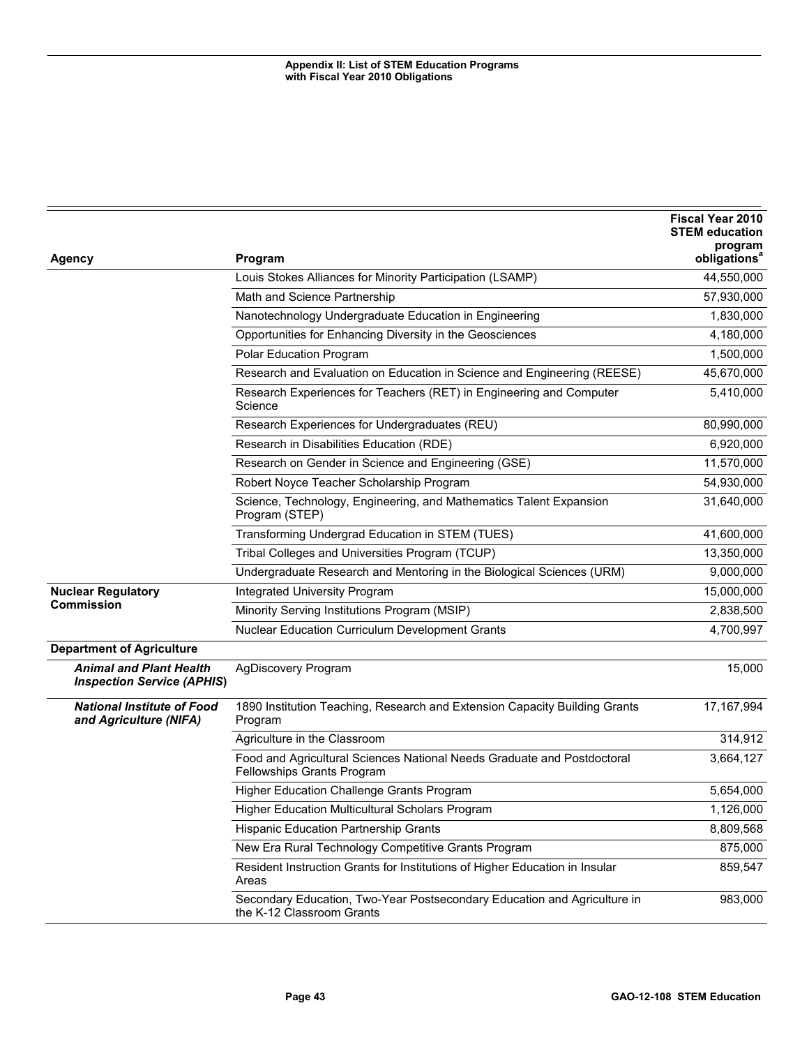| Agency | Program | Fiscal Year 2010 STEM education program obligations[a] |
|---|---|---|
| | Louis Stokes Alliances for Minority Participation (LSAMP) | 44,550,000 |
| | Math and Science Partnership | 57,930,000 |
| | Nanotechnology Undergraduate Education in Engineering | 1,830,000 |
| | Opportunities for Enhancing Diversity in the Geosciences | 4,180,000 |
| | Polar Education Program | 1,500,000 |
| | Research and Evaluation on Education in Science and Engineering (REESE) | 45,670,000 |
| | Research Experiences for Teachers (RET) in Engineering and Computer Science | 5,410,000 |
| | Research Experiences for Undergraduates (REU) | 80,990,000 |
| | Research in Disabilities Education (RDE) | 6,920,000 |
| | Research on Gender in Science and Engineering (GSE) | 11,570,000 |
| | Robert Noyce Teacher Scholarship Program | 54,930,000 |
| | Science, Technology, Engineering, and Mathematics Talent Expansion Program (STEP) | 31,640,000 |
| | Transforming Undergrad Education in STEM (TUES) | 41,600,000 |
| | Tribal Colleges and Universities Program (TCUP) | 13,350,000 |
| | Undergraduate Research and Mentoring in the Biological Sciences (URM) | 9,000,000 |
| **Nuclear Regulatory Commission** | Integrated University Program | 15,000,000 |
| | Minority Serving Institutions Program (MSIP) | 2,838,500 |
| | Nuclear Education Curriculum Development Grants | 4,700,997 |
| **Department of Agriculture** | | |
| ***Animal and Plant Health Inspection Service (APHIS)*** | AgDiscovery Program | 15,000 |
| ***National Institute of Food and Agriculture (NIFA)*** | 1890 Institution Teaching, Research and Extension Capacity Building Grants Program | 17,167,994 |
| | Agriculture in the Classroom | 314,912 |
| | Food and Agricultural Sciences National Needs Graduate and Postdoctoral Fellowships Grants Program | 3,664,127 |
| | Higher Education Challenge Grants Program | 5,654,000 |
| | Higher Education Multicultural Scholars Program | 1,126,000 |
| | Hispanic Education Partnership Grants | 8,809,568 |
| | New Era Rural Technology Competitive Grants Program | 875,000 |
| | Resident Instruction Grants for Institutions of Higher Education in Insular Areas | 859,547 |
| | Secondary Education, Two-Year Postsecondary Education and Agriculture in the K-12 Classroom Grants | 983,000 |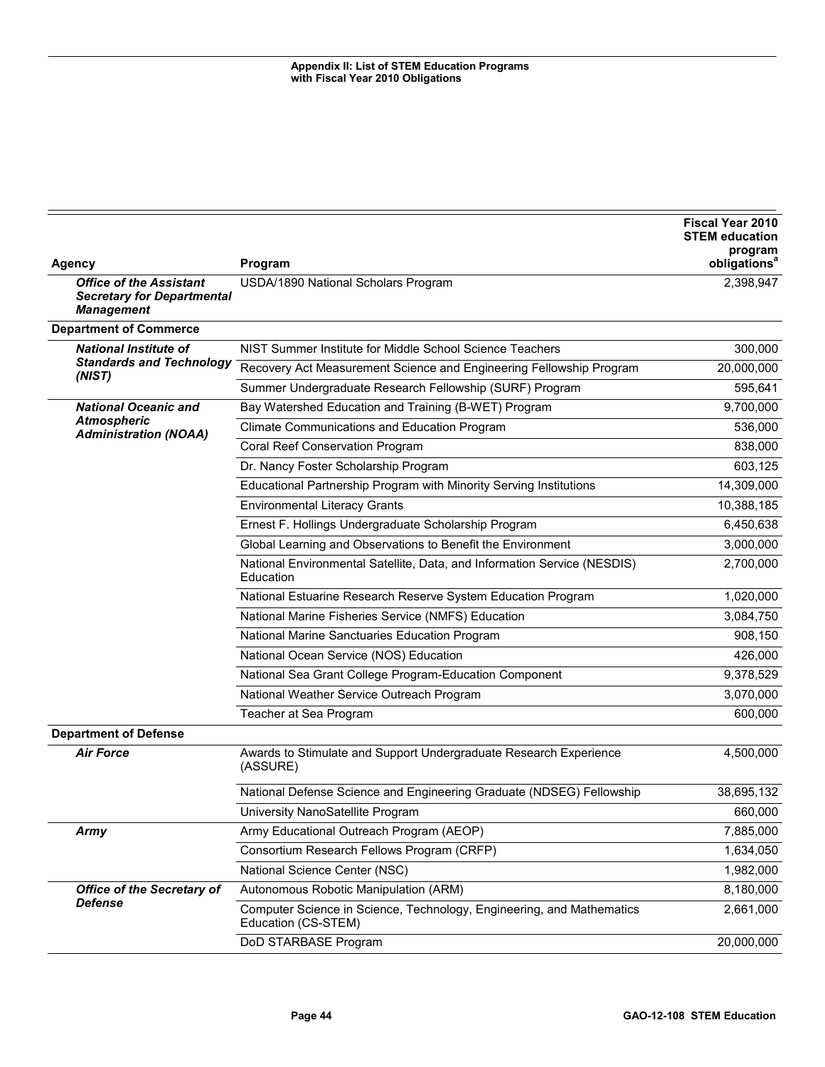| Agency | Program | Fiscal Year 2010 STEM education program obligations[a] |
|---|---|---|
| ***Office of the Assistant Secretary for Departmental Management*** | USDA/1890 National Scholars Program | 2,398,947 |
| **Department of Commerce** | | |
| ***National Institute of Standards and Technology (NIST)*** | NIST Summer Institute for Middle School Science Teachers | 300,000 |
| | Recovery Act Measurement Science and Engineering Fellowship Program | 20,000,000 |
| | Summer Undergraduate Research Fellowship (SURF) Program | 595,641 |
| ***National Oceanic and Atmospheric Administration (NOAA)*** | Bay Watershed Education and Training (B-WET) Program | 9,700,000 |
| | Climate Communications and Education Program | 536,000 |
| | Coral Reef Conservation Program | 838,000 |
| | Dr. Nancy Foster Scholarship Program | 603,125 |
| | Educational Partnership Program with Minority Serving Institutions | 14,309,000 |
| | Environmental Literacy Grants | 10,388,185 |
| | Ernest F. Hollings Undergraduate Scholarship Program | 6,450,638 |
| | Global Learning and Observations to Benefit the Environment | 3,000,000 |
| | National Environmental Satellite, Data, and Information Service (NESDIS) Education | 2,700,000 |
| | National Estuarine Research Reserve System Education Program | 1,020,000 |
| | National Marine Fisheries Service (NMFS) Education | 3,084,750 |
| | National Marine Sanctuaries Education Program | 908,150 |
| | National Ocean Service (NOS) Education | 426,000 |
| | National Sea Grant College Program-Education Component | 9,378,529 |
| | National Weather Service Outreach Program | 3,070,000 |
| | Teacher at Sea Program | 600,000 |
| **Department of Defense** | | |
| ***Air Force*** | Awards to Stimulate and Support Undergraduate Research Experience (ASSURE) | 4,500,000 |
| | National Defense Science and Engineering Graduate (NDSEG) Fellowship | 38,695,132 |
| | University NanoSatellite Program | 660,000 |
| ***Army*** | Army Educational Outreach Program (AEOP) | 7,885,000 |
| | Consortium Research Fellows Program (CRFP) | 1,634,050 |
| | National Science Center (NSC) | 1,982,000 |
| ***Office of the Secretary of Defense*** | Autonomous Robotic Manipulation (ARM) | 8,180,000 |
| | Computer Science in Science, Technology, Engineering, and Mathematics Education (CS-STEM) | 2,661,000 |
| | DoD STARBASE Program | 20,000,000 |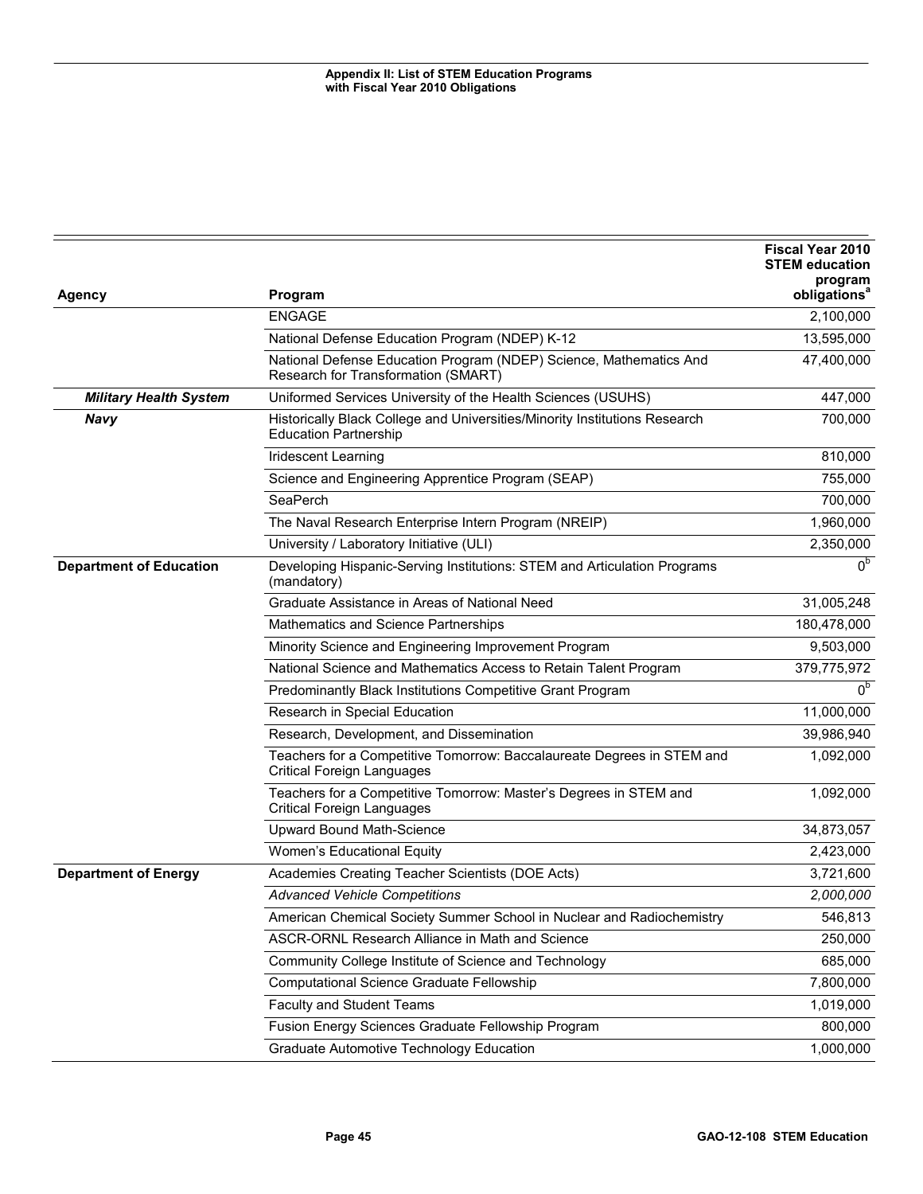| Agency | Program | Fiscal Year 2010 STEM education program obligations[a] |
|---|---|---|
| | ENGAGE | 2,100,000 |
| | National Defense Education Program (NDEP) K-12 | 13,595,000 |
| | National Defense Education Program (NDEP) Science, Mathematics And Research for Transformation (SMART) | 47,400,000 |
| ***Military Health System*** | Uniformed Services University of the Health Sciences (USUHS) | 447,000 |
| ***Navy*** | Historically Black College and Universities/Minority Institutions Research Education Partnership | 700,000 |
| | Iridescent Learning | 810,000 |
| | Science and Engineering Apprentice Program (SEAP) | 755,000 |
| | SeaPerch | 700,000 |
| | The Naval Research Enterprise Intern Program (NREIP) | 1,960,000 |
| | University / Laboratory Initiative (ULI) | 2,350,000 |
| **Department of Education** | Developing Hispanic-Serving Institutions: STEM and Articulation Programs (mandatory) | 0[b] |
| | Graduate Assistance in Areas of National Need | 31,005,248 |
| | Mathematics and Science Partnerships | 180,478,000 |
| | Minority Science and Engineering Improvement Program | 9,503,000 |
| | National Science and Mathematics Access to Retain Talent Program | 379,775,972 |
| | Predominantly Black Institutions Competitive Grant Program | 0[b] |
| | Research in Special Education | 11,000,000 |
| | Research, Development, and Dissemination | 39,986,940 |
| | Teachers for a Competitive Tomorrow: Baccalaureate Degrees in STEM and Critical Foreign Languages | 1,092,000 |
| | Teachers for a Competitive Tomorrow: Master's Degrees in STEM and Critical Foreign Languages | 1,092,000 |
| | Upward Bound Math-Science | 34,873,057 |
| | Women's Educational Equity | 2,423,000 |
| **Department of Energy** | Academies Creating Teacher Scientists (DOE Acts) | 3,721,600 |
| | *Advanced Vehicle Competitions* | *2,000,000* |
| | American Chemical Society Summer School in Nuclear and Radiochemistry | 546,813 |
| | ASCR-ORNL Research Alliance in Math and Science | 250,000 |
| | Community College Institute of Science and Technology | 685,000 |
| | Computational Science Graduate Fellowship | 7,800,000 |
| | Faculty and Student Teams | 1,019,000 |
| | Fusion Energy Sciences Graduate Fellowship Program | 800,000 |
| | Graduate Automotive Technology Education | 1,000,000 |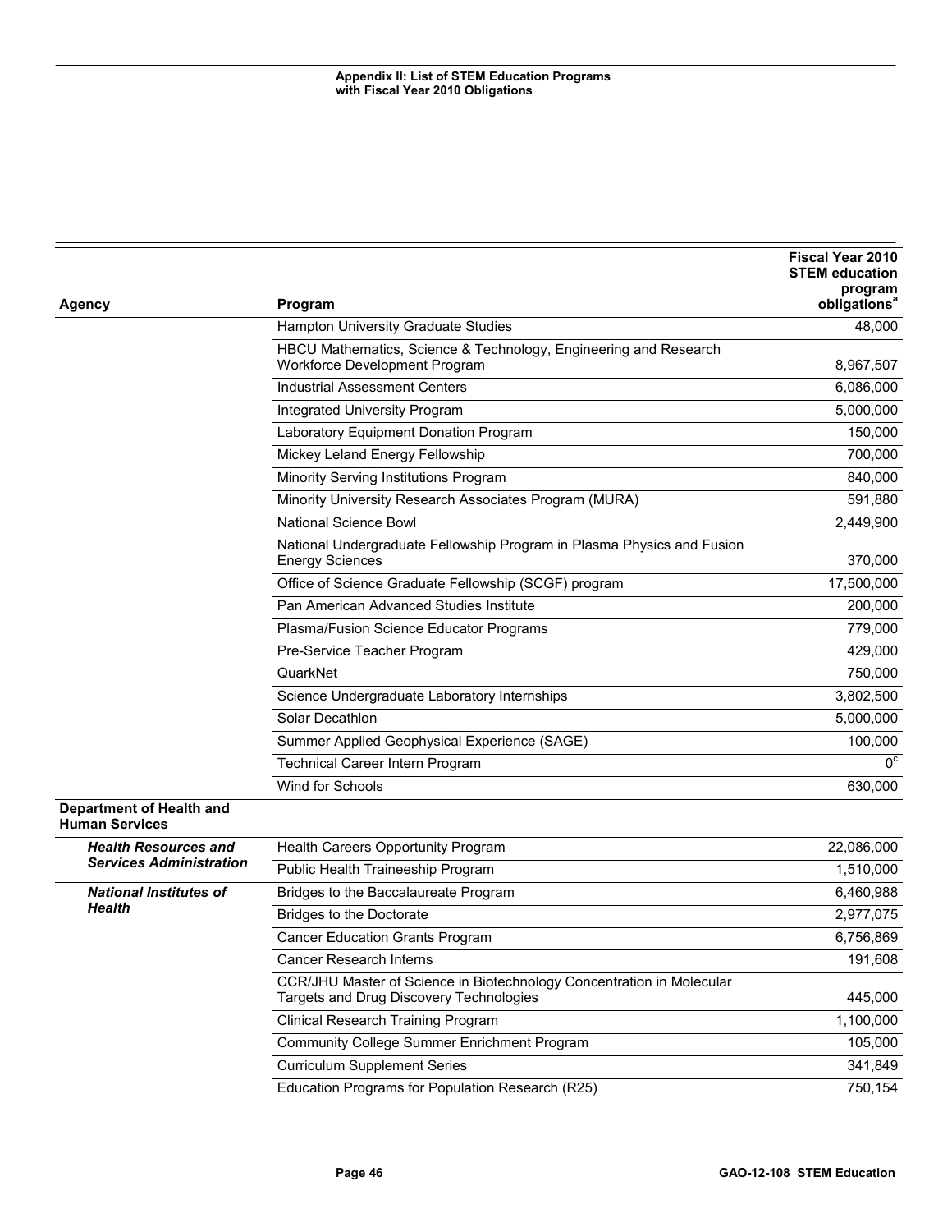| Agency | Program | Fiscal Year 2010 STEM education program obligations[a] |
|---|---|---|
| | Hampton University Graduate Studies | 48,000 |
| | HBCU Mathematics, Science & Technology, Engineering and Research Workforce Development Program | 8,967,507 |
| | Industrial Assessment Centers | 6,086,000 |
| | Integrated University Program | 5,000,000 |
| | Laboratory Equipment Donation Program | 150,000 |
| | Mickey Leland Energy Fellowship | 700,000 |
| | Minority Serving Institutions Program | 840,000 |
| | Minority University Research Associates Program (MURA) | 591,880 |
| | National Science Bowl | 2,449,900 |
| | National Undergraduate Fellowship Program in Plasma Physics and Fusion Energy Sciences | 370,000 |
| | Office of Science Graduate Fellowship (SCGF) program | 17,500,000 |
| | Pan American Advanced Studies Institute | 200,000 |
| | Plasma/Fusion Science Educator Programs | 779,000 |
| | Pre-Service Teacher Program | 429,000 |
| | QuarkNet | 750,000 |
| | Science Undergraduate Laboratory Internships | 3,802,500 |
| | Solar Decathlon | 5,000,000 |
| | Summer Applied Geophysical Experience (SAGE) | 100,000 |
| | Technical Career Intern Program | 0[c] |
| | Wind for Schools | 630,000 |
| **Department of Health and Human Services** | | |
| ***Health Resources and Services Administration*** | Health Careers Opportunity Program | 22,086,000 |
| | Public Health Traineeship Program | 1,510,000 |
| ***National Institutes of Health*** | Bridges to the Baccalaureate Program | 6,460,988 |
| | Bridges to the Doctorate | 2,977,075 |
| | Cancer Education Grants Program | 6,756,869 |
| | Cancer Research Interns | 191,608 |
| | CCR/JHU Master of Science in Biotechnology Concentration in Molecular Targets and Drug Discovery Technologies | 445,000 |
| | Clinical Research Training Program | 1,100,000 |
| | Community College Summer Enrichment Program | 105,000 |
| | Curriculum Supplement Series | 341,849 |
| | Education Programs for Population Research (R25) | 750,154 |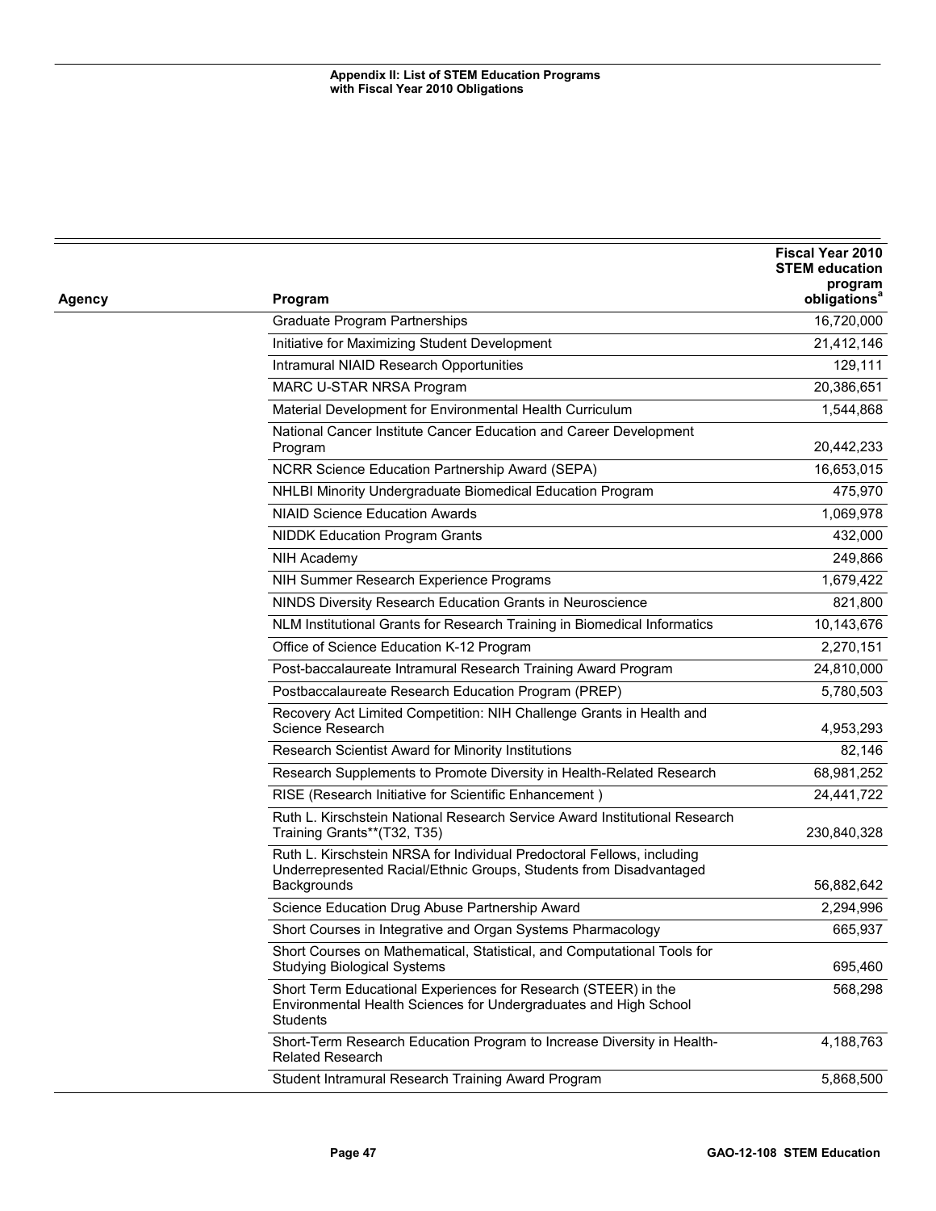| Agency | Program | Fiscal Year 2010 STEM education program obligations[a] |
|---|---|---|
| | Graduate Program Partnerships | 16,720,000 |
| | Initiative for Maximizing Student Development | 21,412,146 |
| | Intramural NIAID Research Opportunities | 129,111 |
| | MARC U-STAR NRSA Program | 20,386,651 |
| | Material Development for Environmental Health Curriculum | 1,544,868 |
| | National Cancer Institute Cancer Education and Career Development Program | 20,442,233 |
| | NCRR Science Education Partnership Award (SEPA) | 16,653,015 |
| | NHLBI Minority Undergraduate Biomedical Education Program | 475,970 |
| | NIAID Science Education Awards | 1,069,978 |
| | NIDDK Education Program Grants | 432,000 |
| | NIH Academy | 249,866 |
| | NIH Summer Research Experience Programs | 1,679,422 |
| | NINDS Diversity Research Education Grants in Neuroscience | 821,800 |
| | NLM Institutional Grants for Research Training in Biomedical Informatics | 10,143,676 |
| | Office of Science Education K-12 Program | 2,270,151 |
| | Post-baccalaureate Intramural Research Training Award Program | 24,810,000 |
| | Postbaccalaureate Research Education Program (PREP) | 5,780,503 |
| | Recovery Act Limited Competition: NIH Challenge Grants in Health and Science Research | 4,953,293 |
| | Research Scientist Award for Minority Institutions | 82,146 |
| | Research Supplements to Promote Diversity in Health-Related Research | 68,981,252 |
| | RISE (Research Initiative for Scientific Enhancement ) | 24,441,722 |
| | Ruth L. Kirschstein National Research Service Award Institutional Research Training Grants**(T32, T35) | 230,840,328 |
| | Ruth L. Kirschstein NRSA for Individual Predoctoral Fellows, including Underrepresented Racial/Ethnic Groups, Students from Disadvantaged Backgrounds | 56,882,642 |
| | Science Education Drug Abuse Partnership Award | 2,294,996 |
| | Short Courses in Integrative and Organ Systems Pharmacology | 665,937 |
| | Short Courses on Mathematical, Statistical, and Computational Tools for Studying Biological Systems | 695,460 |
| | Short Term Educational Experiences for Research (STEER) in the Environmental Health Sciences for Undergraduates and High School Students | 568,298 |
| | Short-Term Research Education Program to Increase Diversity in Health-Related Research | 4,188,763 |
| | Student Intramural Research Training Award Program | 5,868,500 |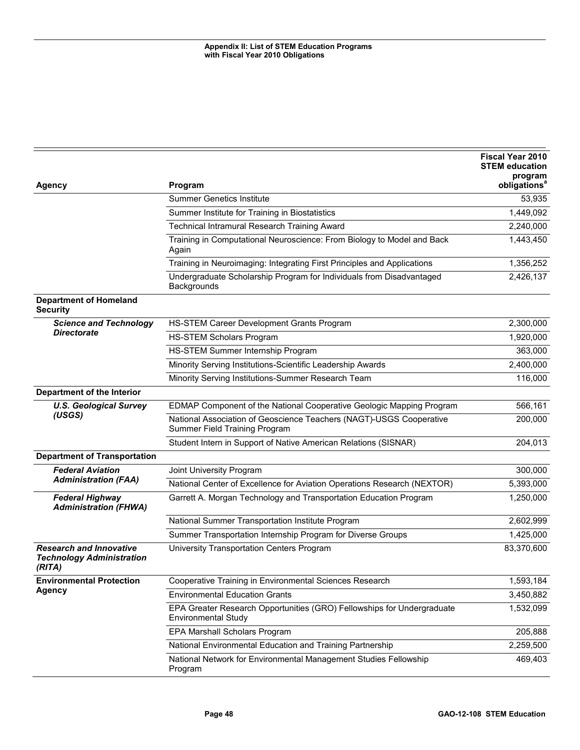| Agency | Program | Fiscal Year 2010 STEM education program obligations[a] |
|---|---|---|
| | Summer Genetics Institute | 53,935 |
| | Summer Institute for Training in Biostatistics | 1,449,092 |
| | Technical Intramural Research Training Award | 2,240,000 |
| | Training in Computational Neuroscience: From Biology to Model and Back Again | 1,443,450 |
| | Training in Neuroimaging: Integrating First Principles and Applications | 1,356,252 |
| | Undergraduate Scholarship Program for Individuals from Disadvantaged Backgrounds | 2,426,137 |
| **Department of Homeland Security** | | |
| ***Science and Technology Directorate*** | HS-STEM Career Development Grants Program | 2,300,000 |
| | HS-STEM Scholars Program | 1,920,000 |
| | HS-STEM Summer Internship Program | 363,000 |
| | Minority Serving Institutions-Scientific Leadership Awards | 2,400,000 |
| | Minority Serving Institutions-Summer Research Team | 116,000 |
| **Department of the Interior** | | |
| ***U.S. Geological Survey (USGS)*** | EDMAP Component of the National Cooperative Geologic Mapping Program | 566,161 |
| | National Association of Geoscience Teachers (NAGT)-USGS Cooperative Summer Field Training Program | 200,000 |
| | Student Intern in Support of Native American Relations (SISNAR) | 204,013 |
| **Department of Transportation** | | |
| ***Federal Aviation Administration (FAA)*** | Joint University Program | 300,000 |
| | National Center of Excellence for Aviation Operations Research (NEXTOR) | 5,393,000 |
| ***Federal Highway Administration (FHWA)*** | Garrett A. Morgan Technology and Transportation Education Program | 1,250,000 |
| | National Summer Transportation Institute Program | 2,602,999 |
| | Summer Transportation Internship Program for Diverse Groups | 1,425,000 |
| ***Research and Innovative Technology Administration (RITA)*** | University Transportation Centers Program | 83,370,600 |
| **Environmental Protection Agency** | Cooperative Training in Environmental Sciences Research | 1,593,184 |
| | Environmental Education Grants | 3,450,882 |
| | EPA Greater Research Opportunities (GRO) Fellowships for Undergraduate Environmental Study | 1,532,099 |
| | EPA Marshall Scholars Program | 205,888 |
| | National Environmental Education and Training Partnership | 2,259,500 |
| | National Network for Environmental Management Studies Fellowship Program | 469,403 |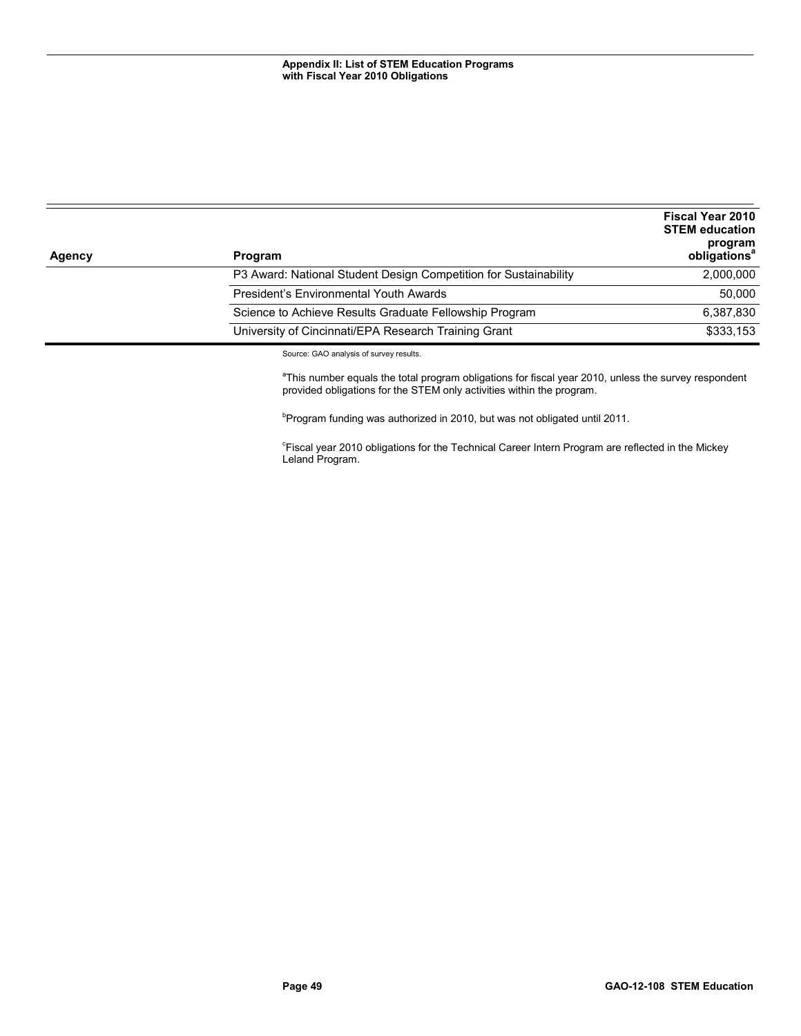| Agency | Program | Fiscal Year 2010 STEM education program obligations[a] |
|---|---|---|
| | P3 Award: National Student Design Competition for Sustainability | 2,000,000 |
| | President's Environmental Youth Awards | 50,000 |
| | Science to Achieve Results Graduate Fellowship Program | 6,387,830 |
| | University of Cincinnati/EPA Research Training Grant | $333,153 |

Source: GAO analysis of survey results.

[a]This number equals the total program obligations for fiscal year 2010, unless the survey respondent provided obligations for the STEM only activities within the program.

[b]Program funding was authorized in 2010, but was not obligated until 2011.

[c]Fiscal year 2010 obligations for the Technical Career Intern Program are reflected in the Mickey Leland Program.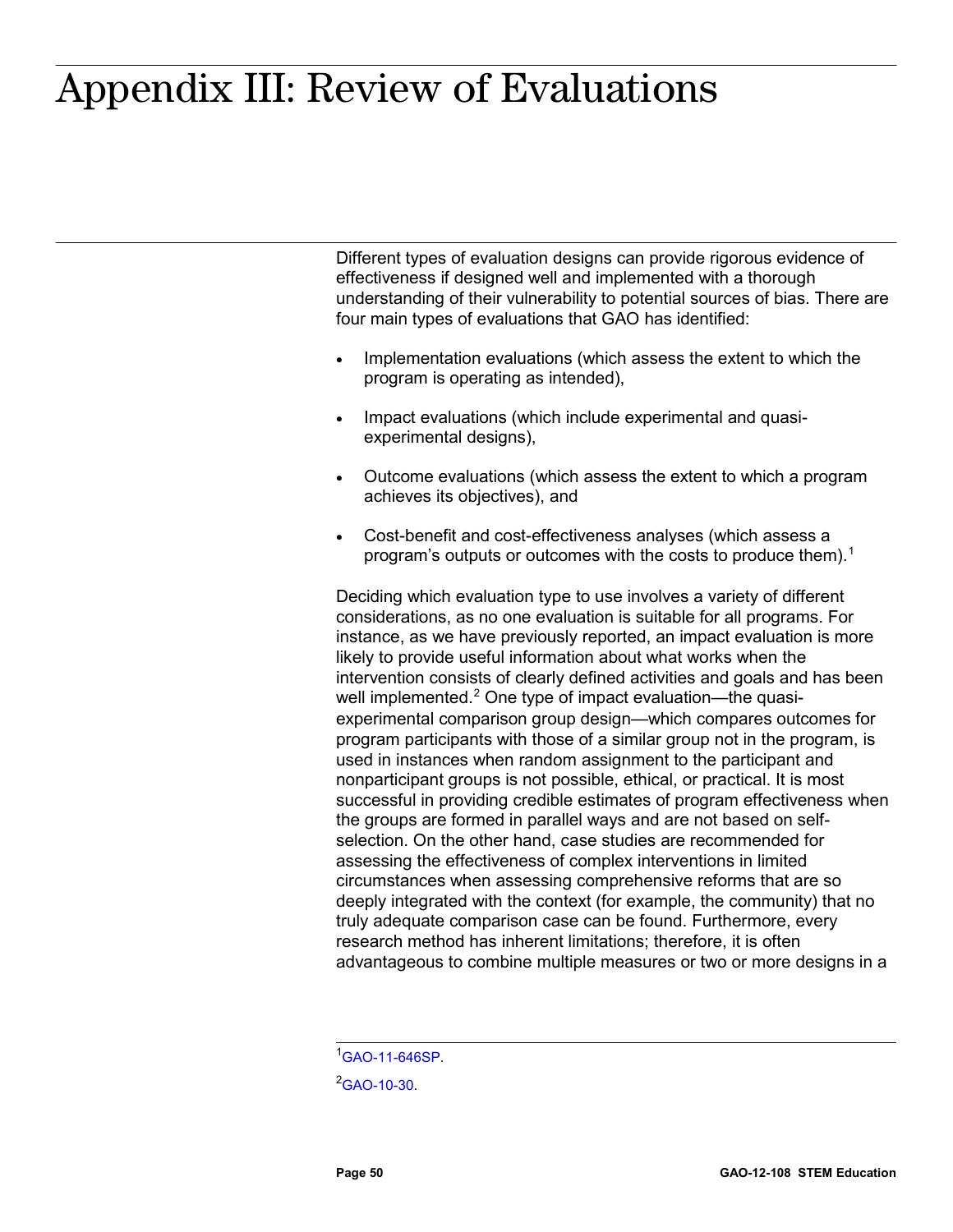# Appendix III: Review of Evaluations

Different types of evaluation designs can provide rigorous evidence of effectiveness if designed well and implemented with a thorough understanding of their vulnerability to potential sources of bias. There are four main types of evaluations that GAO has identified:

- Implementation evaluations (which assess the extent to which the program is operating as intended),
- Impact evaluations (which include experimental and quasi-experimental designs),
- Outcome evaluations (which assess the extent to which a program achieves its objectives), and
- Cost-benefit and cost-effectiveness analyses (which assess a program's outputs or outcomes with the costs to produce them).[1]

Deciding which evaluation type to use involves a variety of different considerations, as no one evaluation is suitable for all programs. For instance, as we have previously reported, an impact evaluation is more likely to provide useful information about what works when the intervention consists of clearly defined activities and goals and has been well implemented.[2] One type of impact evaluation—the quasi-experimental comparison group design—which compares outcomes for program participants with those of a similar group not in the program, is used in instances when random assignment to the participant and nonparticipant groups is not possible, ethical, or practical. It is most successful in providing credible estimates of program effectiveness when the groups are formed in parallel ways and are not based on self-selection. On the other hand, case studies are recommended for assessing the effectiveness of complex interventions in limited circumstances when assessing comprehensive reforms that are so deeply integrated with the context (for example, the community) that no truly adequate comparison case can be found. Furthermore, every research method has inherent limitations; therefore, it is often advantageous to combine multiple measures or two or more designs in a

---

[1] GAO-11-646SP.

[2] GAO-10-30.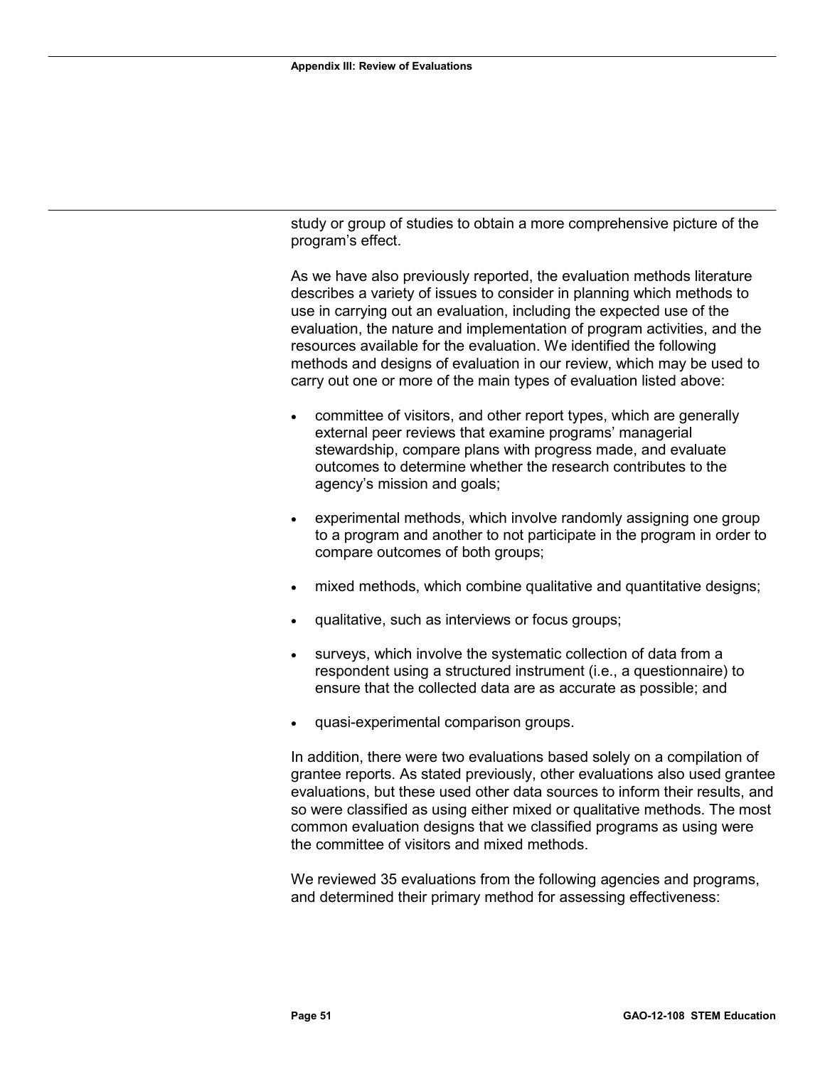study or group of studies to obtain a more comprehensive picture of the program's effect.

As we have also previously reported, the evaluation methods literature describes a variety of issues to consider in planning which methods to use in carrying out an evaluation, including the expected use of the evaluation, the nature and implementation of program activities, and the resources available for the evaluation. We identified the following methods and designs of evaluation in our review, which may be used to carry out one or more of the main types of evaluation listed above:

- committee of visitors, and other report types, which are generally external peer reviews that examine programs' managerial stewardship, compare plans with progress made, and evaluate outcomes to determine whether the research contributes to the agency's mission and goals;
- experimental methods, which involve randomly assigning one group to a program and another to not participate in the program in order to compare outcomes of both groups;
- mixed methods, which combine qualitative and quantitative designs;
- qualitative, such as interviews or focus groups;
- surveys, which involve the systematic collection of data from a respondent using a structured instrument (i.e., a questionnaire) to ensure that the collected data are as accurate as possible; and
- quasi-experimental comparison groups.

In addition, there were two evaluations based solely on a compilation of grantee reports. As stated previously, other evaluations also used grantee evaluations, but these used other data sources to inform their results, and so were classified as using either mixed or qualitative methods. The most common evaluation designs that we classified programs as using were the committee of visitors and mixed methods.

We reviewed 35 evaluations from the following agencies and programs, and determined their primary method for assessing effectiveness: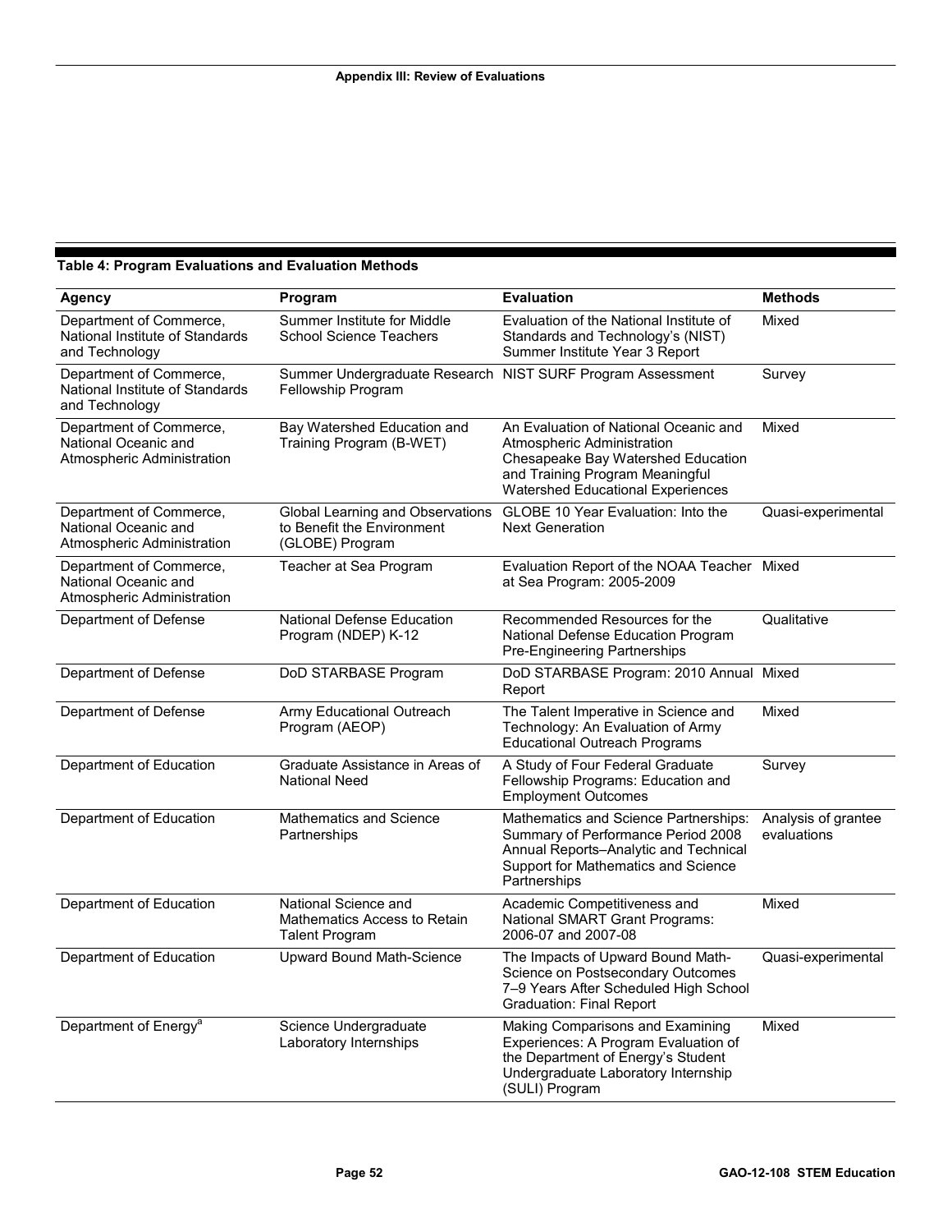**Table 4: Program Evaluations and Evaluation Methods**

| Agency | Program | Evaluation | Methods |
|---|---|---|---|
| Department of Commerce, National Institute of Standards and Technology | Summer Institute for Middle School Science Teachers | Evaluation of the National Institute of Standards and Technology's (NIST) Summer Institute Year 3 Report | Mixed |
| Department of Commerce, National Institute of Standards and Technology | Summer Undergraduate Research Fellowship Program | NIST SURF Program Assessment | Survey |
| Department of Commerce, National Oceanic and Atmospheric Administration | Bay Watershed Education and Training Program (B-WET) | An Evaluation of National Oceanic and Atmospheric Administration Chesapeake Bay Watershed Education and Training Program Meaningful Watershed Educational Experiences | Mixed |
| Department of Commerce, National Oceanic and Atmospheric Administration | Global Learning and Observations to Benefit the Environment (GLOBE) Program | GLOBE 10 Year Evaluation: Into the Next Generation | Quasi-experimental |
| Department of Commerce, National Oceanic and Atmospheric Administration | Teacher at Sea Program | Evaluation Report of the NOAA Teacher at Sea Program: 2005-2009 | Mixed |
| Department of Defense | National Defense Education Program (NDEP) K-12 | Recommended Resources for the National Defense Education Program Pre-Engineering Partnerships | Qualitative |
| Department of Defense | DoD STARBASE Program | DoD STARBASE Program: 2010 Annual Report | Mixed |
| Department of Defense | Army Educational Outreach Program (AEOP) | The Talent Imperative in Science and Technology: An Evaluation of Army Educational Outreach Programs | Mixed |
| Department of Education | Graduate Assistance in Areas of National Need | A Study of Four Federal Graduate Fellowship Programs: Education and Employment Outcomes | Survey |
| Department of Education | Mathematics and Science Partnerships | Mathematics and Science Partnerships: Summary of Performance Period 2008 Annual Reports–Analytic and Technical Support for Mathematics and Science Partnerships | Analysis of grantee evaluations |
| Department of Education | National Science and Mathematics Access to Retain Talent Program | Academic Competitiveness and National SMART Grant Programs: 2006-07 and 2007-08 | Mixed |
| Department of Education | Upward Bound Math-Science | The Impacts of Upward Bound Math-Science on Postsecondary Outcomes 7–9 Years After Scheduled High School Graduation: Final Report | Quasi-experimental |
| Department of Energy[a] | Science Undergraduate Laboratory Internships | Making Comparisons and Examining Experiences: A Program Evaluation of the Department of Energy's Student Undergraduate Laboratory Internship (SULI) Program | Mixed |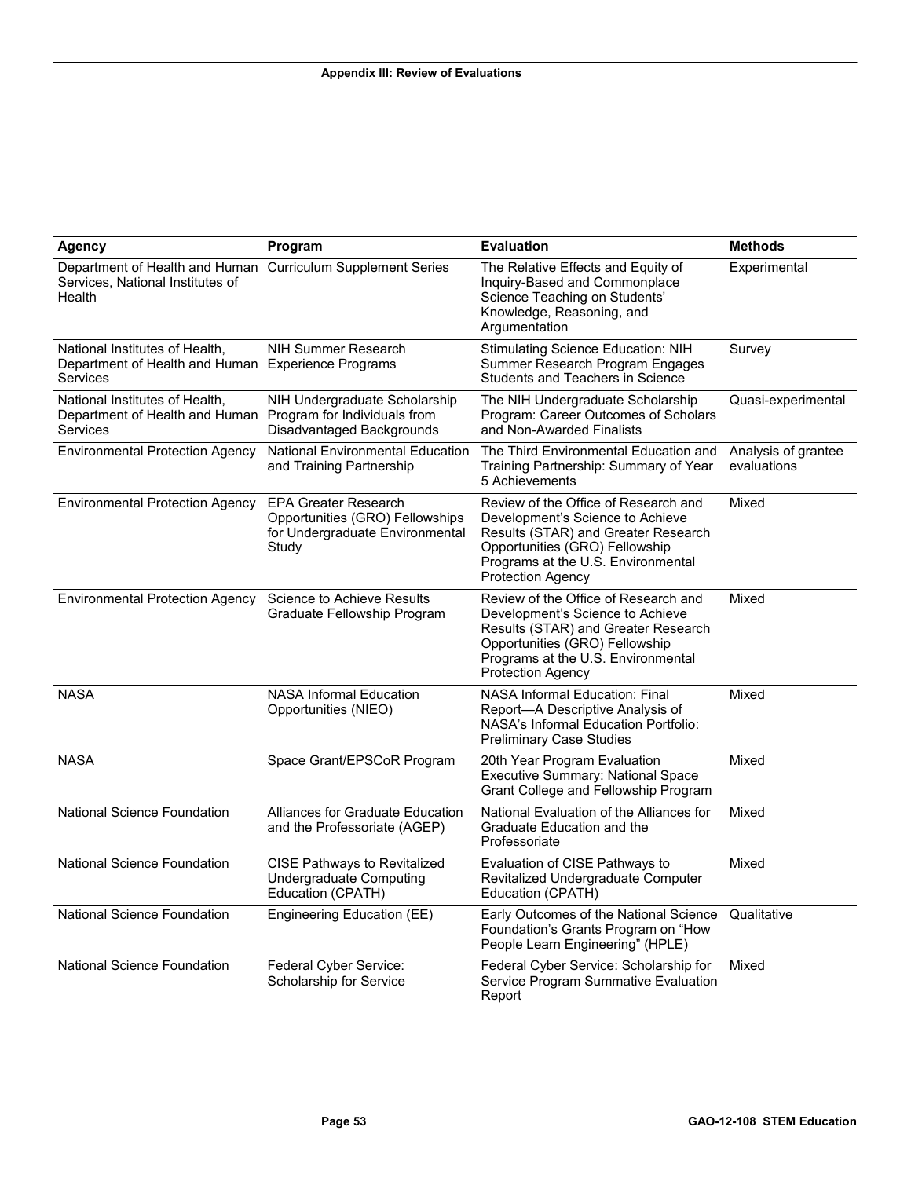| Agency | Program | Evaluation | Methods |
|---|---|---|---|
| Department of Health and Human Services, National Institutes of Health | Curriculum Supplement Series | The Relative Effects and Equity of Inquiry-Based and Commonplace Science Teaching on Students' Knowledge, Reasoning, and Argumentation | Experimental |
| National Institutes of Health, Department of Health and Human Services | NIH Summer Research Experience Programs | Stimulating Science Education: NIH Summer Research Program Engages Students and Teachers in Science | Survey |
| National Institutes of Health, Department of Health and Human Services | NIH Undergraduate Scholarship Program for Individuals from Disadvantaged Backgrounds | The NIH Undergraduate Scholarship Program: Career Outcomes of Scholars and Non-Awarded Finalists | Quasi-experimental |
| Environmental Protection Agency | National Environmental Education and Training Partnership | The Third Environmental Education and Training Partnership: Summary of Year 5 Achievements | Analysis of grantee evaluations |
| Environmental Protection Agency | EPA Greater Research Opportunities (GRO) Fellowships for Undergraduate Environmental Study | Review of the Office of Research and Development's Science to Achieve Results (STAR) and Greater Research Opportunities (GRO) Fellowship Programs at the U.S. Environmental Protection Agency | Mixed |
| Environmental Protection Agency | Science to Achieve Results Graduate Fellowship Program | Review of the Office of Research and Development's Science to Achieve Results (STAR) and Greater Research Opportunities (GRO) Fellowship Programs at the U.S. Environmental Protection Agency | Mixed |
| NASA | NASA Informal Education Opportunities (NIEO) | NASA Informal Education: Final Report—A Descriptive Analysis of NASA's Informal Education Portfolio: Preliminary Case Studies | Mixed |
| NASA | Space Grant/EPSCoR Program | 20th Year Program Evaluation Executive Summary: National Space Grant College and Fellowship Program | Mixed |
| National Science Foundation | Alliances for Graduate Education and the Professoriate (AGEP) | National Evaluation of the Alliances for Graduate Education and the Professoriate | Mixed |
| National Science Foundation | CISE Pathways to Revitalized Undergraduate Computing Education (CPATH) | Evaluation of CISE Pathways to Revitalized Undergraduate Computer Education (CPATH) | Mixed |
| National Science Foundation | Engineering Education (EE) | Early Outcomes of the National Science Foundation's Grants Program on "How People Learn Engineering" (HPLE) | Qualitative |
| National Science Foundation | Federal Cyber Service: Scholarship for Service | Federal Cyber Service: Scholarship for Service Program Summative Evaluation Report | Mixed |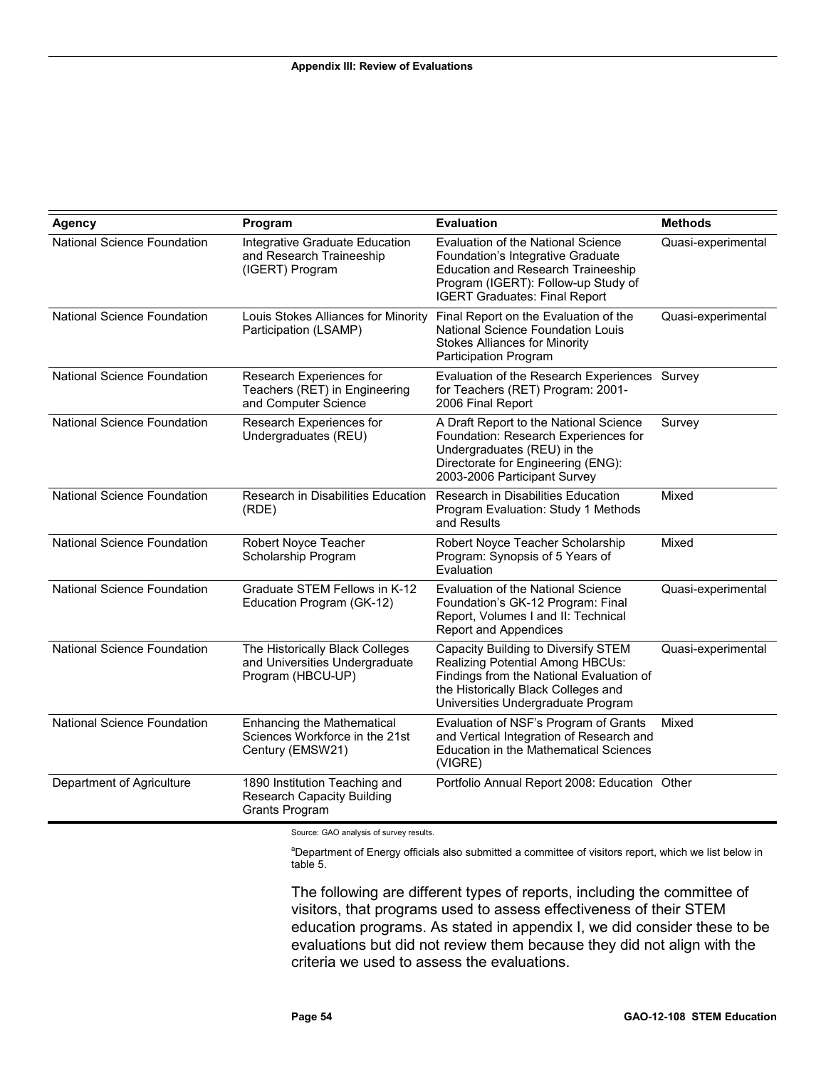| Agency | Program | Evaluation | Methods |
|---|---|---|---|
| National Science Foundation | Integrative Graduate Education and Research Traineeship (IGERT) Program | Evaluation of the National Science Foundation's Integrative Graduate Education and Research Traineeship Program (IGERT): Follow-up Study of IGERT Graduates: Final Report | Quasi-experimental |
| National Science Foundation | Louis Stokes Alliances for Minority Participation (LSAMP) | Final Report on the Evaluation of the National Science Foundation Louis Stokes Alliances for Minority Participation Program | Quasi-experimental |
| National Science Foundation | Research Experiences for Teachers (RET) in Engineering and Computer Science | Evaluation of the Research Experiences for Teachers (RET) Program: 2001-2006 Final Report | Survey |
| National Science Foundation | Research Experiences for Undergraduates (REU) | A Draft Report to the National Science Foundation: Research Experiences for Undergraduates (REU) in the Directorate for Engineering (ENG): 2003-2006 Participant Survey | Survey |
| National Science Foundation | Research in Disabilities Education (RDE) | Research in Disabilities Education Program Evaluation: Study 1 Methods and Results | Mixed |
| National Science Foundation | Robert Noyce Teacher Scholarship Program | Robert Noyce Teacher Scholarship Program: Synopsis of 5 Years of Evaluation | Mixed |
| National Science Foundation | Graduate STEM Fellows in K-12 Education Program (GK-12) | Evaluation of the National Science Foundation's GK-12 Program: Final Report, Volumes I and II: Technical Report and Appendices | Quasi-experimental |
| National Science Foundation | The Historically Black Colleges and Universities Undergraduate Program (HBCU-UP) | Capacity Building to Diversify STEM Realizing Potential Among HBCUs: Findings from the National Evaluation of the Historically Black Colleges and Universities Undergraduate Program | Quasi-experimental |
| National Science Foundation | Enhancing the Mathematical Sciences Workforce in the 21st Century (EMSW21) | Evaluation of NSF's Program of Grants and Vertical Integration of Research and Education in the Mathematical Sciences (VIGRE) | Mixed |
| Department of Agriculture | 1890 Institution Teaching and Research Capacity Building Grants Program | Portfolio Annual Report 2008: Education | Other |

Source: GAO analysis of survey results.

[a]Department of Energy officials also submitted a committee of visitors report, which we list below in table 5.

The following are different types of reports, including the committee of visitors, that programs used to assess effectiveness of their STEM education programs. As stated in appendix I, we did consider these to be evaluations but did not review them because they did not align with the criteria we used to assess the evaluations.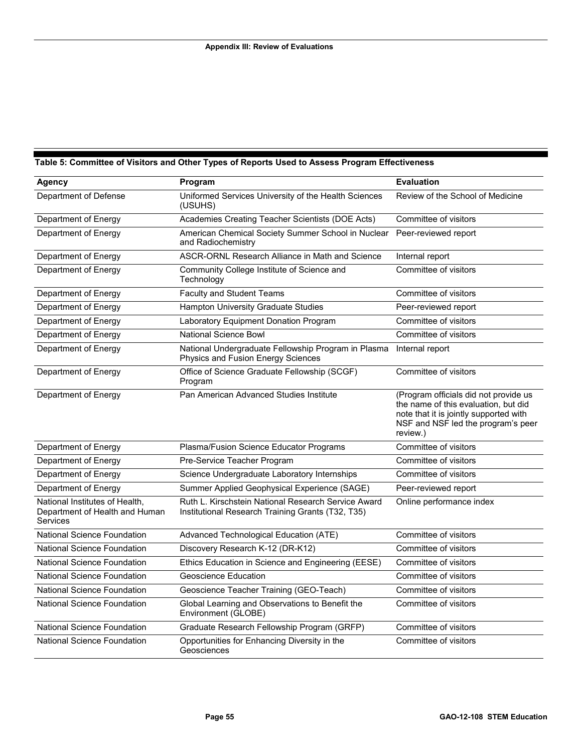**Table 5: Committee of Visitors and Other Types of Reports Used to Assess Program Effectiveness**

| Agency | Program | Evaluation |
|---|---|---|
| Department of Defense | Uniformed Services University of the Health Sciences (USUHS) | Review of the School of Medicine |
| Department of Energy | Academies Creating Teacher Scientists (DOE Acts) | Committee of visitors |
| Department of Energy | American Chemical Society Summer School in Nuclear and Radiochemistry | Peer-reviewed report |
| Department of Energy | ASCR-ORNL Research Alliance in Math and Science | Internal report |
| Department of Energy | Community College Institute of Science and Technology | Committee of visitors |
| Department of Energy | Faculty and Student Teams | Committee of visitors |
| Department of Energy | Hampton University Graduate Studies | Peer-reviewed report |
| Department of Energy | Laboratory Equipment Donation Program | Committee of visitors |
| Department of Energy | National Science Bowl | Committee of visitors |
| Department of Energy | National Undergraduate Fellowship Program in Plasma Physics and Fusion Energy Sciences | Internal report |
| Department of Energy | Office of Science Graduate Fellowship (SCGF) Program | Committee of visitors |
| Department of Energy | Pan American Advanced Studies Institute | (Program officials did not provide us the name of this evaluation, but did note that it is jointly supported with NSF and NSF led the program's peer review.) |
| Department of Energy | Plasma/Fusion Science Educator Programs | Committee of visitors |
| Department of Energy | Pre-Service Teacher Program | Committee of visitors |
| Department of Energy | Science Undergraduate Laboratory Internships | Committee of visitors |
| Department of Energy | Summer Applied Geophysical Experience (SAGE) | Peer-reviewed report |
| National Institutes of Health, Department of Health and Human Services | Ruth L. Kirschstein National Research Service Award Institutional Research Training Grants (T32, T35) | Online performance index |
| National Science Foundation | Advanced Technological Education (ATE) | Committee of visitors |
| National Science Foundation | Discovery Research K-12 (DR-K12) | Committee of visitors |
| National Science Foundation | Ethics Education in Science and Engineering (EESE) | Committee of visitors |
| National Science Foundation | Geoscience Education | Committee of visitors |
| National Science Foundation | Geoscience Teacher Training (GEO-Teach) | Committee of visitors |
| National Science Foundation | Global Learning and Observations to Benefit the Environment (GLOBE) | Committee of visitors |
| National Science Foundation | Graduate Research Fellowship Program (GRFP) | Committee of visitors |
| National Science Foundation | Opportunities for Enhancing Diversity in the Geosciences | Committee of visitors |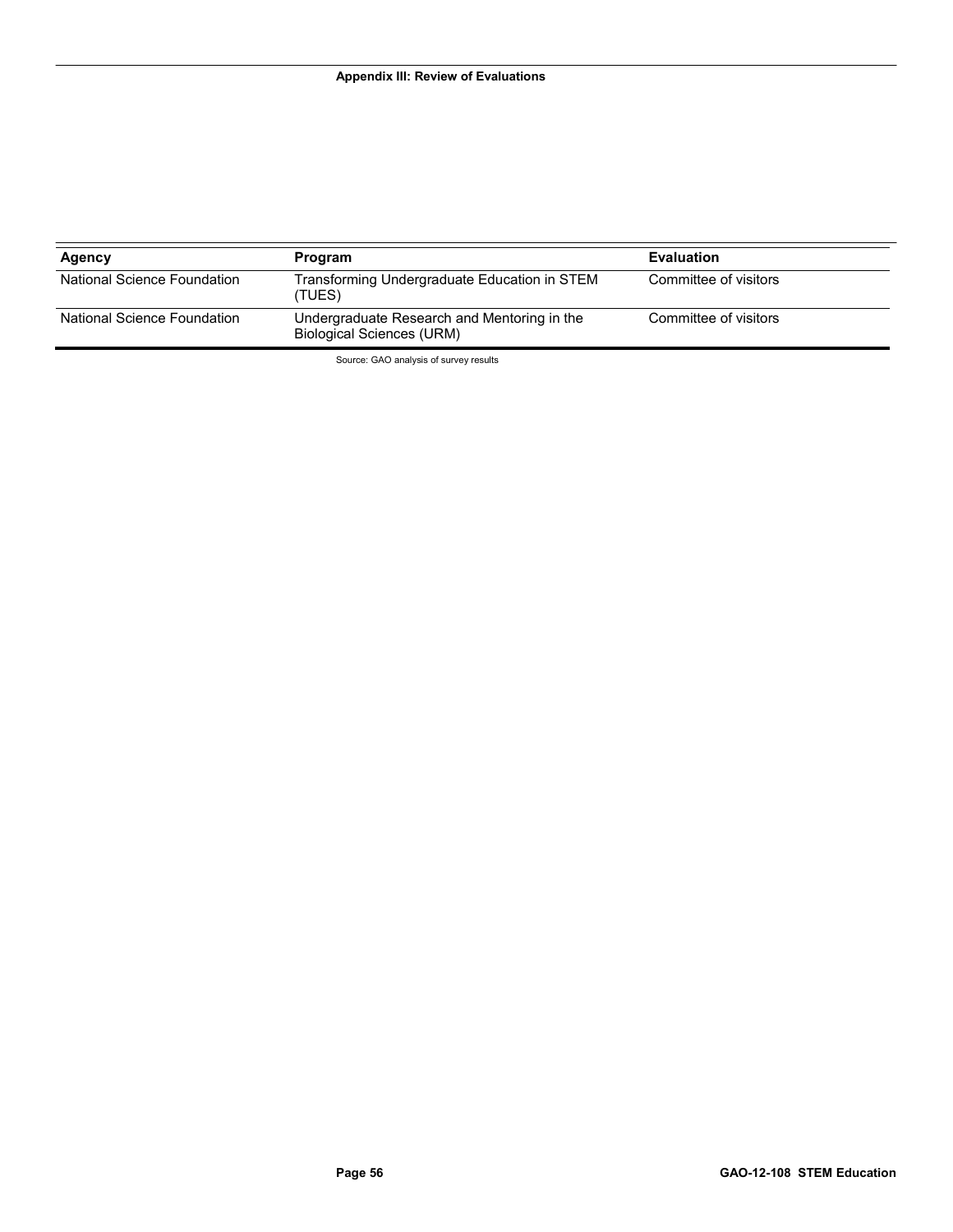| Agency | Program | Evaluation |
| --- | --- | --- |
| National Science Foundation | Transforming Undergraduate Education in STEM (TUES) | Committee of visitors |
| National Science Foundation | Undergraduate Research and Mentoring in the Biological Sciences (URM) | Committee of visitors |

Source: GAO analysis of survey results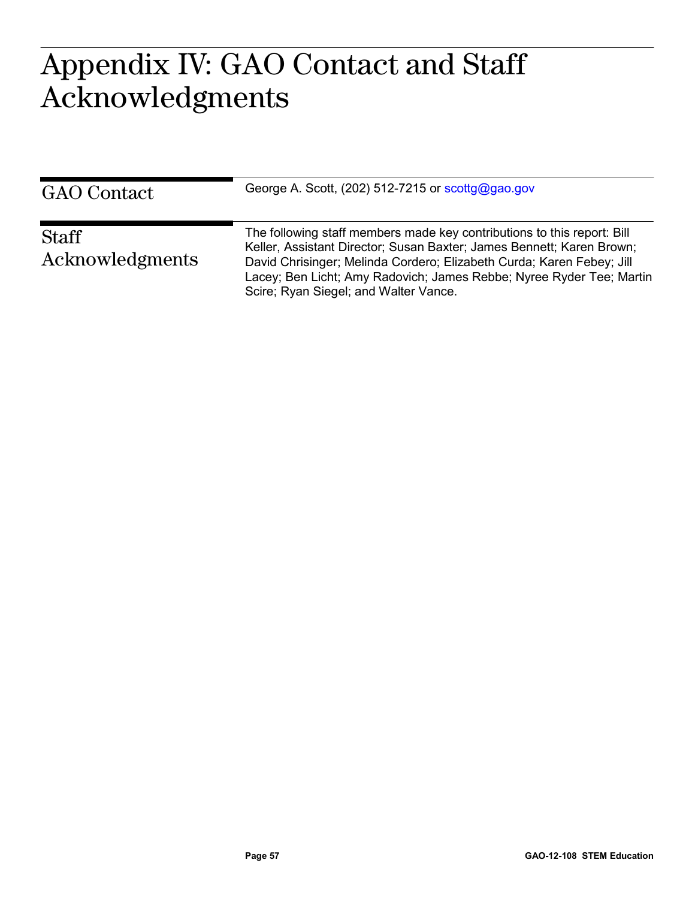# Appendix IV: GAO Contact and Staff Acknowledgments

## GAO Contact

George A. Scott, (202) 512-7215 or scottg@gao.gov

## Staff Acknowledgments

The following staff members made key contributions to this report: Bill Keller, Assistant Director; Susan Baxter; James Bennett; Karen Brown; David Chrisinger; Melinda Cordero; Elizabeth Curda; Karen Febey; Jill Lacey; Ben Licht; Amy Radovich; James Rebbe; Nyree Ryder Tee; Martin Scire; Ryan Siegel; and Walter Vance.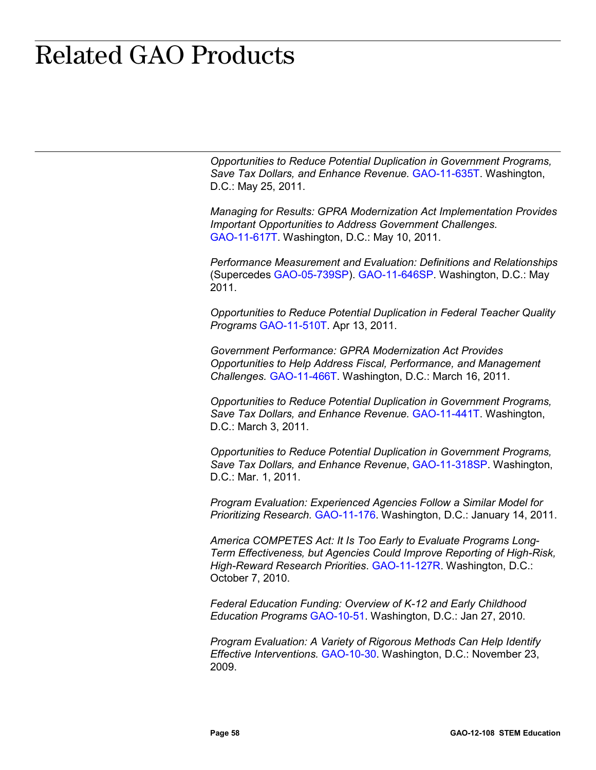# Related GAO Products

*Opportunities to Reduce Potential Duplication in Government Programs, Save Tax Dollars, and Enhance Revenue.* GAO-11-635T. Washington, D.C.: May 25, 2011.

*Managing for Results: GPRA Modernization Act Implementation Provides Important Opportunities to Address Government Challenges.* GAO-11-617T. Washington, D.C.: May 10, 2011.

*Performance Measurement and Evaluation: Definitions and Relationships* (Supercedes GAO-05-739SP). GAO-11-646SP. Washington, D.C.: May 2011.

*Opportunities to Reduce Potential Duplication in Federal Teacher Quality Programs* GAO-11-510T. Apr 13, 2011.

*Government Performance: GPRA Modernization Act Provides Opportunities to Help Address Fiscal, Performance, and Management Challenges.* GAO-11-466T. Washington, D.C.: March 16, 2011.

*Opportunities to Reduce Potential Duplication in Government Programs, Save Tax Dollars, and Enhance Revenue.* GAO-11-441T. Washington, D.C.: March 3, 2011.

*Opportunities to Reduce Potential Duplication in Government Programs, Save Tax Dollars, and Enhance Revenue*, GAO-11-318SP. Washington, D.C.: Mar. 1, 2011.

*Program Evaluation: Experienced Agencies Follow a Similar Model for Prioritizing Research.* GAO-11-176. Washington, D.C.: January 14, 2011.

*America COMPETES Act: It Is Too Early to Evaluate Programs Long-Term Effectiveness, but Agencies Could Improve Reporting of High-Risk, High-Reward Research Priorities*. GAO-11-127R. Washington, D.C.: October 7, 2010.

*Federal Education Funding: Overview of K-12 and Early Childhood Education Programs* GAO-10-51. Washington, D.C.: Jan 27, 2010.

*Program Evaluation: A Variety of Rigorous Methods Can Help Identify Effective Interventions.* GAO-10-30. Washington, D.C.: November 23, 2009.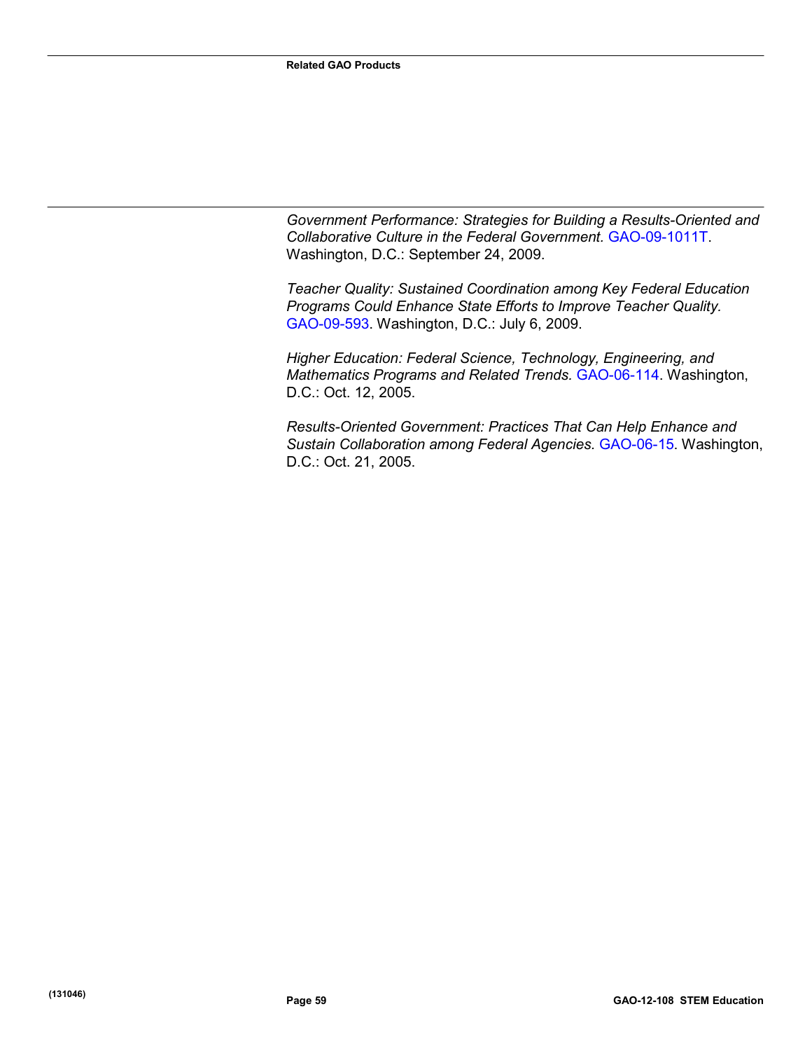*Government Performance: Strategies for Building a Results-Oriented and Collaborative Culture in the Federal Government.* GAO-09-1011T. Washington, D.C.: September 24, 2009.

*Teacher Quality: Sustained Coordination among Key Federal Education Programs Could Enhance State Efforts to Improve Teacher Quality.* GAO-09-593. Washington, D.C.: July 6, 2009.

*Higher Education: Federal Science, Technology, Engineering, and Mathematics Programs and Related Trends.* GAO-06-114. Washington, D.C.: Oct. 12, 2005.

*Results-Oriented Government: Practices That Can Help Enhance and Sustain Collaboration among Federal Agencies.* GAO-06-15. Washington, D.C.: Oct. 21, 2005.

(131046)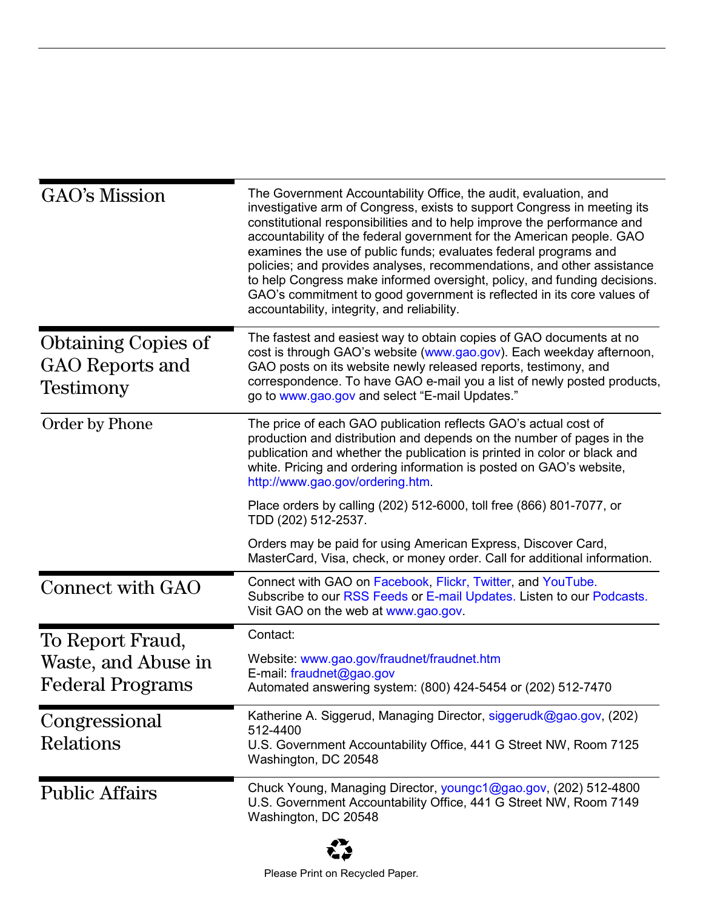## GAO's Mission

The Government Accountability Office, the audit, evaluation, and investigative arm of Congress, exists to support Congress in meeting its constitutional responsibilities and to help improve the performance and accountability of the federal government for the American people. GAO examines the use of public funds; evaluates federal programs and policies; and provides analyses, recommendations, and other assistance to help Congress make informed oversight, policy, and funding decisions. GAO's commitment to good government is reflected in its core values of accountability, integrity, and reliability.

## Obtaining Copies of GAO Reports and Testimony

The fastest and easiest way to obtain copies of GAO documents at no cost is through GAO's website (www.gao.gov). Each weekday afternoon, GAO posts on its website newly released reports, testimony, and correspondence. To have GAO e-mail you a list of newly posted products, go to www.gao.gov and select "E-mail Updates."

### Order by Phone

The price of each GAO publication reflects GAO's actual cost of production and distribution and depends on the number of pages in the publication and whether the publication is printed in color or black and white. Pricing and ordering information is posted on GAO's website, http://www.gao.gov/ordering.htm.

Place orders by calling (202) 512-6000, toll free (866) 801-7077, or TDD (202) 512-2537.

Orders may be paid for using American Express, Discover Card, MasterCard, Visa, check, or money order. Call for additional information.

## Connect with GAO

Connect with GAO on Facebook, Flickr, Twitter, and YouTube. Subscribe to our RSS Feeds or E-mail Updates. Listen to our Podcasts. Visit GAO on the web at www.gao.gov.

## To Report Fraud, Waste, and Abuse in Federal Programs

Contact:

Website: www.gao.gov/fraudnet/fraudnet.htm
E-mail: fraudnet@gao.gov
Automated answering system: (800) 424-5454 or (202) 512-7470

## Congressional Relations

Katherine A. Siggerud, Managing Director, siggerudk@gao.gov, (202) 512-4400
U.S. Government Accountability Office, 441 G Street NW, Room 7125
Washington, DC 20548

## Public Affairs

Chuck Young, Managing Director, youngc1@gao.gov, (202) 512-4800
U.S. Government Accountability Office, 441 G Street NW, Room 7149
Washington, DC 20548

Please Print on Recycled Paper.